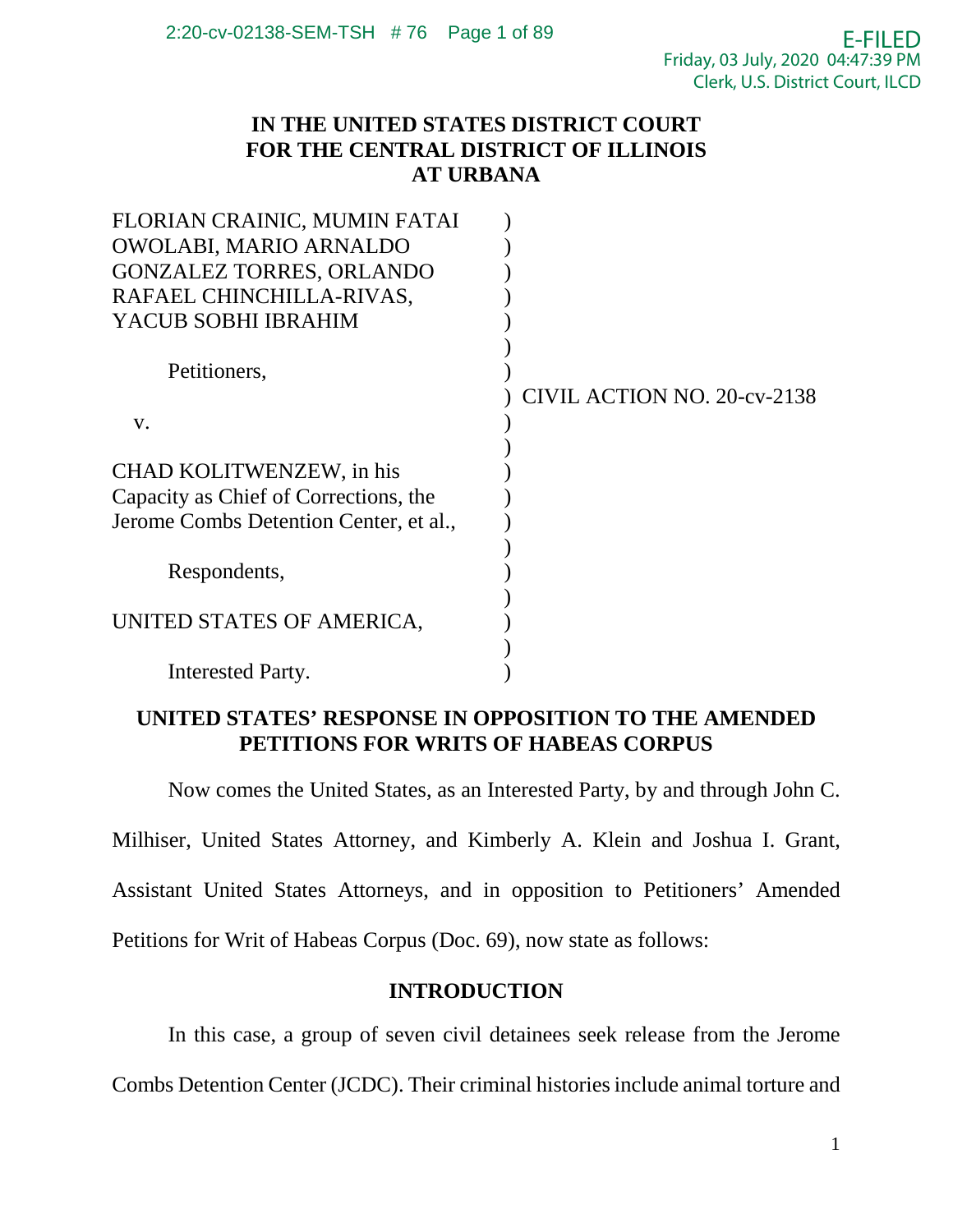# IN THE UNITED STATES DISTRICT COURT FOR THE CENTRAL DISTRICT OF ILLINOIS AT URBANA

FLORIAN CRAINIC, MUMIN FATAI OWOLABI, MARIO ARNALDO GONZALEZ TORRES, ORLANDO RAFAEL CHINCHILLA-RIVAS, YACUB SOBHI IBRAHIM

Petitioners,

v.

CHAD KOLITWENZEW, in his Capacity as Chief of Corrections, the Jerome Combs Detention Center, et al.,

Respondents,

UNITED STATES OF AMERICA,

Interested Party.

CIVIL ACTION NO. 20-cv-2138

## UNITED STATES' RESPONSE IN OPPOSITION TO THE AMENDED PETITIONS FOR WRITS OF HABEAS CORPUS

Now comes the United States, as an Interested Party, by and through John C. Milhiser, United States Attorney, and Kimberly A. Klein and Joshua I. Grant, Assistant United States Attorneys, and in opposition to Petitioners' Amended Petitions for Writ of Habeas Corpus (Doc. 69), now state as follows:

## INTRODUCTION

In this case, a group of seven civil detainees seek release from the Jerome Combs Detention Center (JCDC). Their criminal histories include animal torture and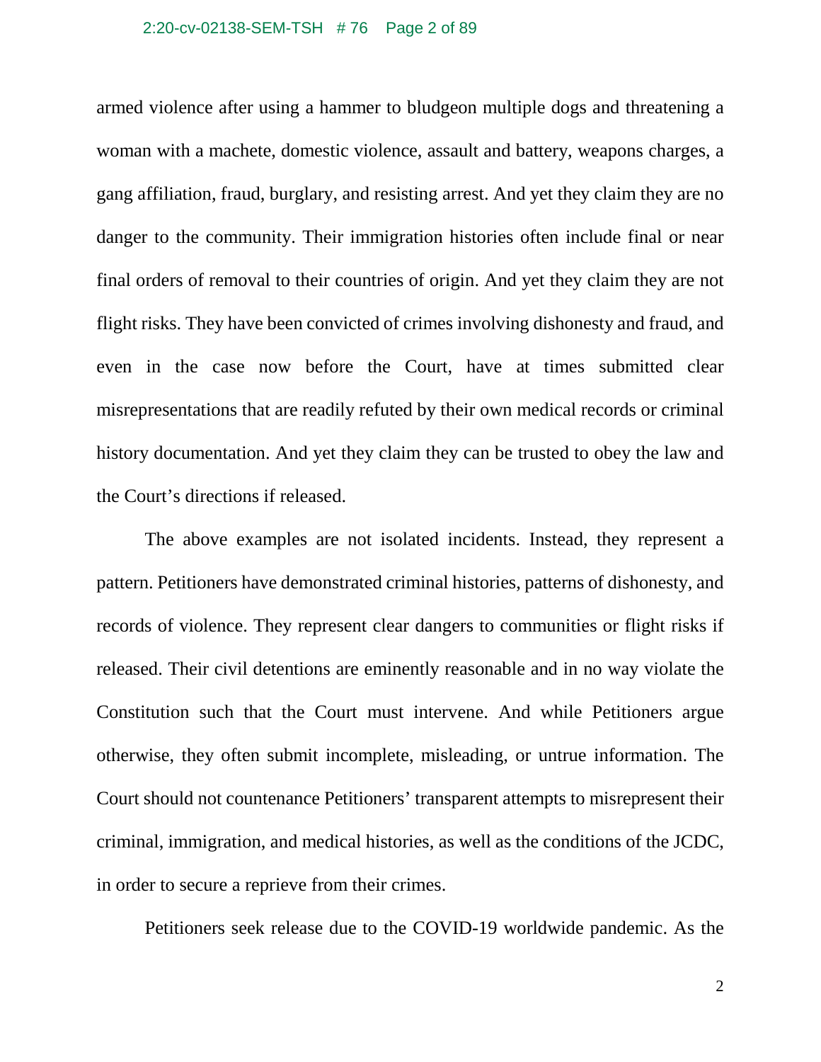armed violence after using a hammer to bludgeon multiple dogs and threatening a woman with a machete, domestic violence, assault and battery, weapons charges, a gang affiliation, fraud, burglary, and resisting arrest. And yet they claim they are no danger to the community. Their immigration histories often include final or near final orders of removal to their countries of origin. And yet they claim they are not flight risks. They have been convicted of crimes involving dishonesty and fraud, and even in the case now before the Court, have at times submitted clear misrepresentations that are readily refuted by their own medical records or criminal history documentation. And yet they claim they can be trusted to obey the law and the Court's directions if released.

The above examples are not isolated incidents. Instead, they represent a pattern. Petitioners have demonstrated criminal histories, patterns of dishonesty, and records of violence. They represent clear dangers to communities or flight risks if released. Their civil detentions are eminently reasonable and in no way violate the Constitution such that the Court must intervene. And while Petitioners argue otherwise, they often submit incomplete, misleading, or untrue information. The Court should not countenance Petitioners' transparent attempts to misrepresent their criminal, immigration, and medical histories, as well as the conditions of the JCDC, in order to secure a reprieve from their crimes.

Petitioners seek release due to the COVID-19 worldwide pandemic. As the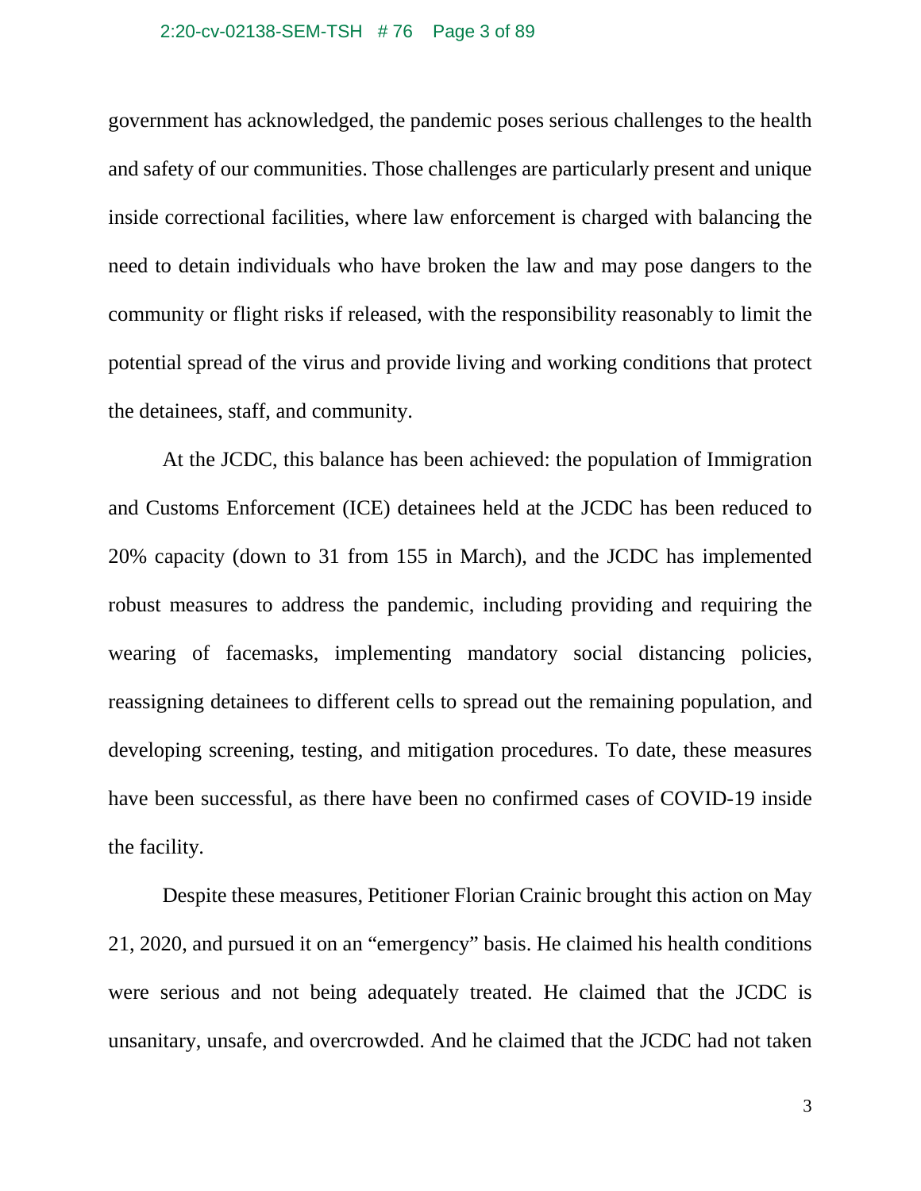government has acknowledged, the pandemic poses serious challenges to the health and safety of our communities. Those challenges are particularly present and unique inside correctional facilities, where law enforcement is charged with balancing the need to detain individuals who have broken the law and may pose dangers to the community or flight risks if released, with the responsibility reasonably to limit the potential spread of the virus and provide living and working conditions that protect the detainees, staff, and community.

At the JCDC, this balance has been achieved: the population of Immigration and Customs Enforcement (ICE) detainees held at the JCDC has been reduced to 20% capacity (down to 31 from 155 in March), and the JCDC has implemented robust measures to address the pandemic, including providing and requiring the wearing of facemasks, implementing mandatory social distancing policies, reassigning detainees to different cells to spread out the remaining population, and developing screening, testing, and mitigation procedures. To date, these measures have been successful, as there have been no confirmed cases of COVID-19 inside the facility.

Despite these measures, Petitioner Florian Crainic brought this action on May 21, 2020, and pursued it on an "emergency" basis. He claimed his health conditions were serious and not being adequately treated. He claimed that the JCDC is unsanitary, unsafe, and overcrowded. And he claimed that the JCDC had not taken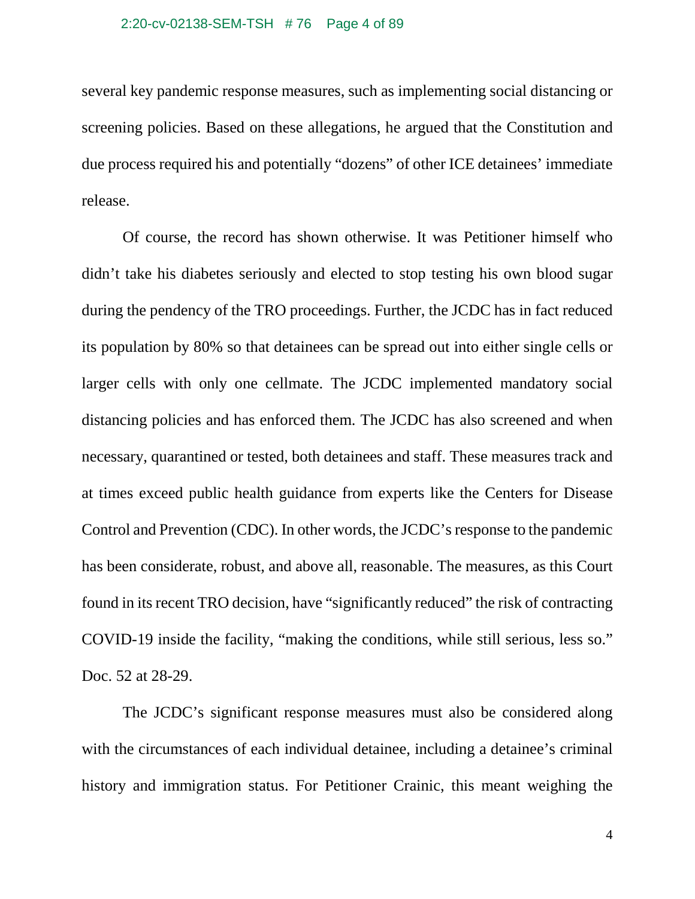several key pandemic response measures, such as implementing social distancing or screening policies. Based on these allegations, he argued that the Constitution and due process required his and potentially "dozens" of other ICE detainees' immediate release.

Of course, the record has shown otherwise. It was Petitioner himself who didn't take his diabetes seriously and elected to stop testing his own blood sugar during the pendency of the TRO proceedings. Further, the JCDC has in fact reduced its population by 80% so that detainees can be spread out into either single cells or larger cells with only one cellmate. The JCDC implemented mandatory social distancing policies and has enforced them. The JCDC has also screened and when necessary, quarantined or tested, both detainees and staff. These measures track and at times exceed public health guidance from experts like the Centers for Disease Control and Prevention (CDC). In other words, the JCDC's response to the pandemic has been considerate, robust, and above all, reasonable. The measures, as this Court found in its recent TRO decision, have "significantly reduced" the risk of contracting COVID-19 inside the facility, "making the conditions, while still serious, less so." Doc. 52 at 28-29.

The JCDC's significant response measures must also be considered along with the circumstances of each individual detainee, including a detainee's criminal history and immigration status. For Petitioner Crainic, this meant weighing the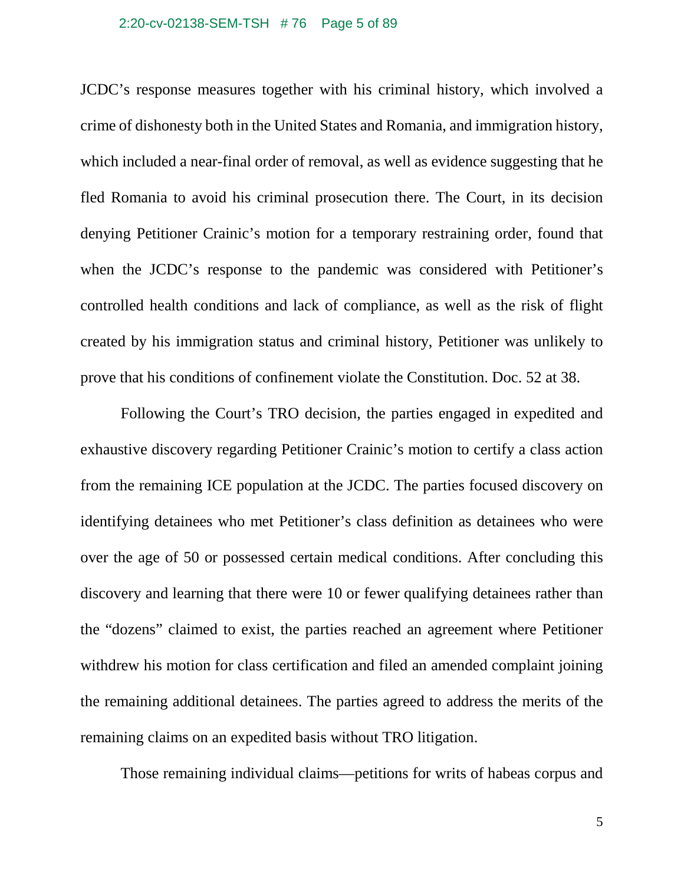JCDC's response measures together with his criminal history, which involved a crime of dishonesty both in the United States and Romania, and immigration history, which included a near-final order of removal, as well as evidence suggesting that he fled Romania to avoid his criminal prosecution there. The Court, in its decision denying Petitioner Crainic's motion for a temporary restraining order, found that when the JCDC's response to the pandemic was considered with Petitioner's controlled health conditions and lack of compliance, as well as the risk of flight created by his immigration status and criminal history, Petitioner was unlikely to prove that his conditions of confinement violate the Constitution. Doc. 52 at 38.

Following the Court's TRO decision, the parties engaged in expedited and exhaustive discovery regarding Petitioner Crainic's motion to certify a class action from the remaining ICE population at the JCDC. The parties focused discovery on identifying detainees who met Petitioner's class definition as detainees who were over the age of 50 or possessed certain medical conditions. After concluding this discovery and learning that there were 10 or fewer qualifying detainees rather than the "dozens" claimed to exist, the parties reached an agreement where Petitioner withdrew his motion for class certification and filed an amended complaint joining the remaining additional detainees. The parties agreed to address the merits of the remaining claims on an expedited basis without TRO litigation.

Those remaining individual claims—petitions for writs of habeas corpus and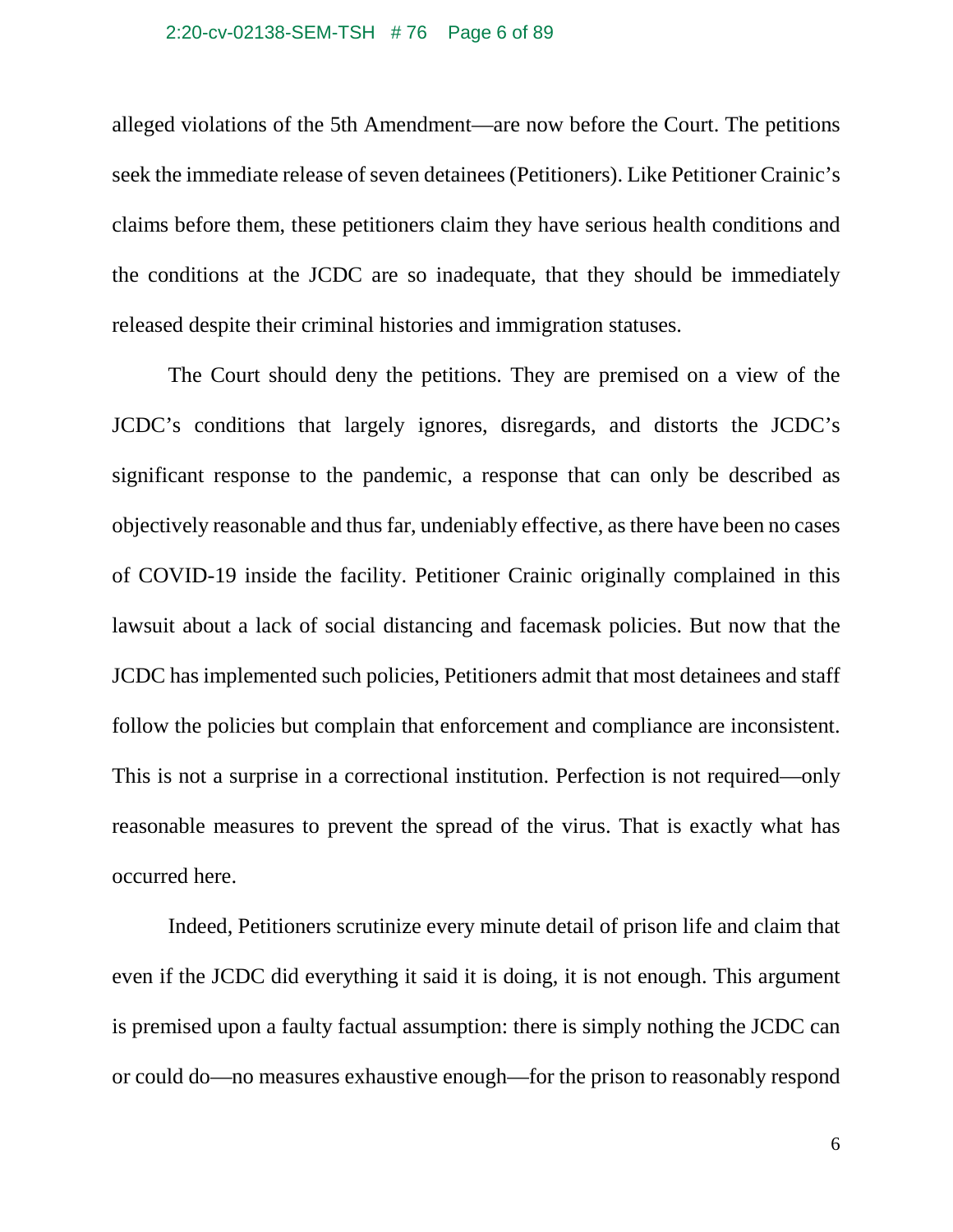alleged violations of the 5th Amendment—are now before the Court. The petitions seek the immediate release of seven detainees (Petitioners). Like Petitioner Crainic's claims before them, these petitioners claim they have serious health conditions and the conditions at the JCDC are so inadequate, that they should be immediately released despite their criminal histories and immigration statuses.

The Court should deny the petitions. They are premised on a view of the JCDC's conditions that largely ignores, disregards, and distorts the JCDC's significant response to the pandemic, a response that can only be described as objectively reasonable and thus far, undeniably effective, as there have been no cases of COVID-19 inside the facility. Petitioner Crainic originally complained in this lawsuit about a lack of social distancing and facemask policies. But now that the JCDC has implemented such policies, Petitioners admit that most detainees and staff follow the policies but complain that enforcement and compliance are inconsistent. This is not a surprise in a correctional institution. Perfection is not required—only reasonable measures to prevent the spread of the virus. That is exactly what has occurred here.

Indeed, Petitioners scrutinize every minute detail of prison life and claim that even if the JCDC did everything it said it is doing, it is not enough. This argument is premised upon a faulty factual assumption: there is simply nothing the JCDC can or could do—no measures exhaustive enough—for the prison to reasonably respond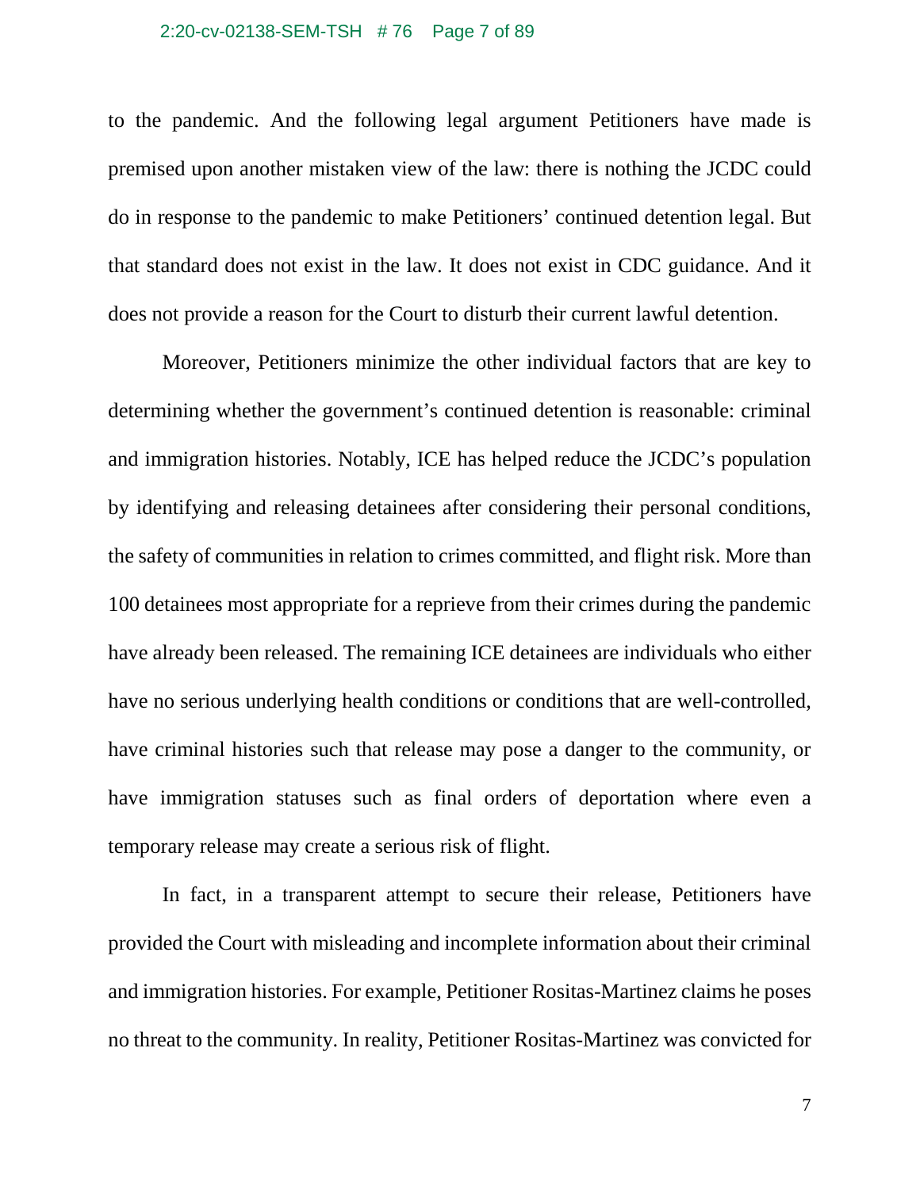to the pandemic. And the following legal argument Petitioners have made is premised upon another mistaken view of the law: there is nothing the JCDC could do in response to the pandemic to make Petitioners' continued detention legal. But that standard does not exist in the law. It does not exist in CDC guidance. And it does not provide a reason for the Court to disturb their current lawful detention.

Moreover, Petitioners minimize the other individual factors that are key to determining whether the government's continued detention is reasonable: criminal and immigration histories. Notably, ICE has helped reduce the JCDC's population by identifying and releasing detainees after considering their personal conditions, the safety of communities in relation to crimes committed, and flight risk. More than 100 detainees most appropriate for a reprieve from their crimes during the pandemic have already been released. The remaining ICE detainees are individuals who either have no serious underlying health conditions or conditions that are well-controlled, have criminal histories such that release may pose a danger to the community, or have immigration statuses such as final orders of deportation where even a temporary release may create a serious risk of flight.

In fact, in a transparent attempt to secure their release, Petitioners have provided the Court with misleading and incomplete information about their criminal and immigration histories. For example, Petitioner Rositas-Martinez claims he poses no threat to the community. In reality, Petitioner Rositas-Martinez was convicted for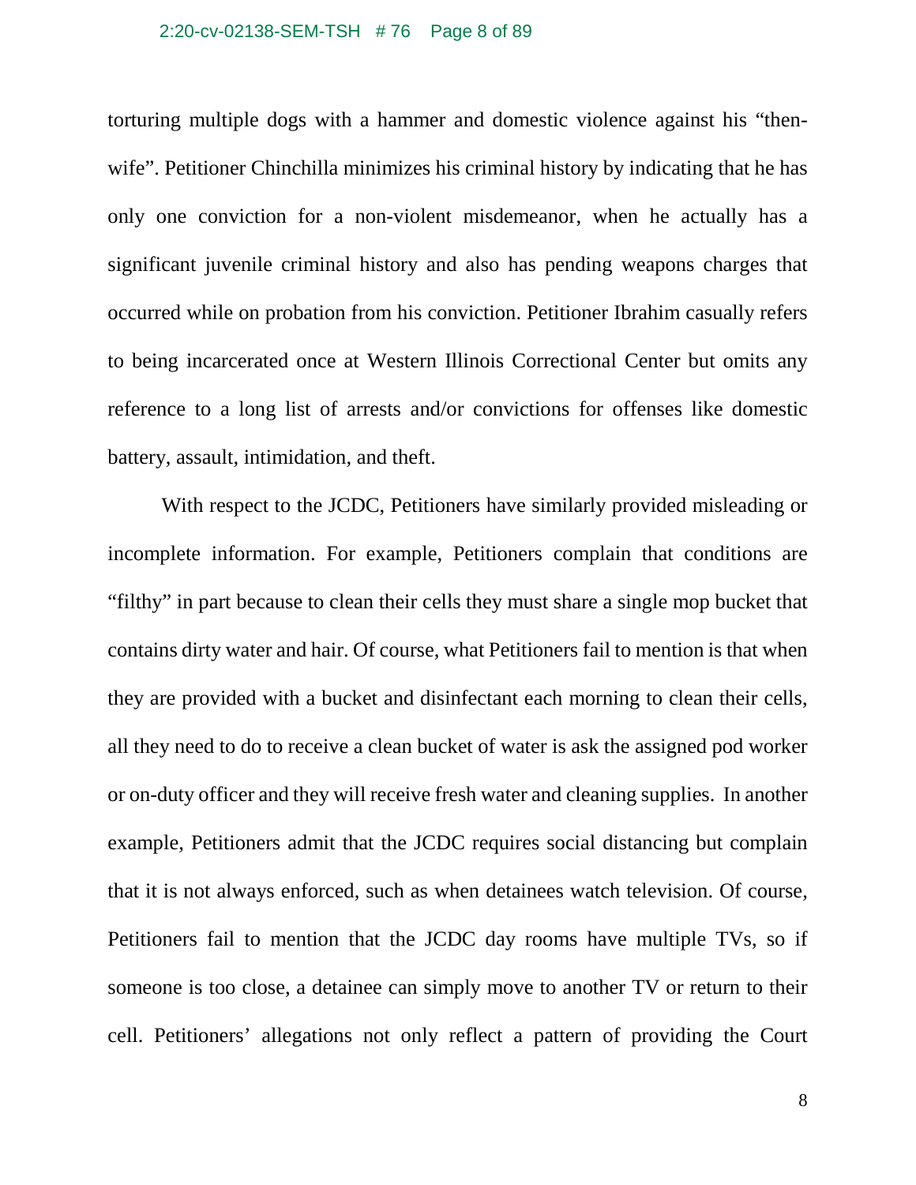torturing multiple dogs with a hammer and domestic violence against his "then-wife". Petitioner Chinchilla minimizes his criminal history by indicating that he has only one conviction for a non-violent misdemeanor, when he actually has a significant juvenile criminal history and also has pending weapons charges that occurred while on probation from his conviction. Petitioner Ibrahim casually refers to being incarcerated once at Western Illinois Correctional Center but omits any reference to a long list of arrests and/or convictions for offenses like domestic battery, assault, intimidation, and theft.

With respect to the JCDC, Petitioners have similarly provided misleading or incomplete information. For example, Petitioners complain that conditions are "filthy" in part because to clean their cells they must share a single mop bucket that contains dirty water and hair. Of course, what Petitioners fail to mention is that when they are provided with a bucket and disinfectant each morning to clean their cells, all they need to do to receive a clean bucket of water is ask the assigned pod worker or on-duty officer and they will receive fresh water and cleaning supplies. In another example, Petitioners admit that the JCDC requires social distancing but complain that it is not always enforced, such as when detainees watch television. Of course, Petitioners fail to mention that the JCDC day rooms have multiple TVs, so if someone is too close, a detainee can simply move to another TV or return to their cell. Petitioners' allegations not only reflect a pattern of providing the Court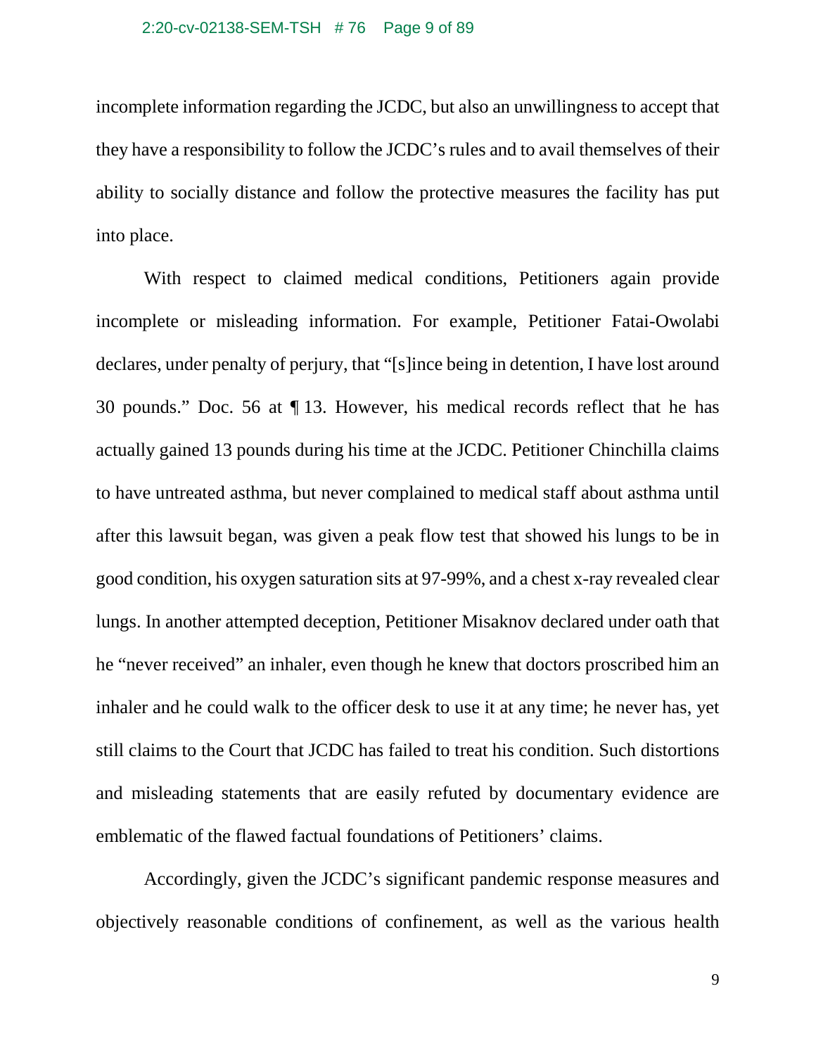incomplete information regarding the JCDC, but also an unwillingness to accept that they have a responsibility to follow the JCDC's rules and to avail themselves of their ability to socially distance and follow the protective measures the facility has put into place.

With respect to claimed medical conditions, Petitioners again provide incomplete or misleading information. For example, Petitioner Fatai-Owolabi declares, under penalty of perjury, that "[s]ince being in detention, I have lost around 30 pounds." Doc. 56 at ¶ 13. However, his medical records reflect that he has actually gained 13 pounds during his time at the JCDC. Petitioner Chinchilla claims to have untreated asthma, but never complained to medical staff about asthma until after this lawsuit began, was given a peak flow test that showed his lungs to be in good condition, his oxygen saturation sits at 97-99%, and a chest x-ray revealed clear lungs. In another attempted deception, Petitioner Misaknov declared under oath that he "never received" an inhaler, even though he knew that doctors proscribed him an inhaler and he could walk to the officer desk to use it at any time; he never has, yet still claims to the Court that JCDC has failed to treat his condition. Such distortions and misleading statements that are easily refuted by documentary evidence are emblematic of the flawed factual foundations of Petitioners' claims.

Accordingly, given the JCDC's significant pandemic response measures and objectively reasonable conditions of confinement, as well as the various health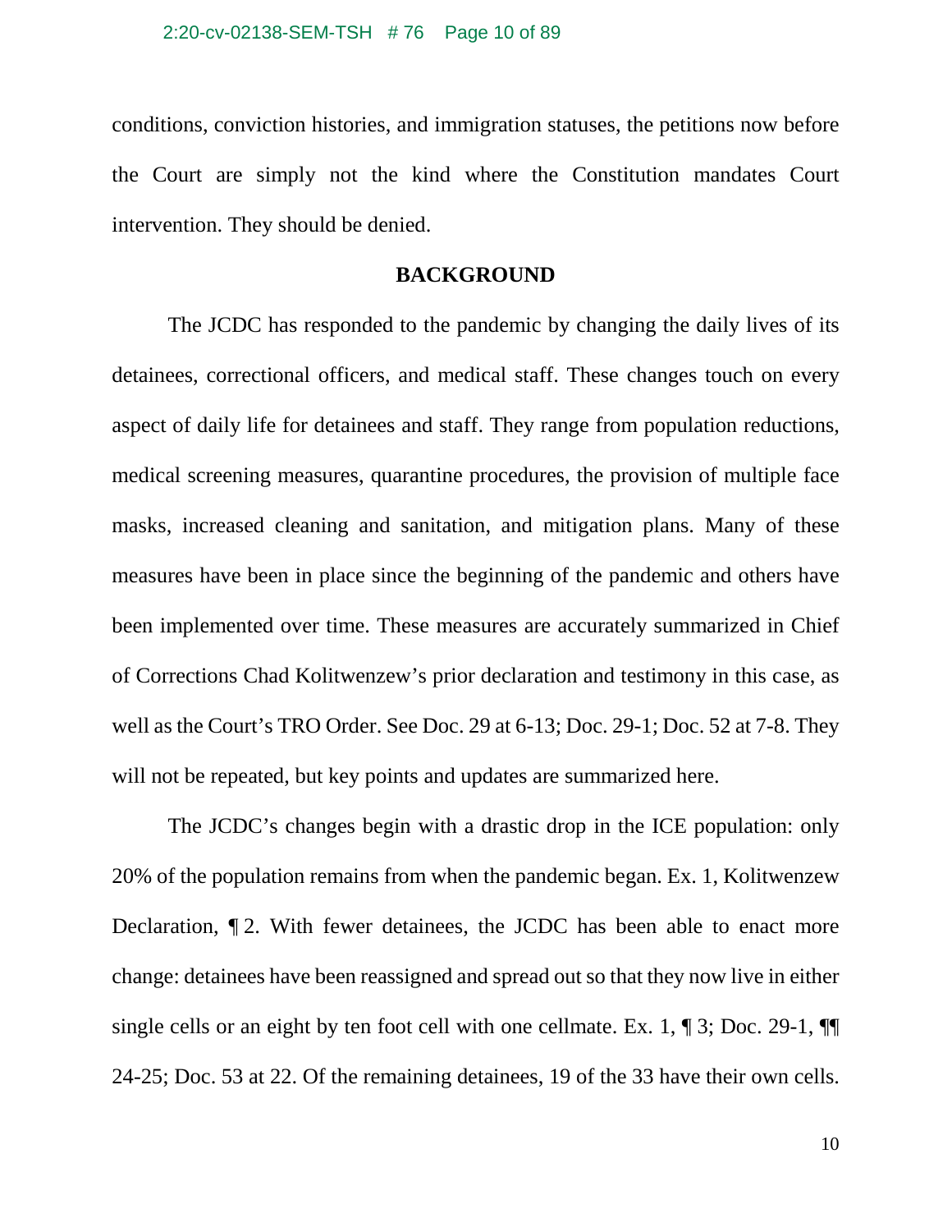conditions, conviction histories, and immigration statuses, the petitions now before the Court are simply not the kind where the Constitution mandates Court intervention. They should be denied.

## BACKGROUND

The JCDC has responded to the pandemic by changing the daily lives of its detainees, correctional officers, and medical staff. These changes touch on every aspect of daily life for detainees and staff. They range from population reductions, medical screening measures, quarantine procedures, the provision of multiple face masks, increased cleaning and sanitation, and mitigation plans. Many of these measures have been in place since the beginning of the pandemic and others have been implemented over time. These measures are accurately summarized in Chief of Corrections Chad Kolitwenzew's prior declaration and testimony in this case, as well as the Court's TRO Order. See Doc. 29 at 6-13; Doc. 29-1; Doc. 52 at 7-8. They will not be repeated, but key points and updates are summarized here.

The JCDC's changes begin with a drastic drop in the ICE population: only 20% of the population remains from when the pandemic began. Ex. 1, Kolitwenzew Declaration, ¶ 2. With fewer detainees, the JCDC has been able to enact more change: detainees have been reassigned and spread out so that they now live in either single cells or an eight by ten foot cell with one cellmate. Ex. 1, ¶ 3; Doc. 29-1, ¶¶ 24-25; Doc. 53 at 22. Of the remaining detainees, 19 of the 33 have their own cells.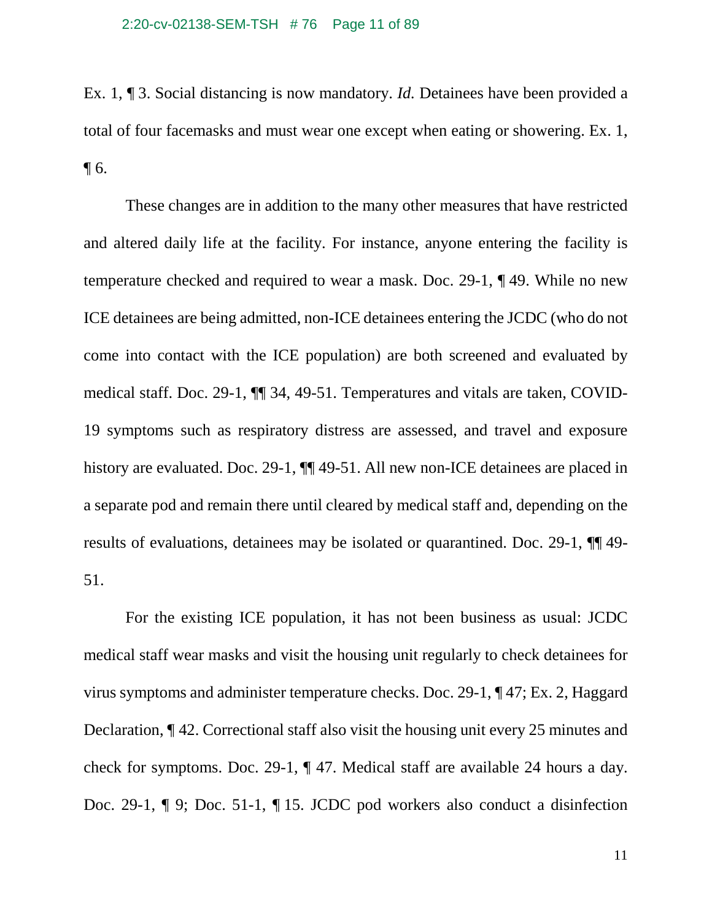Ex. 1, ¶ 3. Social distancing is now mandatory. *Id.* Detainees have been provided a total of four facemasks and must wear one except when eating or showering. Ex. 1, ¶ 6.

These changes are in addition to the many other measures that have restricted and altered daily life at the facility. For instance, anyone entering the facility is temperature checked and required to wear a mask. Doc. 29-1, ¶ 49. While no new ICE detainees are being admitted, non-ICE detainees entering the JCDC (who do not come into contact with the ICE population) are both screened and evaluated by medical staff. Doc. 29-1, ¶¶ 34, 49-51. Temperatures and vitals are taken, COVID-19 symptoms such as respiratory distress are assessed, and travel and exposure history are evaluated. Doc. 29-1, ¶¶ 49-51. All new non-ICE detainees are placed in a separate pod and remain there until cleared by medical staff and, depending on the results of evaluations, detainees may be isolated or quarantined. Doc. 29-1, ¶¶ 49-51.

For the existing ICE population, it has not been business as usual: JCDC medical staff wear masks and visit the housing unit regularly to check detainees for virus symptoms and administer temperature checks. Doc. 29-1, ¶ 47; Ex. 2, Haggard Declaration, ¶ 42. Correctional staff also visit the housing unit every 25 minutes and check for symptoms. Doc. 29-1, ¶ 47. Medical staff are available 24 hours a day. Doc. 29-1, ¶ 9; Doc. 51-1, ¶ 15. JCDC pod workers also conduct a disinfection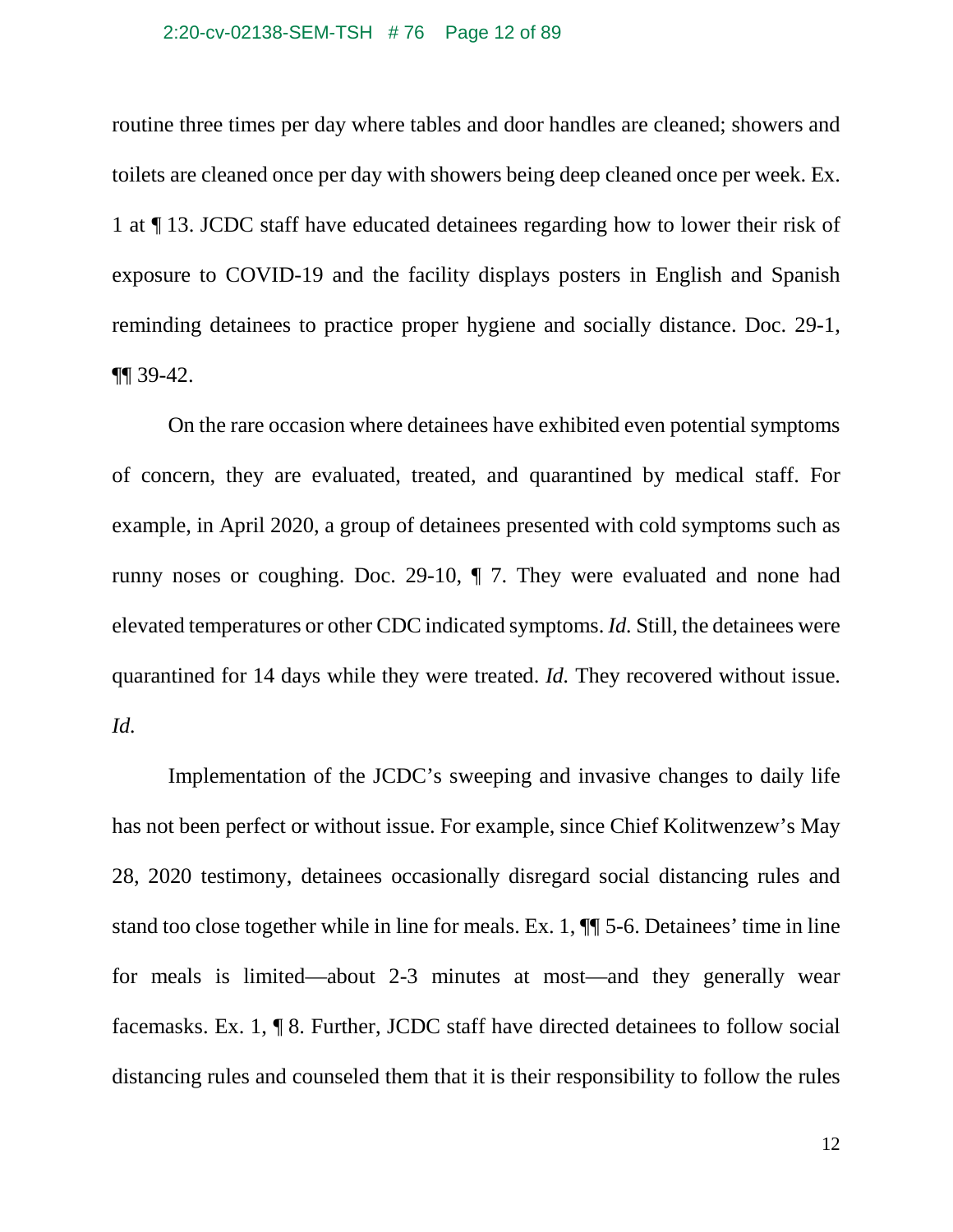routine three times per day where tables and door handles are cleaned; showers and toilets are cleaned once per day with showers being deep cleaned once per week. Ex. 1 at ¶ 13. JCDC staff have educated detainees regarding how to lower their risk of exposure to COVID-19 and the facility displays posters in English and Spanish reminding detainees to practice proper hygiene and socially distance. Doc. 29-1, ¶¶ 39-42.

On the rare occasion where detainees have exhibited even potential symptoms of concern, they are evaluated, treated, and quarantined by medical staff. For example, in April 2020, a group of detainees presented with cold symptoms such as runny noses or coughing. Doc. 29-10, ¶ 7. They were evaluated and none had elevated temperatures or other CDC indicated symptoms. *Id.* Still, the detainees were quarantined for 14 days while they were treated. *Id.* They recovered without issue. *Id.*

Implementation of the JCDC's sweeping and invasive changes to daily life has not been perfect or without issue. For example, since Chief Kolitwenzew's May 28, 2020 testimony, detainees occasionally disregard social distancing rules and stand too close together while in line for meals. Ex. 1, ¶¶ 5-6. Detainees' time in line for meals is limited—about 2-3 minutes at most—and they generally wear facemasks. Ex. 1, ¶ 8. Further, JCDC staff have directed detainees to follow social distancing rules and counseled them that it is their responsibility to follow the rules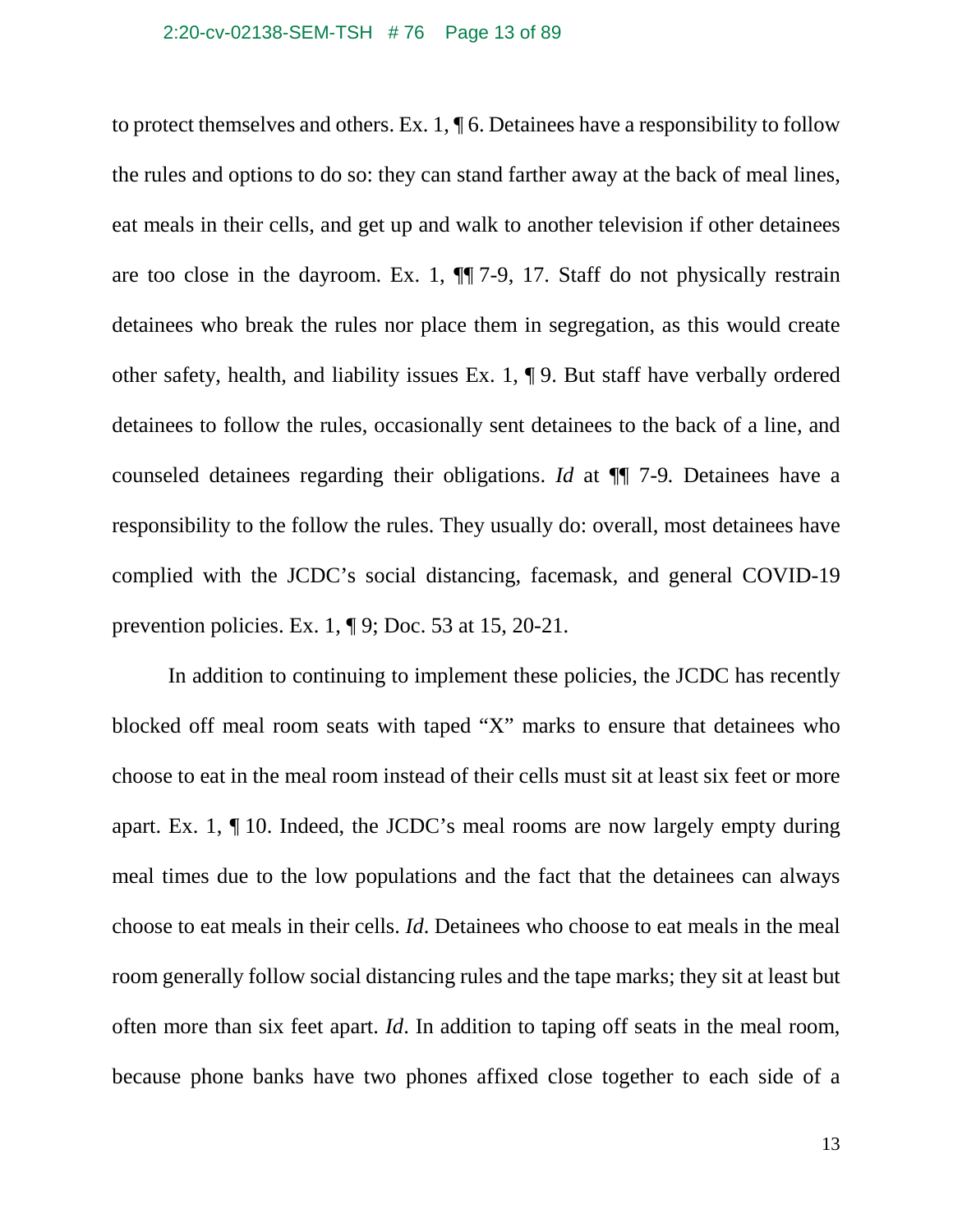to protect themselves and others. Ex. 1, ¶ 6. Detainees have a responsibility to follow the rules and options to do so: they can stand farther away at the back of meal lines, eat meals in their cells, and get up and walk to another television if other detainees are too close in the dayroom. Ex. 1, ¶¶ 7-9, 17. Staff do not physically restrain detainees who break the rules nor place them in segregation, as this would create other safety, health, and liability issues Ex. 1, ¶ 9. But staff have verbally ordered detainees to follow the rules, occasionally sent detainees to the back of a line, and counseled detainees regarding their obligations. *Id* at ¶¶ 7-9. Detainees have a responsibility to the follow the rules. They usually do: overall, most detainees have complied with the JCDC's social distancing, facemask, and general COVID-19 prevention policies. Ex. 1, ¶ 9; Doc. 53 at 15, 20-21.

In addition to continuing to implement these policies, the JCDC has recently blocked off meal room seats with taped "X" marks to ensure that detainees who choose to eat in the meal room instead of their cells must sit at least six feet or more apart. Ex. 1, ¶ 10. Indeed, the JCDC's meal rooms are now largely empty during meal times due to the low populations and the fact that the detainees can always choose to eat meals in their cells. *Id*. Detainees who choose to eat meals in the meal room generally follow social distancing rules and the tape marks; they sit at least but often more than six feet apart. *Id*. In addition to taping off seats in the meal room, because phone banks have two phones affixed close together to each side of a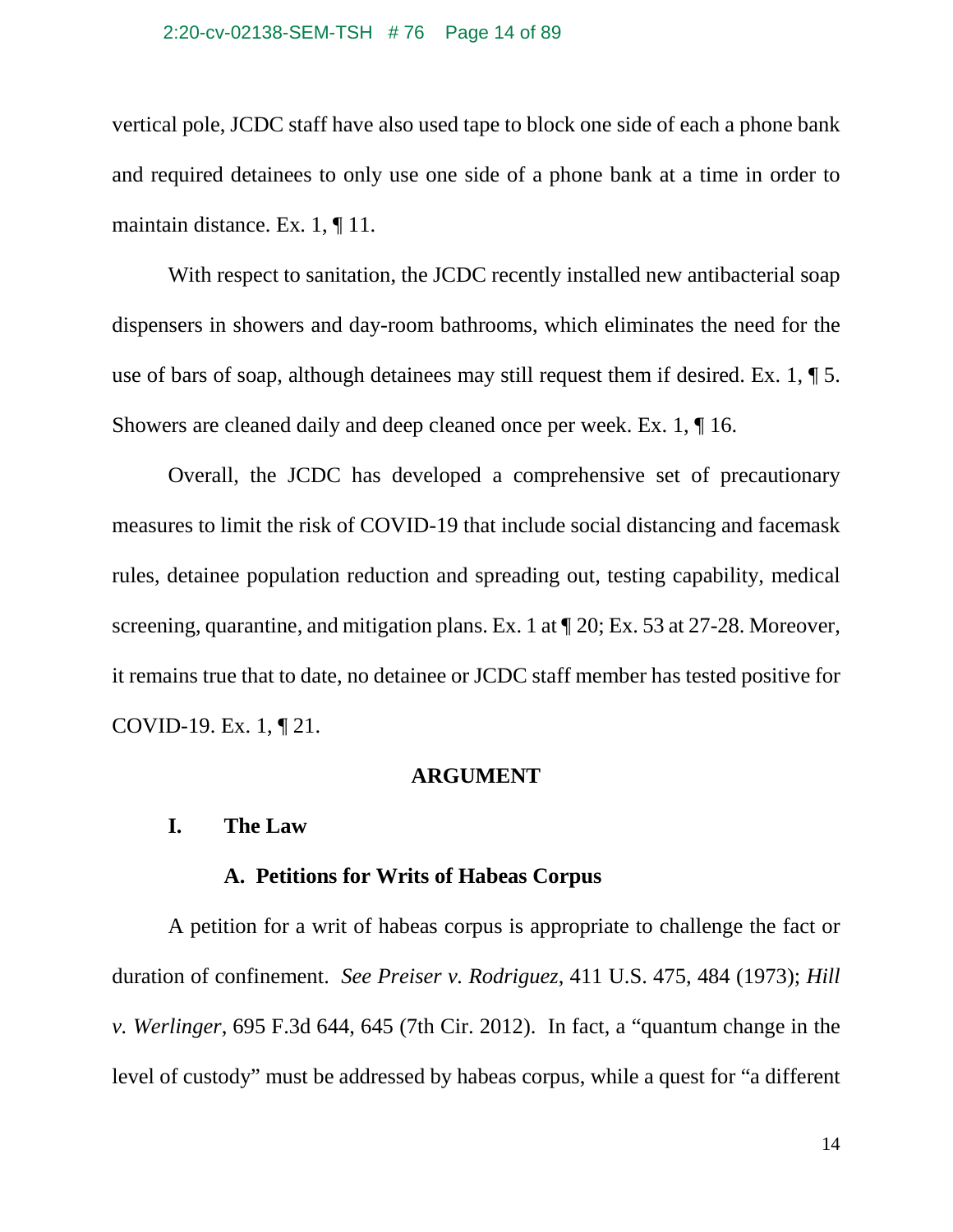vertical pole, JCDC staff have also used tape to block one side of each a phone bank and required detainees to only use one side of a phone bank at a time in order to maintain distance. Ex. 1, ¶ 11.

With respect to sanitation, the JCDC recently installed new antibacterial soap dispensers in showers and day-room bathrooms, which eliminates the need for the use of bars of soap, although detainees may still request them if desired. Ex. 1, ¶ 5. Showers are cleaned daily and deep cleaned once per week. Ex. 1, ¶ 16.

Overall, the JCDC has developed a comprehensive set of precautionary measures to limit the risk of COVID-19 that include social distancing and facemask rules, detainee population reduction and spreading out, testing capability, medical screening, quarantine, and mitigation plans. Ex. 1 at ¶ 20; Ex. 53 at 27-28. Moreover, it remains true that to date, no detainee or JCDC staff member has tested positive for COVID-19. Ex. 1, ¶ 21.

## ARGUMENT

### I. The Law

#### A. Petitions for Writs of Habeas Corpus

A petition for a writ of habeas corpus is appropriate to challenge the fact or duration of confinement. *See Preiser v. Rodriguez*, 411 U.S. 475, 484 (1973); *Hill v. Werlinger*, 695 F.3d 644, 645 (7th Cir. 2012). In fact, a "quantum change in the level of custody" must be addressed by habeas corpus, while a quest for "a different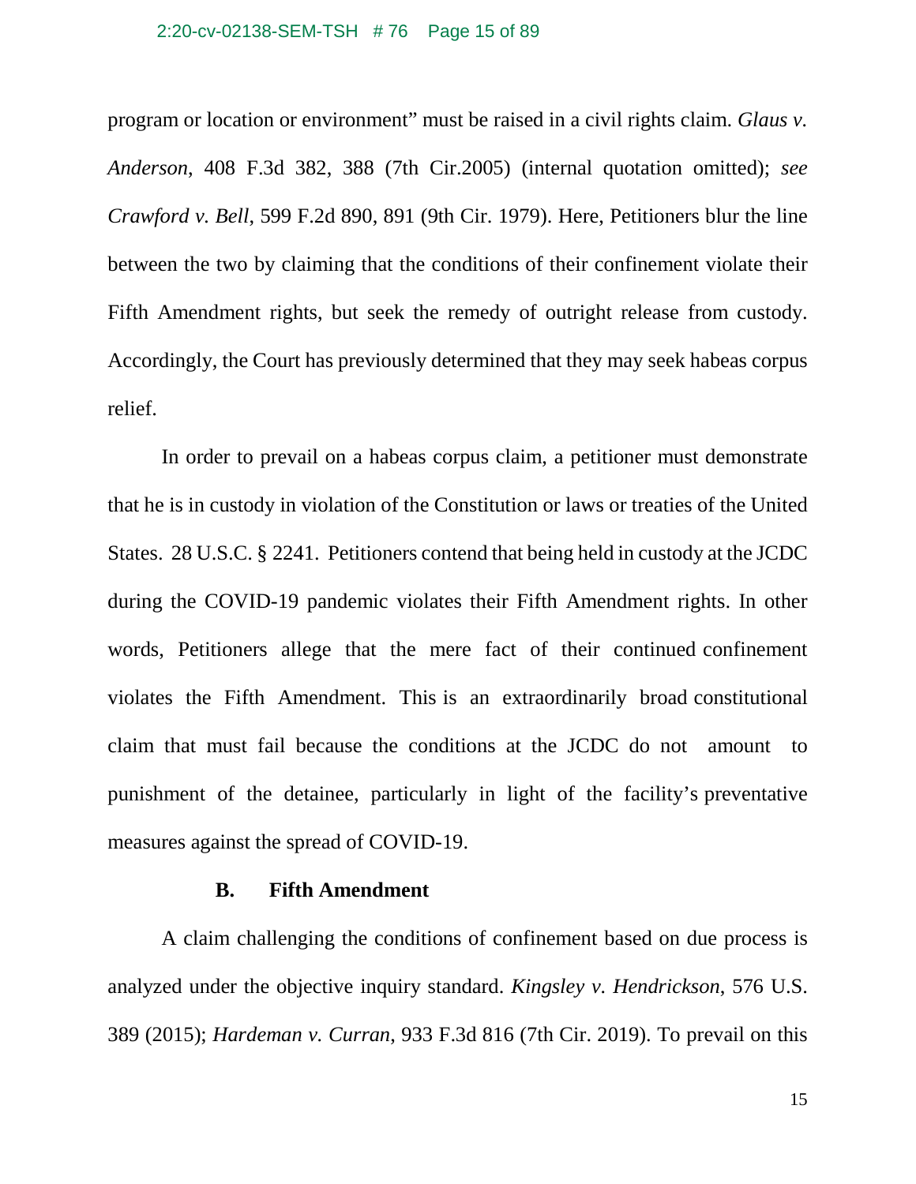program or location or environment" must be raised in a civil rights claim. *Glaus v. Anderson*, 408 F.3d 382, 388 (7th Cir.2005) (internal quotation omitted); *see Crawford v. Bell*, 599 F.2d 890, 891 (9th Cir. 1979). Here, Petitioners blur the line between the two by claiming that the conditions of their confinement violate their Fifth Amendment rights, but seek the remedy of outright release from custody. Accordingly, the Court has previously determined that they may seek habeas corpus relief.

In order to prevail on a habeas corpus claim, a petitioner must demonstrate that he is in custody in violation of the Constitution or laws or treaties of the United States. 28 U.S.C. § 2241. Petitioners contend that being held in custody at the JCDC during the COVID-19 pandemic violates their Fifth Amendment rights. In other words, Petitioners allege that the mere fact of their continued confinement violates the Fifth Amendment. This is an extraordinarily broad constitutional claim that must fail because the conditions at the JCDC do not amount to punishment of the detainee, particularly in light of the facility's preventative measures against the spread of COVID-19.

### B. Fifth Amendment

A claim challenging the conditions of confinement based on due process is analyzed under the objective inquiry standard. *Kingsley v. Hendrickson*, 576 U.S. 389 (2015); *Hardeman v. Curran*, 933 F.3d 816 (7th Cir. 2019). To prevail on this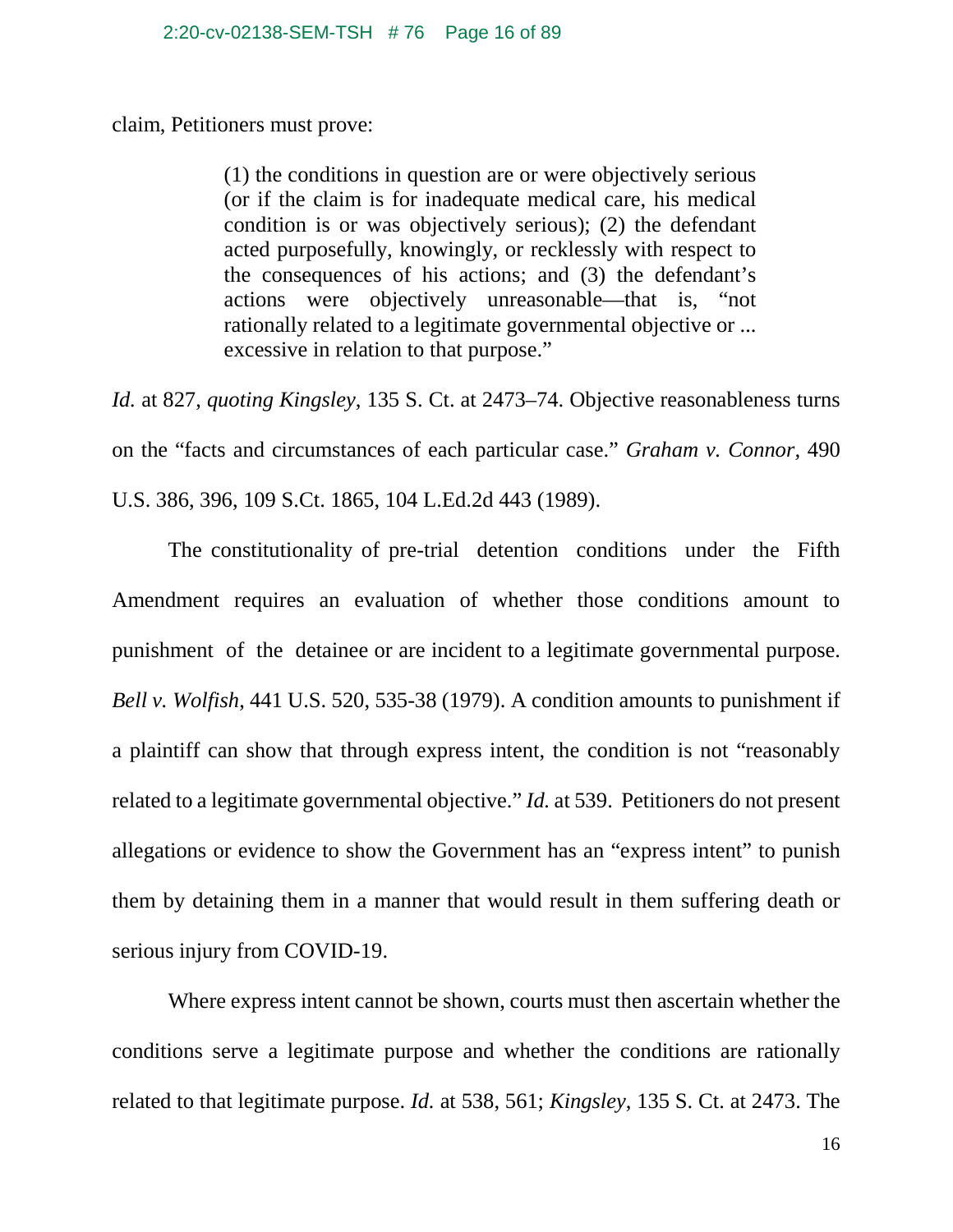claim, Petitioners must prove:

> (1) the conditions in question are or were objectively serious (or if the claim is for inadequate medical care, his medical condition is or was objectively serious); (2) the defendant acted purposefully, knowingly, or recklessly with respect to the consequences of his actions; and (3) the defendant's actions were objectively unreasonable—that is, "not rationally related to a legitimate governmental objective or ... excessive in relation to that purpose."

*Id.* at 827, *quoting Kingsley*, 135 S. Ct. at 2473–74. Objective reasonableness turns on the "facts and circumstances of each particular case." *Graham v. Connor*, 490 U.S. 386, 396, 109 S.Ct. 1865, 104 L.Ed.2d 443 (1989).

The constitutionality of pre-trial detention conditions under the Fifth Amendment requires an evaluation of whether those conditions amount to punishment of the detainee or are incident to a legitimate governmental purpose. *Bell v. Wolfish*, 441 U.S. 520, 535-38 (1979). A condition amounts to punishment if a plaintiff can show that through express intent, the condition is not "reasonably related to a legitimate governmental objective." *Id.* at 539. Petitioners do not present allegations or evidence to show the Government has an "express intent" to punish them by detaining them in a manner that would result in them suffering death or serious injury from COVID-19.

Where express intent cannot be shown, courts must then ascertain whether the conditions serve a legitimate purpose and whether the conditions are rationally related to that legitimate purpose. *Id.* at 538, 561; *Kingsley*, 135 S. Ct. at 2473. The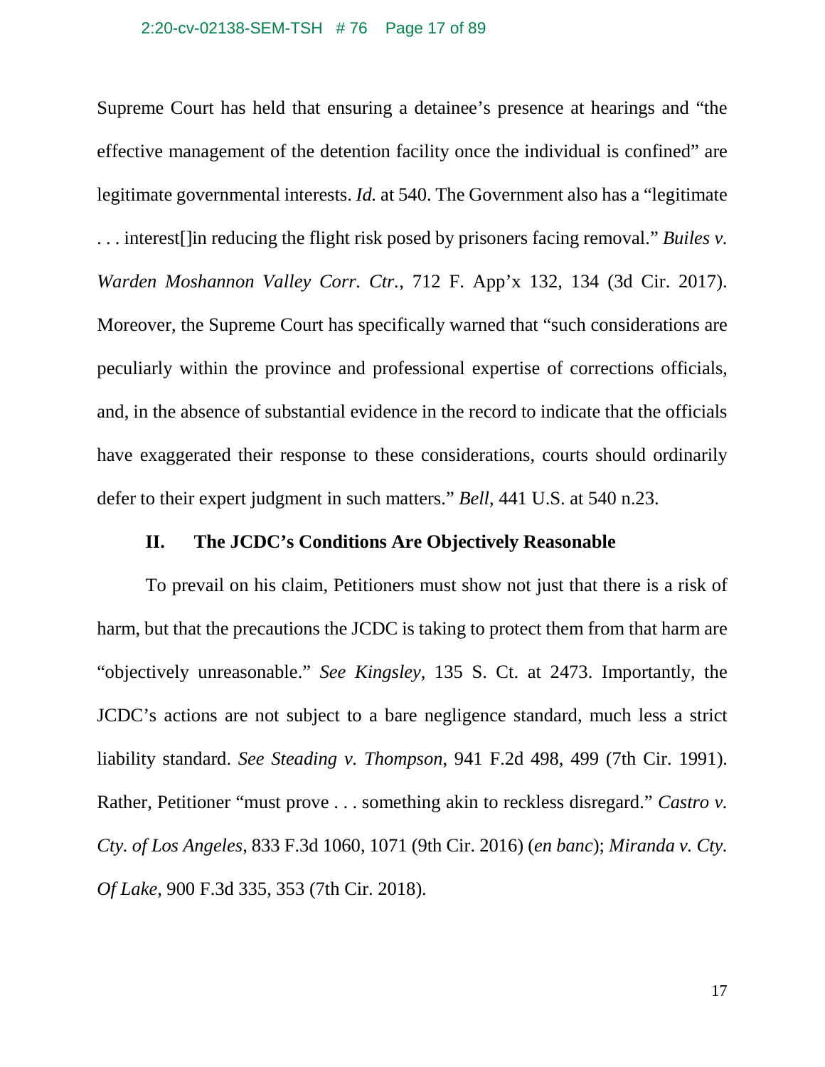Supreme Court has held that ensuring a detainee's presence at hearings and "the effective management of the detention facility once the individual is confined" are legitimate governmental interests. *Id.* at 540. The Government also has a "legitimate . . . interest[]in reducing the flight risk posed by prisoners facing removal." *Builes v. Warden Moshannon Valley Corr. Ctr.*, 712 F. App'x 132, 134 (3d Cir. 2017). Moreover, the Supreme Court has specifically warned that "such considerations are peculiarly within the province and professional expertise of corrections officials, and, in the absence of substantial evidence in the record to indicate that the officials have exaggerated their response to these considerations, courts should ordinarily defer to their expert judgment in such matters." *Bell*, 441 U.S. at 540 n.23.

## II. The JCDC's Conditions Are Objectively Reasonable

To prevail on his claim, Petitioners must show not just that there is a risk of harm, but that the precautions the JCDC is taking to protect them from that harm are "objectively unreasonable." *See Kingsley*, 135 S. Ct. at 2473. Importantly, the JCDC's actions are not subject to a bare negligence standard, much less a strict liability standard. *See Steading v. Thompson*, 941 F.2d 498, 499 (7th Cir. 1991). Rather, Petitioner "must prove . . . something akin to reckless disregard." *Castro v. Cty. of Los Angeles*, 833 F.3d 1060, 1071 (9th Cir. 2016) (*en banc*); *Miranda v. Cty. Of Lake*, 900 F.3d 335, 353 (7th Cir. 2018).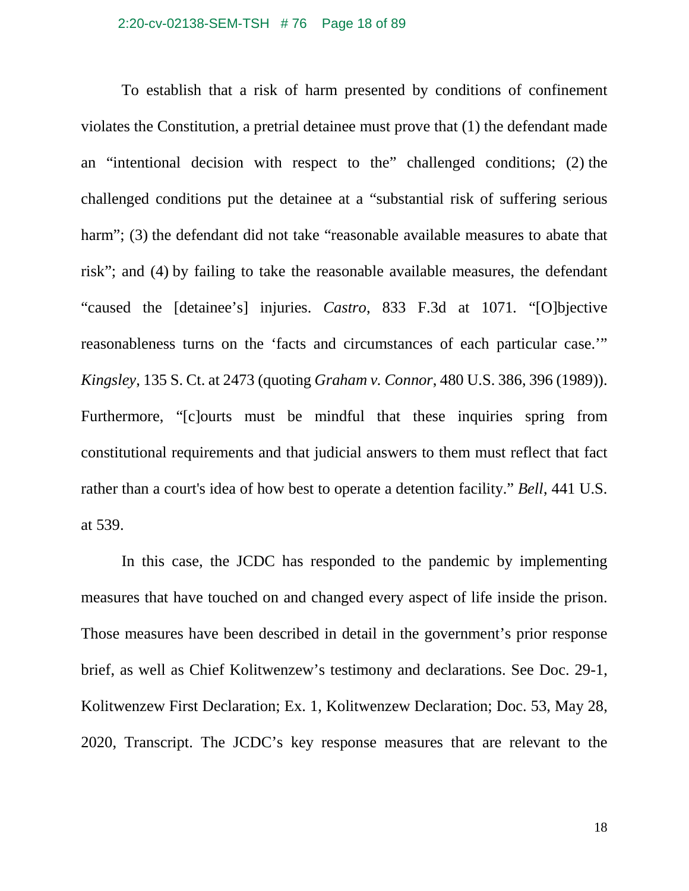To establish that a risk of harm presented by conditions of confinement violates the Constitution, a pretrial detainee must prove that (1) the defendant made an "intentional decision with respect to the" challenged conditions; (2) the challenged conditions put the detainee at a "substantial risk of suffering serious harm"; (3) the defendant did not take "reasonable available measures to abate that risk"; and (4) by failing to take the reasonable available measures, the defendant "caused the [detainee's] injuries. *Castro*, 833 F.3d at 1071. "[O]bjective reasonableness turns on the 'facts and circumstances of each particular case.'" *Kingsley*, 135 S. Ct. at 2473 (quoting *Graham v. Connor*, 480 U.S. 386, 396 (1989)). Furthermore, "[c]ourts must be mindful that these inquiries spring from constitutional requirements and that judicial answers to them must reflect that fact rather than a court's idea of how best to operate a detention facility." *Bell*, 441 U.S. at 539.

In this case, the JCDC has responded to the pandemic by implementing measures that have touched on and changed every aspect of life inside the prison. Those measures have been described in detail in the government's prior response brief, as well as Chief Kolitwenzew's testimony and declarations. See Doc. 29-1, Kolitwenzew First Declaration; Ex. 1, Kolitwenzew Declaration; Doc. 53, May 28, 2020, Transcript. The JCDC's key response measures that are relevant to the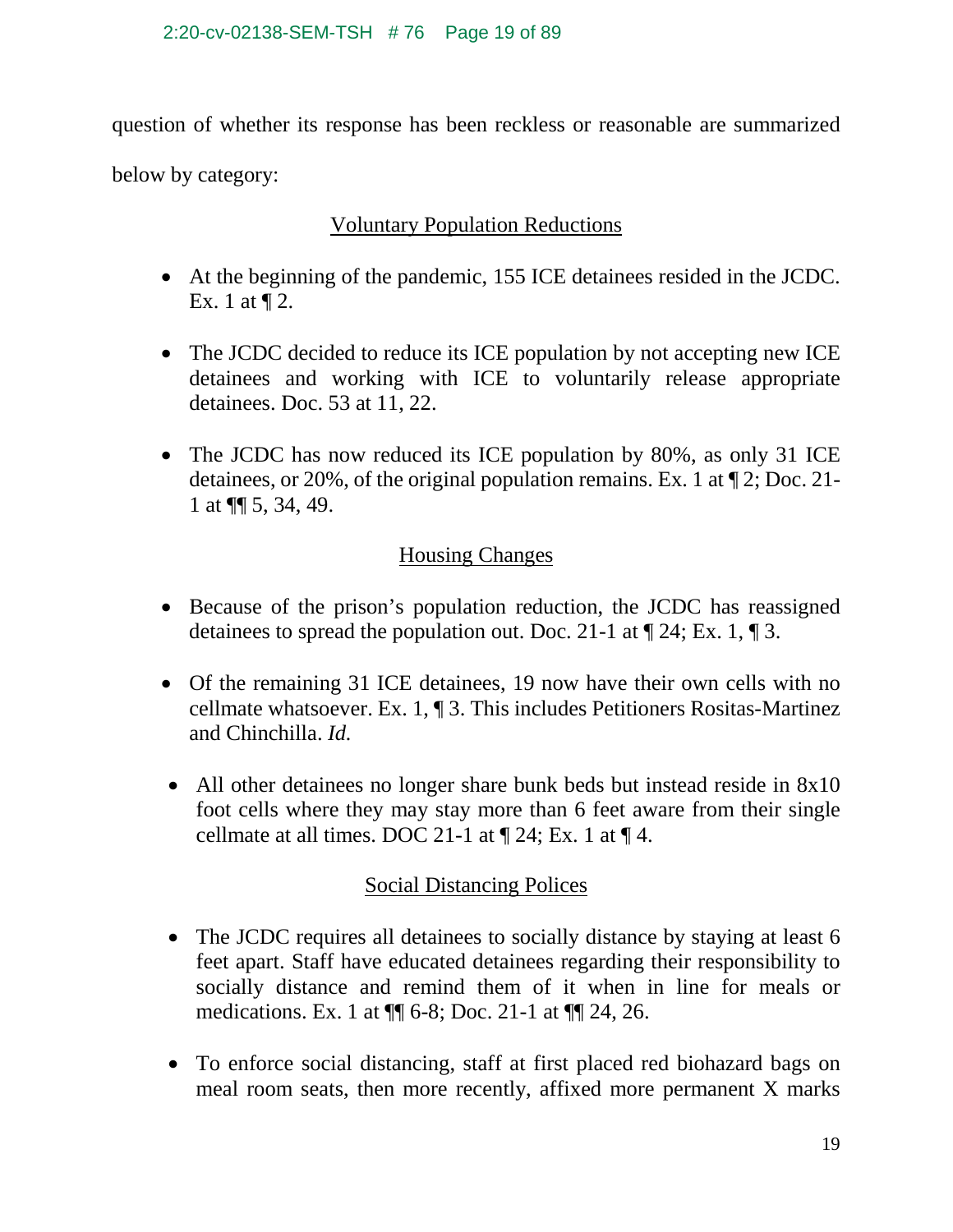question of whether its response has been reckless or reasonable are summarized below by category:

<u>Voluntary Population Reductions</u>

- At the beginning of the pandemic, 155 ICE detainees resided in the JCDC. Ex. 1 at ¶ 2.
- The JCDC decided to reduce its ICE population by not accepting new ICE detainees and working with ICE to voluntarily release appropriate detainees. Doc. 53 at 11, 22.
- The JCDC has now reduced its ICE population by 80%, as only 31 ICE detainees, or 20%, of the original population remains. Ex. 1 at ¶ 2; Doc. 21-1 at ¶¶ 5, 34, 49.

<u>Housing Changes</u>

- Because of the prison's population reduction, the JCDC has reassigned detainees to spread the population out. Doc. 21-1 at ¶ 24; Ex. 1, ¶ 3.
- Of the remaining 31 ICE detainees, 19 now have their own cells with no cellmate whatsoever. Ex. 1, ¶ 3. This includes Petitioners Rositas-Martinez and Chinchilla. *Id.*
- All other detainees no longer share bunk beds but instead reside in 8x10 foot cells where they may stay more than 6 feet aware from their single cellmate at all times. DOC 21-1 at ¶ 24; Ex. 1 at ¶ 4.

<u>Social Distancing Polices</u>

- The JCDC requires all detainees to socially distance by staying at least 6 feet apart. Staff have educated detainees regarding their responsibility to socially distance and remind them of it when in line for meals or medications. Ex. 1 at ¶¶ 6-8; Doc. 21-1 at ¶¶ 24, 26.
- To enforce social distancing, staff at first placed red biohazard bags on meal room seats, then more recently, affixed more permanent X marks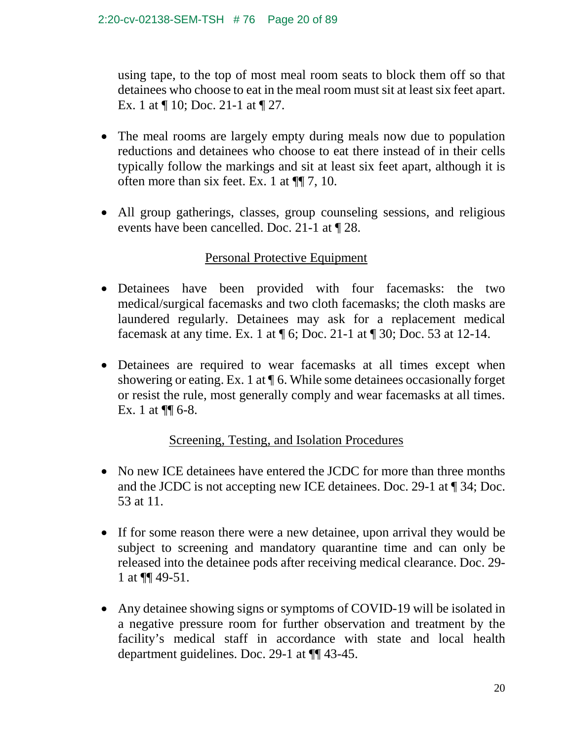using tape, to the top of most meal room seats to block them off so that detainees who choose to eat in the meal room must sit at least six feet apart. Ex. 1 at ¶ 10; Doc. 21-1 at ¶ 27.

- The meal rooms are largely empty during meals now due to population reductions and detainees who choose to eat there instead of in their cells typically follow the markings and sit at least six feet apart, although it is often more than six feet. Ex. 1 at ¶¶ 7, 10.

- All group gatherings, classes, group counseling sessions, and religious events have been cancelled. Doc. 21-1 at ¶ 28.

<u>Personal Protective Equipment</u>

- Detainees have been provided with four facemasks: the two medical/surgical facemasks and two cloth facemasks; the cloth masks are laundered regularly. Detainees may ask for a replacement medical facemask at any time. Ex. 1 at ¶ 6; Doc. 21-1 at ¶ 30; Doc. 53 at 12-14.

- Detainees are required to wear facemasks at all times except when showering or eating. Ex. 1 at ¶ 6. While some detainees occasionally forget or resist the rule, most generally comply and wear facemasks at all times. Ex. 1 at ¶¶ 6-8.

<u>Screening, Testing, and Isolation Procedures</u>

- No new ICE detainees have entered the JCDC for more than three months and the JCDC is not accepting new ICE detainees. Doc. 29-1 at ¶ 34; Doc. 53 at 11.

- If for some reason there were a new detainee, upon arrival they would be subject to screening and mandatory quarantine time and can only be released into the detainee pods after receiving medical clearance. Doc. 29-1 at ¶¶ 49-51.

- Any detainee showing signs or symptoms of COVID-19 will be isolated in a negative pressure room for further observation and treatment by the facility's medical staff in accordance with state and local health department guidelines. Doc. 29-1 at ¶¶ 43-45.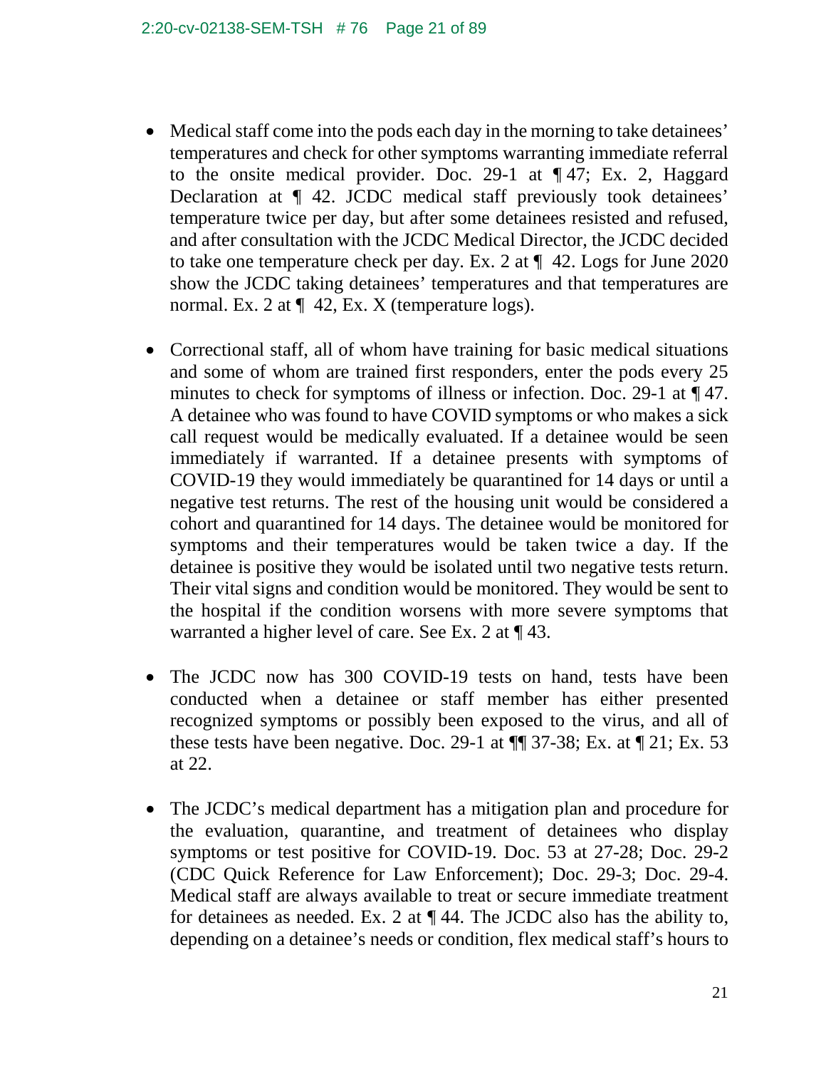- Medical staff come into the pods each day in the morning to take detainees' temperatures and check for other symptoms warranting immediate referral to the onsite medical provider. Doc. 29-1 at ¶ 47; Ex. 2, Haggard Declaration at ¶ 42. JCDC medical staff previously took detainees' temperature twice per day, but after some detainees resisted and refused, and after consultation with the JCDC Medical Director, the JCDC decided to take one temperature check per day. Ex. 2 at ¶ 42. Logs for June 2020 show the JCDC taking detainees' temperatures and that temperatures are normal. Ex. 2 at ¶ 42, Ex. X (temperature logs).

- Correctional staff, all of whom have training for basic medical situations and some of whom are trained first responders, enter the pods every 25 minutes to check for symptoms of illness or infection. Doc. 29-1 at ¶ 47. A detainee who was found to have COVID symptoms or who makes a sick call request would be medically evaluated. If a detainee would be seen immediately if warranted. If a detainee presents with symptoms of COVID-19 they would immediately be quarantined for 14 days or until a negative test returns. The rest of the housing unit would be considered a cohort and quarantined for 14 days. The detainee would be monitored for symptoms and their temperatures would be taken twice a day. If the detainee is positive they would be isolated until two negative tests return. Their vital signs and condition would be monitored. They would be sent to the hospital if the condition worsens with more severe symptoms that warranted a higher level of care. See Ex. 2 at ¶ 43.

- The JCDC now has 300 COVID-19 tests on hand, tests have been conducted when a detainee or staff member has either presented recognized symptoms or possibly been exposed to the virus, and all of these tests have been negative. Doc. 29-1 at ¶¶ 37-38; Ex. at ¶ 21; Ex. 53 at 22.

- The JCDC's medical department has a mitigation plan and procedure for the evaluation, quarantine, and treatment of detainees who display symptoms or test positive for COVID-19. Doc. 53 at 27-28; Doc. 29-2 (CDC Quick Reference for Law Enforcement); Doc. 29-3; Doc. 29-4. Medical staff are always available to treat or secure immediate treatment for detainees as needed. Ex. 2 at ¶ 44. The JCDC also has the ability to, depending on a detainee's needs or condition, flex medical staff's hours to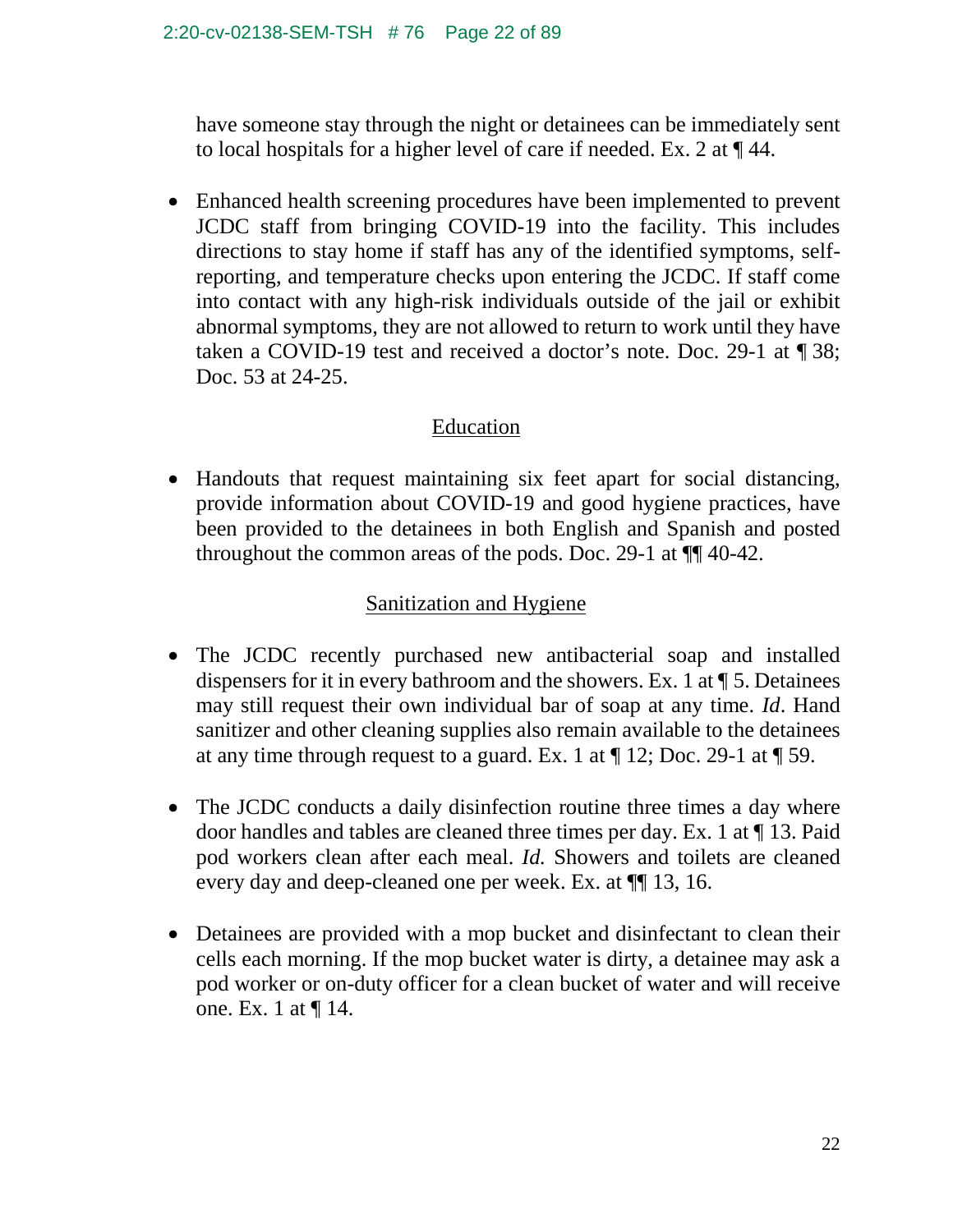have someone stay through the night or detainees can be immediately sent to local hospitals for a higher level of care if needed. Ex. 2 at ¶ 44.

- Enhanced health screening procedures have been implemented to prevent JCDC staff from bringing COVID-19 into the facility. This includes directions to stay home if staff has any of the identified symptoms, self-reporting, and temperature checks upon entering the JCDC. If staff come into contact with any high-risk individuals outside of the jail or exhibit abnormal symptoms, they are not allowed to return to work until they have taken a COVID-19 test and received a doctor's note. Doc. 29-1 at ¶ 38; Doc. 53 at 24-25.

<u>Education</u>

- Handouts that request maintaining six feet apart for social distancing, provide information about COVID-19 and good hygiene practices, have been provided to the detainees in both English and Spanish and posted throughout the common areas of the pods. Doc. 29-1 at ¶¶ 40-42.

<u>Sanitization and Hygiene</u>

- The JCDC recently purchased new antibacterial soap and installed dispensers for it in every bathroom and the showers. Ex. 1 at ¶ 5. Detainees may still request their own individual bar of soap at any time. *Id*. Hand sanitizer and other cleaning supplies also remain available to the detainees at any time through request to a guard. Ex. 1 at ¶ 12; Doc. 29-1 at ¶ 59.

- The JCDC conducts a daily disinfection routine three times a day where door handles and tables are cleaned three times per day. Ex. 1 at ¶ 13. Paid pod workers clean after each meal. *Id.* Showers and toilets are cleaned every day and deep-cleaned one per week. Ex. at ¶¶ 13, 16.

- Detainees are provided with a mop bucket and disinfectant to clean their cells each morning. If the mop bucket water is dirty, a detainee may ask a pod worker or on-duty officer for a clean bucket of water and will receive one. Ex. 1 at ¶ 14.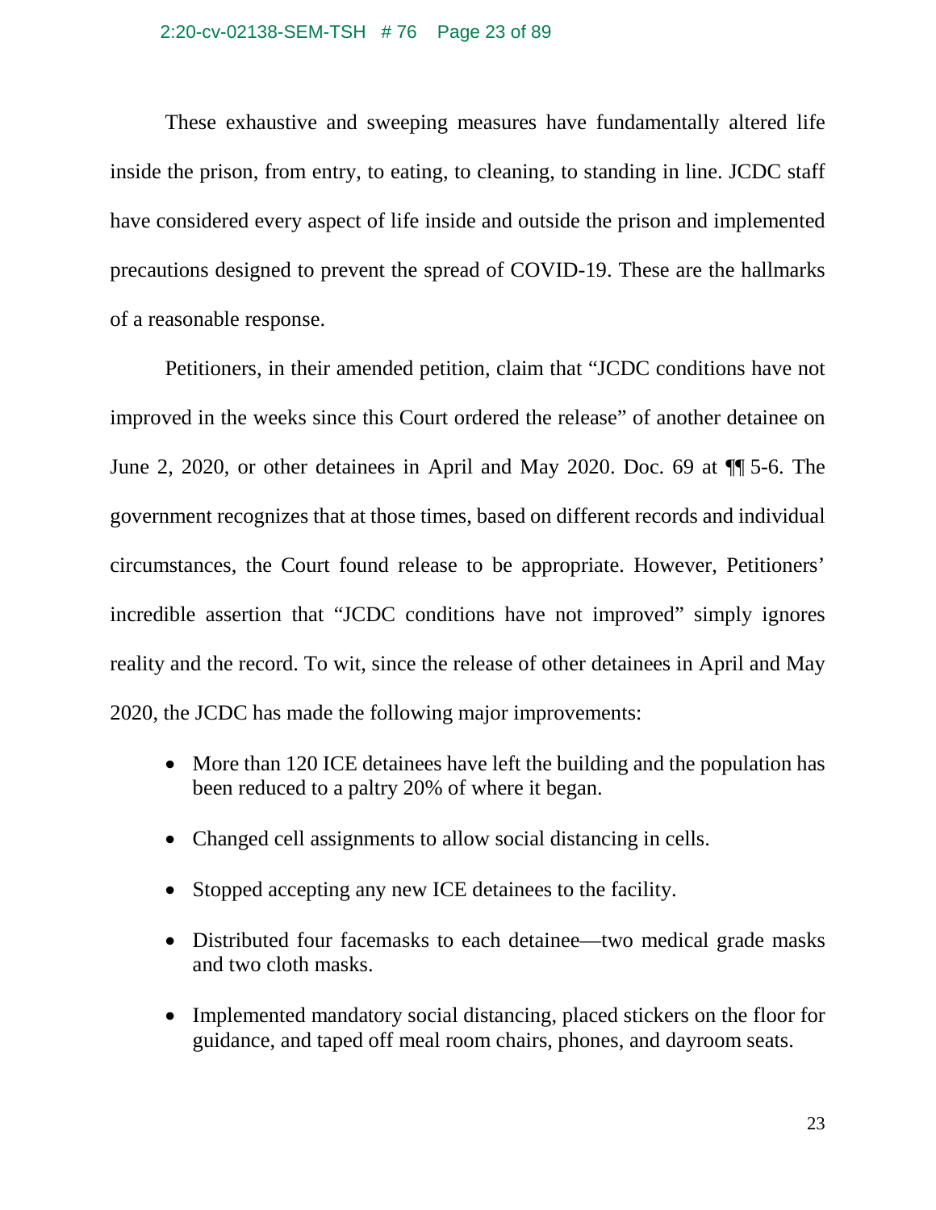These exhaustive and sweeping measures have fundamentally altered life inside the prison, from entry, to eating, to cleaning, to standing in line. JCDC staff have considered every aspect of life inside and outside the prison and implemented precautions designed to prevent the spread of COVID-19. These are the hallmarks of a reasonable response.

Petitioners, in their amended petition, claim that "JCDC conditions have not improved in the weeks since this Court ordered the release" of another detainee on June 2, 2020, or other detainees in April and May 2020. Doc. 69 at ¶¶ 5-6. The government recognizes that at those times, based on different records and individual circumstances, the Court found release to be appropriate. However, Petitioners' incredible assertion that "JCDC conditions have not improved" simply ignores reality and the record. To wit, since the release of other detainees in April and May 2020, the JCDC has made the following major improvements:

- More than 120 ICE detainees have left the building and the population has been reduced to a paltry 20% of where it began.
- Changed cell assignments to allow social distancing in cells.
- Stopped accepting any new ICE detainees to the facility.
- Distributed four facemasks to each detainee—two medical grade masks and two cloth masks.
- Implemented mandatory social distancing, placed stickers on the floor for guidance, and taped off meal room chairs, phones, and dayroom seats.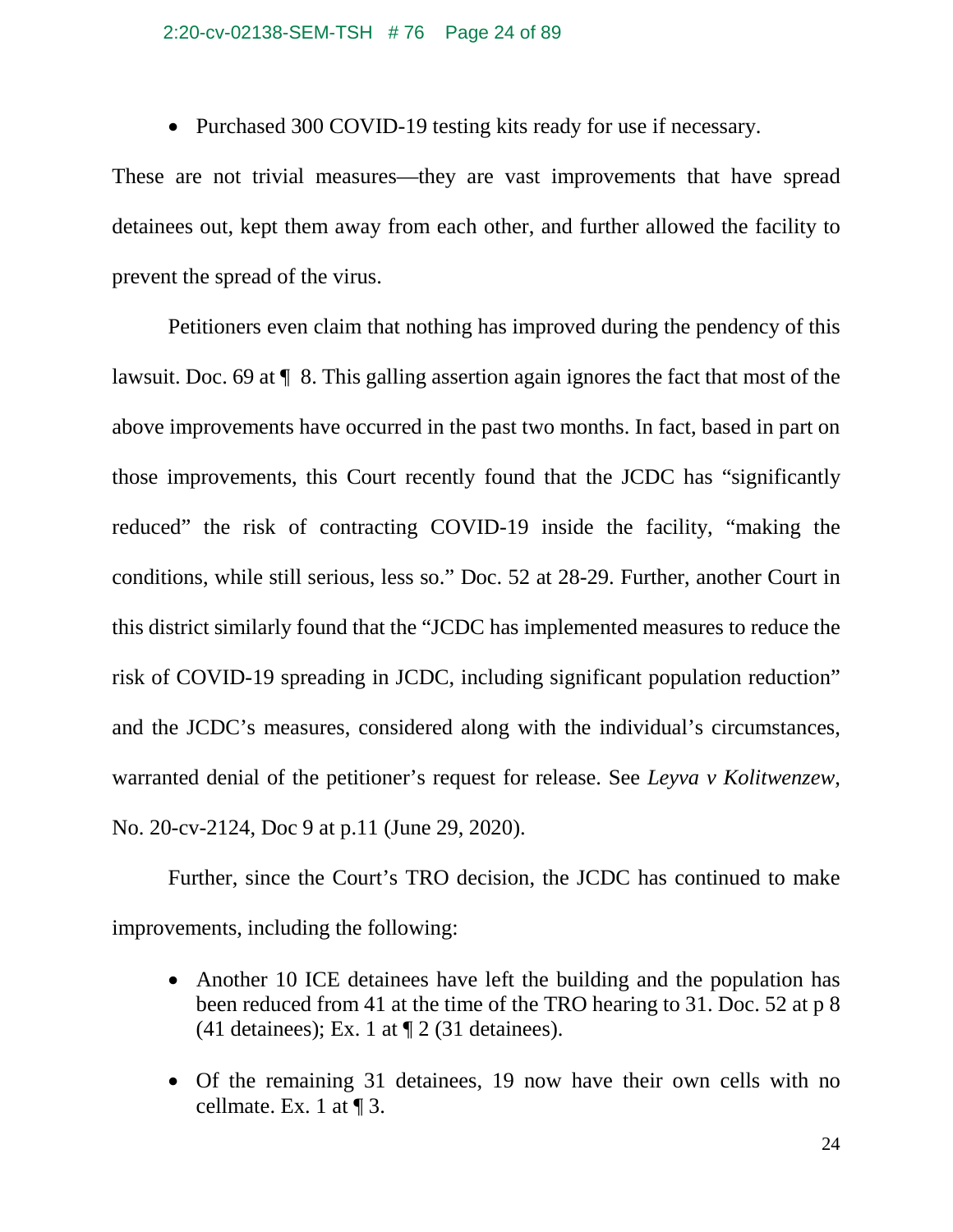- Purchased 300 COVID-19 testing kits ready for use if necessary.

These are not trivial measures—they are vast improvements that have spread detainees out, kept them away from each other, and further allowed the facility to prevent the spread of the virus.

Petitioners even claim that nothing has improved during the pendency of this lawsuit. Doc. 69 at ¶ 8. This galling assertion again ignores the fact that most of the above improvements have occurred in the past two months. In fact, based in part on those improvements, this Court recently found that the JCDC has "significantly reduced" the risk of contracting COVID-19 inside the facility, "making the conditions, while still serious, less so." Doc. 52 at 28-29. Further, another Court in this district similarly found that the "JCDC has implemented measures to reduce the risk of COVID-19 spreading in JCDC, including significant population reduction" and the JCDC's measures, considered along with the individual's circumstances, warranted denial of the petitioner's request for release. See *Leyva v Kolitwenzew*, No. 20-cv-2124, Doc 9 at p.11 (June 29, 2020).

Further, since the Court's TRO decision, the JCDC has continued to make improvements, including the following:

- Another 10 ICE detainees have left the building and the population has been reduced from 41 at the time of the TRO hearing to 31. Doc. 52 at p 8 (41 detainees); Ex. 1 at ¶ 2 (31 detainees).

- Of the remaining 31 detainees, 19 now have their own cells with no cellmate. Ex. 1 at ¶ 3.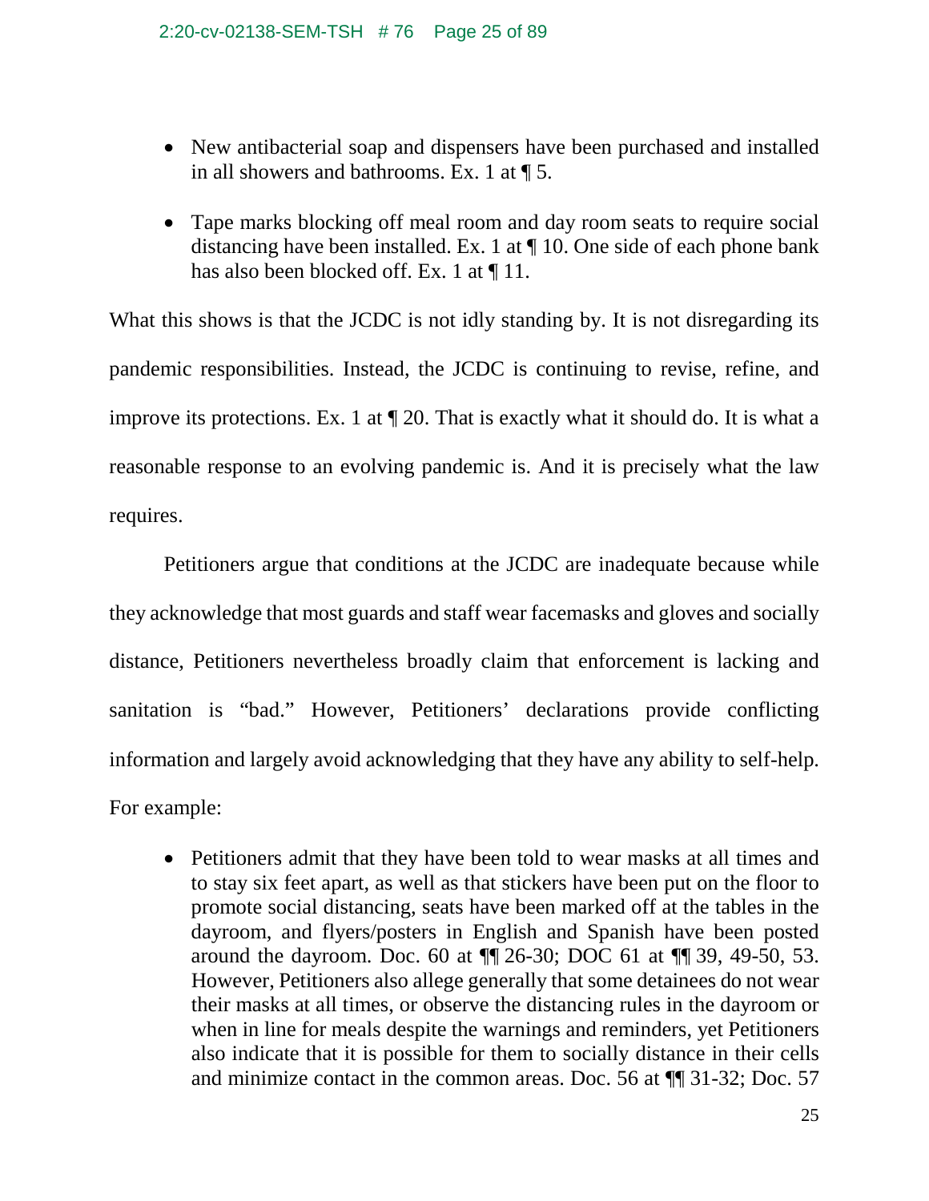- New antibacterial soap and dispensers have been purchased and installed in all showers and bathrooms. Ex. 1 at ¶ 5.

- Tape marks blocking off meal room and day room seats to require social distancing have been installed. Ex. 1 at ¶ 10. One side of each phone bank has also been blocked off. Ex. 1 at ¶ 11.

What this shows is that the JCDC is not idly standing by. It is not disregarding its pandemic responsibilities. Instead, the JCDC is continuing to revise, refine, and improve its protections. Ex. 1 at ¶ 20. That is exactly what it should do. It is what a reasonable response to an evolving pandemic is. And it is precisely what the law requires.

Petitioners argue that conditions at the JCDC are inadequate because while they acknowledge that most guards and staff wear facemasks and gloves and socially distance, Petitioners nevertheless broadly claim that enforcement is lacking and sanitation is "bad." However, Petitioners' declarations provide conflicting information and largely avoid acknowledging that they have any ability to self-help. For example:

- Petitioners admit that they have been told to wear masks at all times and to stay six feet apart, as well as that stickers have been put on the floor to promote social distancing, seats have been marked off at the tables in the dayroom, and flyers/posters in English and Spanish have been posted around the dayroom. Doc. 60 at ¶¶ 26-30; DOC 61 at ¶¶ 39, 49-50, 53. However, Petitioners also allege generally that some detainees do not wear their masks at all times, or observe the distancing rules in the dayroom or when in line for meals despite the warnings and reminders, yet Petitioners also indicate that it is possible for them to socially distance in their cells and minimize contact in the common areas. Doc. 56 at ¶¶ 31-32; Doc. 57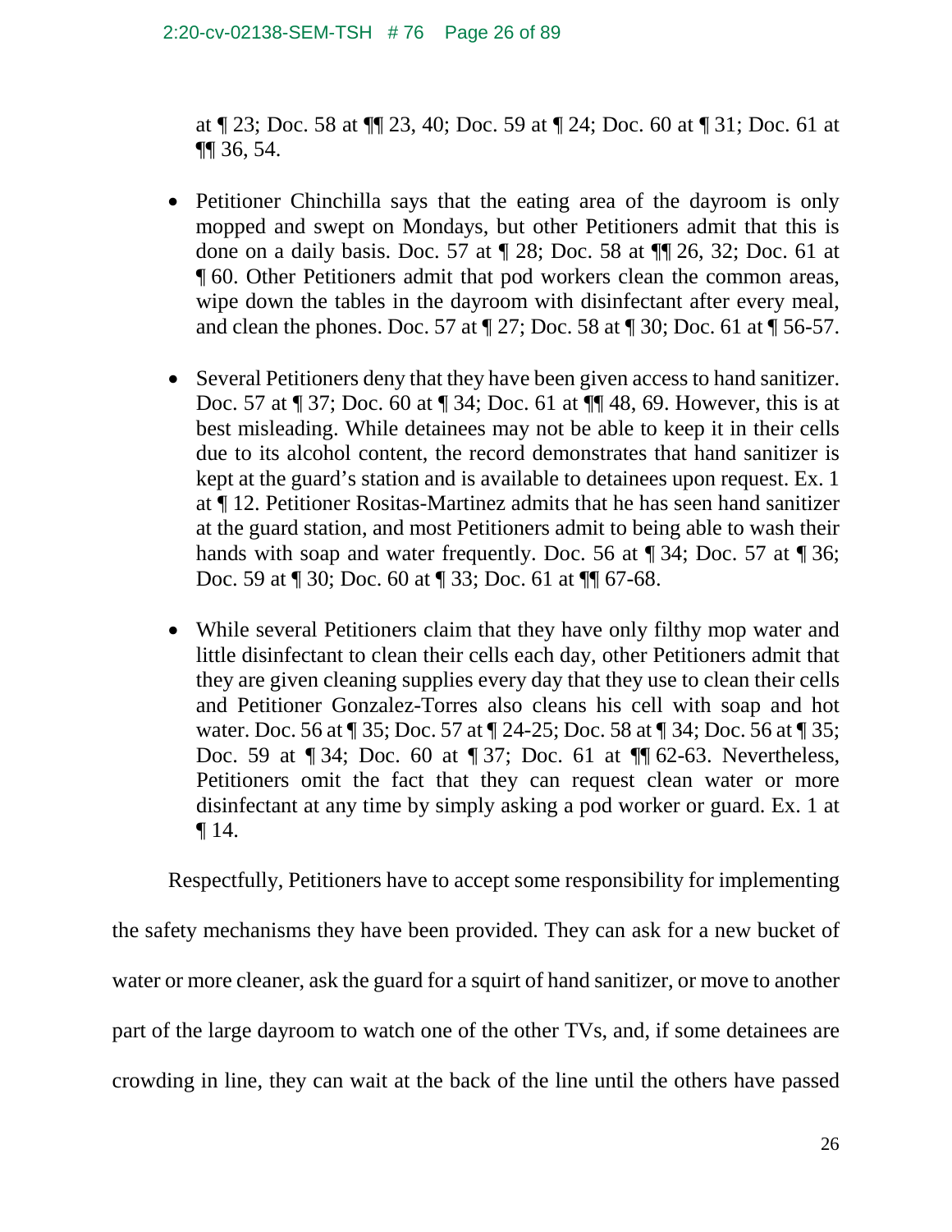at ¶ 23; Doc. 58 at ¶¶ 23, 40; Doc. 59 at ¶ 24; Doc. 60 at ¶ 31; Doc. 61 at ¶¶ 36, 54.

- Petitioner Chinchilla says that the eating area of the dayroom is only mopped and swept on Mondays, but other Petitioners admit that this is done on a daily basis. Doc. 57 at ¶ 28; Doc. 58 at ¶¶ 26, 32; Doc. 61 at ¶ 60. Other Petitioners admit that pod workers clean the common areas, wipe down the tables in the dayroom with disinfectant after every meal, and clean the phones. Doc. 57 at ¶ 27; Doc. 58 at ¶ 30; Doc. 61 at ¶ 56-57.

- Several Petitioners deny that they have been given access to hand sanitizer. Doc. 57 at ¶ 37; Doc. 60 at ¶ 34; Doc. 61 at ¶¶ 48, 69. However, this is at best misleading. While detainees may not be able to keep it in their cells due to its alcohol content, the record demonstrates that hand sanitizer is kept at the guard's station and is available to detainees upon request. Ex. 1 at ¶ 12. Petitioner Rositas-Martinez admits that he has seen hand sanitizer at the guard station, and most Petitioners admit to being able to wash their hands with soap and water frequently. Doc. 56 at ¶ 34; Doc. 57 at ¶ 36; Doc. 59 at ¶ 30; Doc. 60 at ¶ 33; Doc. 61 at ¶¶ 67-68.

- While several Petitioners claim that they have only filthy mop water and little disinfectant to clean their cells each day, other Petitioners admit that they are given cleaning supplies every day that they use to clean their cells and Petitioner Gonzalez-Torres also cleans his cell with soap and hot water. Doc. 56 at ¶ 35; Doc. 57 at ¶ 24-25; Doc. 58 at ¶ 34; Doc. 56 at ¶ 35; Doc. 59 at ¶ 34; Doc. 60 at ¶ 37; Doc. 61 at ¶¶ 62-63. Nevertheless, Petitioners omit the fact that they can request clean water or more disinfectant at any time by simply asking a pod worker or guard. Ex. 1 at ¶ 14.

Respectfully, Petitioners have to accept some responsibility for implementing the safety mechanisms they have been provided. They can ask for a new bucket of water or more cleaner, ask the guard for a squirt of hand sanitizer, or move to another part of the large dayroom to watch one of the other TVs, and, if some detainees are crowding in line, they can wait at the back of the line until the others have passed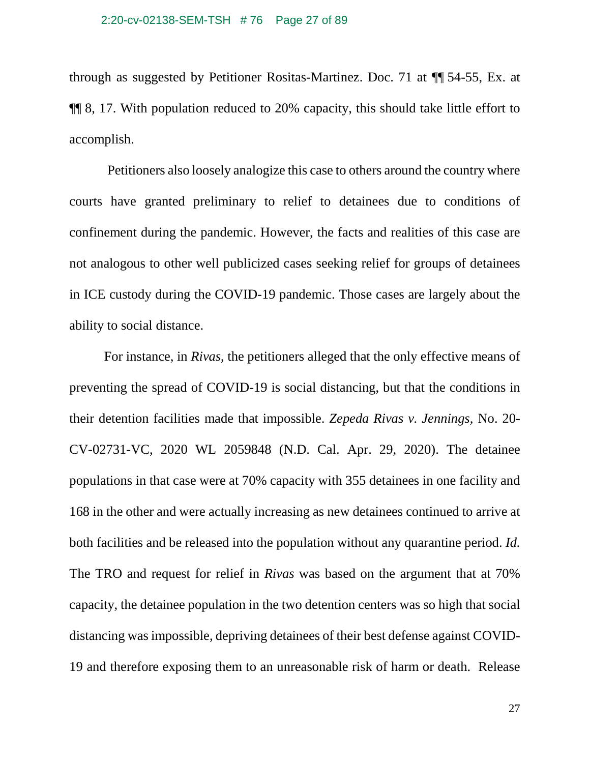through as suggested by Petitioner Rositas-Martinez. Doc. 71 at ¶¶ 54-55, Ex. at ¶¶ 8, 17. With population reduced to 20% capacity, this should take little effort to accomplish.

Petitioners also loosely analogize this case to others around the country where courts have granted preliminary to relief to detainees due to conditions of confinement during the pandemic. However, the facts and realities of this case are not analogous to other well publicized cases seeking relief for groups of detainees in ICE custody during the COVID-19 pandemic. Those cases are largely about the ability to social distance.

For instance, in *Rivas*, the petitioners alleged that the only effective means of preventing the spread of COVID-19 is social distancing, but that the conditions in their detention facilities made that impossible. *Zepeda Rivas v. Jennings*, No. 20-CV-02731-VC, 2020 WL 2059848 (N.D. Cal. Apr. 29, 2020). The detainee populations in that case were at 70% capacity with 355 detainees in one facility and 168 in the other and were actually increasing as new detainees continued to arrive at both facilities and be released into the population without any quarantine period. *Id.* The TRO and request for relief in *Rivas* was based on the argument that at 70% capacity, the detainee population in the two detention centers was so high that social distancing was impossible, depriving detainees of their best defense against COVID-19 and therefore exposing them to an unreasonable risk of harm or death. Release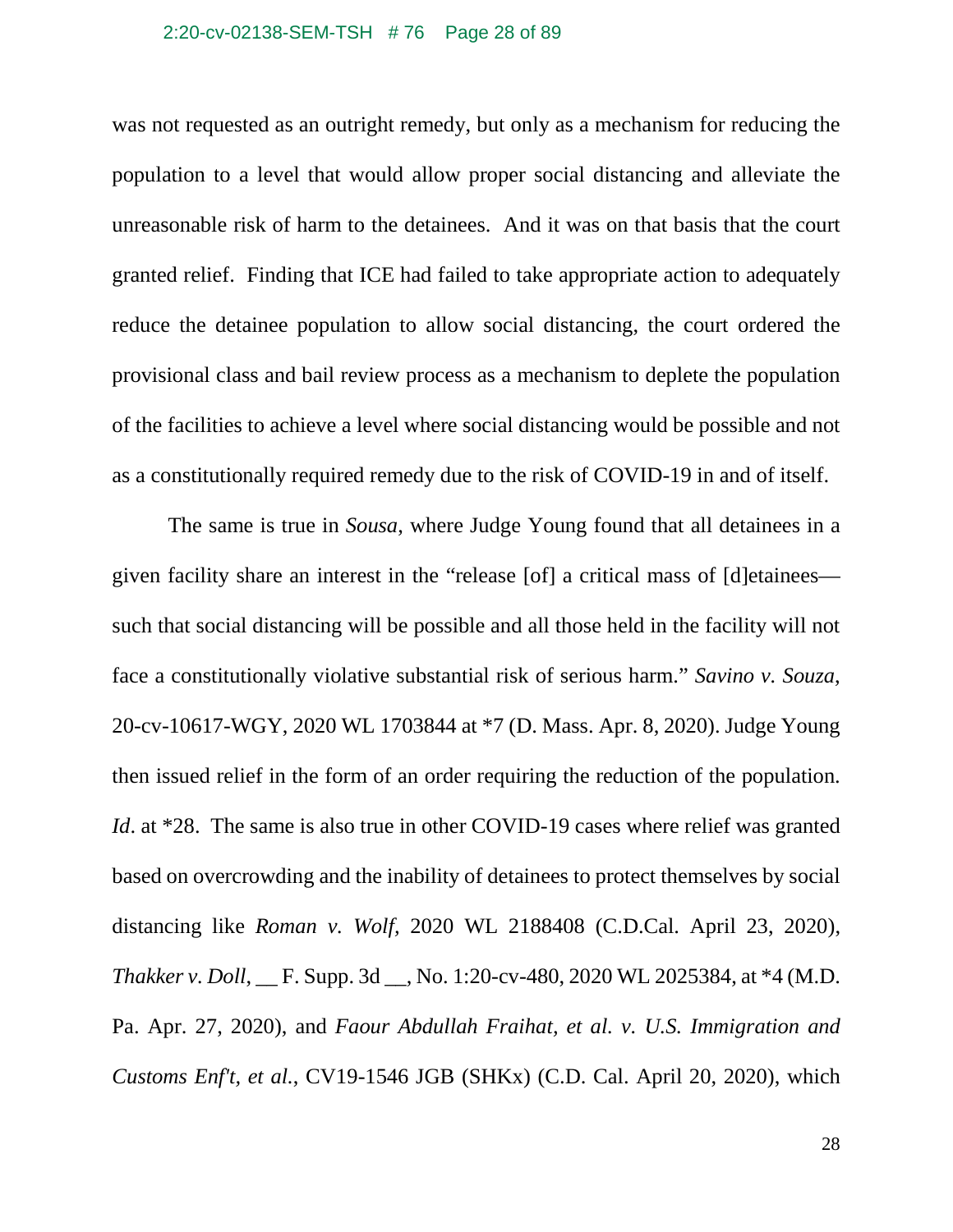was not requested as an outright remedy, but only as a mechanism for reducing the population to a level that would allow proper social distancing and alleviate the unreasonable risk of harm to the detainees. And it was on that basis that the court granted relief. Finding that ICE had failed to take appropriate action to adequately reduce the detainee population to allow social distancing, the court ordered the provisional class and bail review process as a mechanism to deplete the population of the facilities to achieve a level where social distancing would be possible and not as a constitutionally required remedy due to the risk of COVID-19 in and of itself.

The same is true in *Sousa*, where Judge Young found that all detainees in a given facility share an interest in the "release [of] a critical mass of [d]etainees—such that social distancing will be possible and all those held in the facility will not face a constitutionally violative substantial risk of serious harm." *Savino v. Souza*, 20-cv-10617-WGY, 2020 WL 1703844 at *7 (D. Mass. Apr. 8, 2020). Judge Young then issued relief in the form of an order requiring the reduction of the population. *Id*. at *28. The same is also true in other COVID-19 cases where relief was granted based on overcrowding and the inability of detainees to protect themselves by social distancing like *Roman v. Wolf,* 2020 WL 2188408 (C.D.Cal. April 23, 2020), *Thakker v. Doll*, __ F. Supp. 3d __, No. 1:20-cv-480, 2020 WL 2025384, at *4 (M.D. Pa. Apr. 27, 2020), and *Faour Abdullah Fraihat, et al. v. U.S. Immigration and Customs Enf't, et al.*, CV19-1546 JGB (SHKx) (C.D. Cal. April 20, 2020), which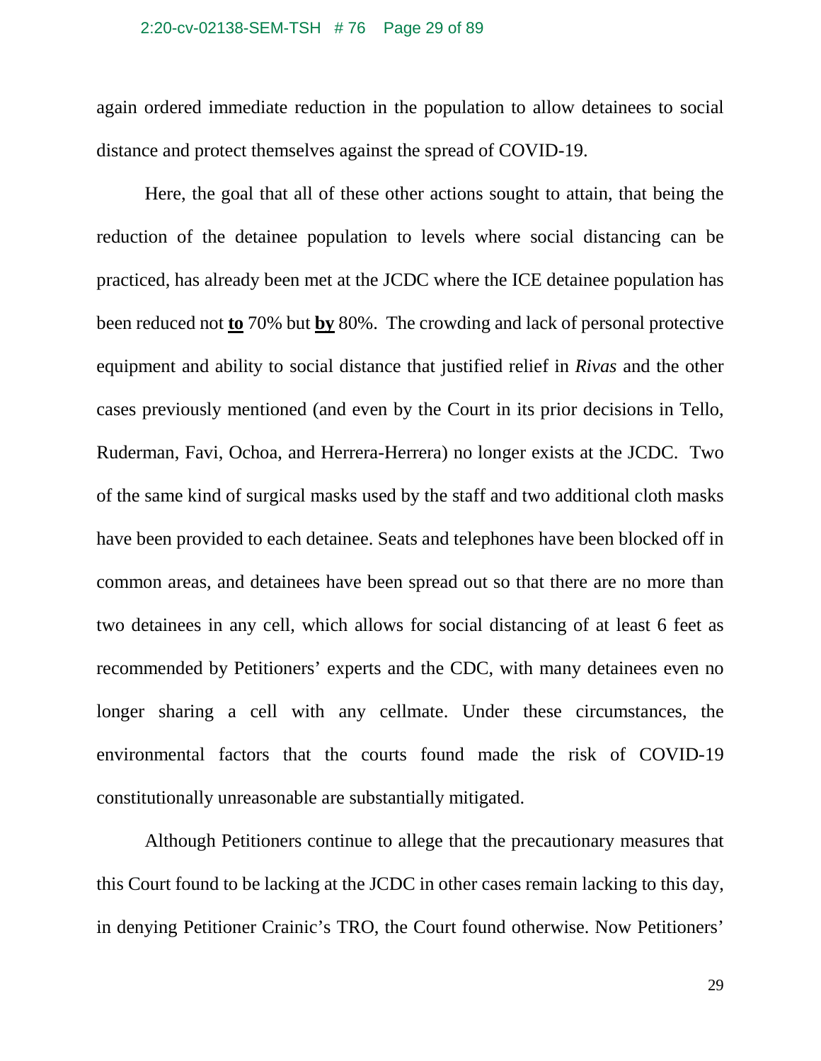again ordered immediate reduction in the population to allow detainees to social distance and protect themselves against the spread of COVID-19.

Here, the goal that all of these other actions sought to attain, that being the reduction of the detainee population to levels where social distancing can be practiced, has already been met at the JCDC where the ICE detainee population has been reduced not **<u>to</u>** 70% but **<u>by</u>** 80%. The crowding and lack of personal protective equipment and ability to social distance that justified relief in *Rivas* and the other cases previously mentioned (and even by the Court in its prior decisions in Tello, Ruderman, Favi, Ochoa, and Herrera-Herrera) no longer exists at the JCDC. Two of the same kind of surgical masks used by the staff and two additional cloth masks have been provided to each detainee. Seats and telephones have been blocked off in common areas, and detainees have been spread out so that there are no more than two detainees in any cell, which allows for social distancing of at least 6 feet as recommended by Petitioners' experts and the CDC, with many detainees even no longer sharing a cell with any cellmate. Under these circumstances, the environmental factors that the courts found made the risk of COVID-19 constitutionally unreasonable are substantially mitigated.

Although Petitioners continue to allege that the precautionary measures that this Court found to be lacking at the JCDC in other cases remain lacking to this day, in denying Petitioner Crainic's TRO, the Court found otherwise. Now Petitioners'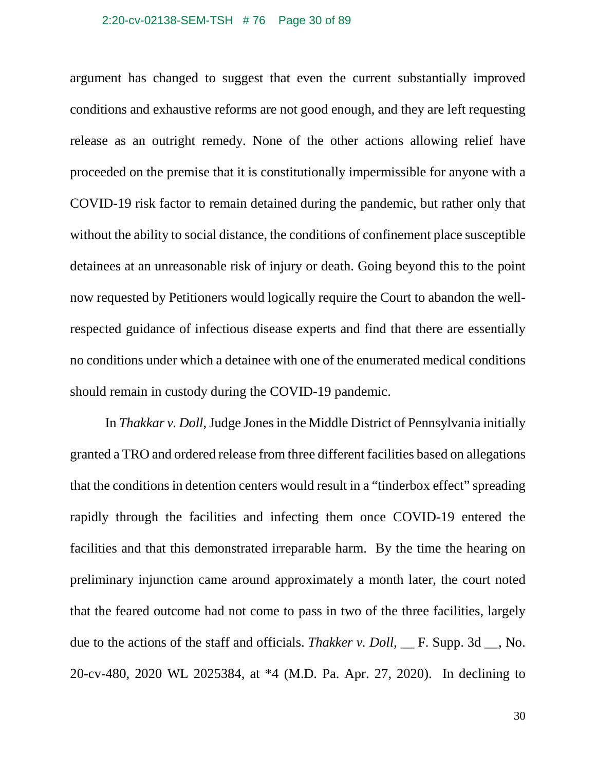argument has changed to suggest that even the current substantially improved conditions and exhaustive reforms are not good enough, and they are left requesting release as an outright remedy. None of the other actions allowing relief have proceeded on the premise that it is constitutionally impermissible for anyone with a COVID-19 risk factor to remain detained during the pandemic, but rather only that without the ability to social distance, the conditions of confinement place susceptible detainees at an unreasonable risk of injury or death. Going beyond this to the point now requested by Petitioners would logically require the Court to abandon the well-respected guidance of infectious disease experts and find that there are essentially no conditions under which a detainee with one of the enumerated medical conditions should remain in custody during the COVID-19 pandemic.

In *Thakkar v. Doll*, Judge Jones in the Middle District of Pennsylvania initially granted a TRO and ordered release from three different facilities based on allegations that the conditions in detention centers would result in a "tinderbox effect" spreading rapidly through the facilities and infecting them once COVID-19 entered the facilities and that this demonstrated irreparable harm. By the time the hearing on preliminary injunction came around approximately a month later, the court noted that the feared outcome had not come to pass in two of the three facilities, largely due to the actions of the staff and officials. *Thakker v. Doll*, __ F. Supp. 3d __, No. 20-cv-480, 2020 WL 2025384, at *4 (M.D. Pa. Apr. 27, 2020). In declining to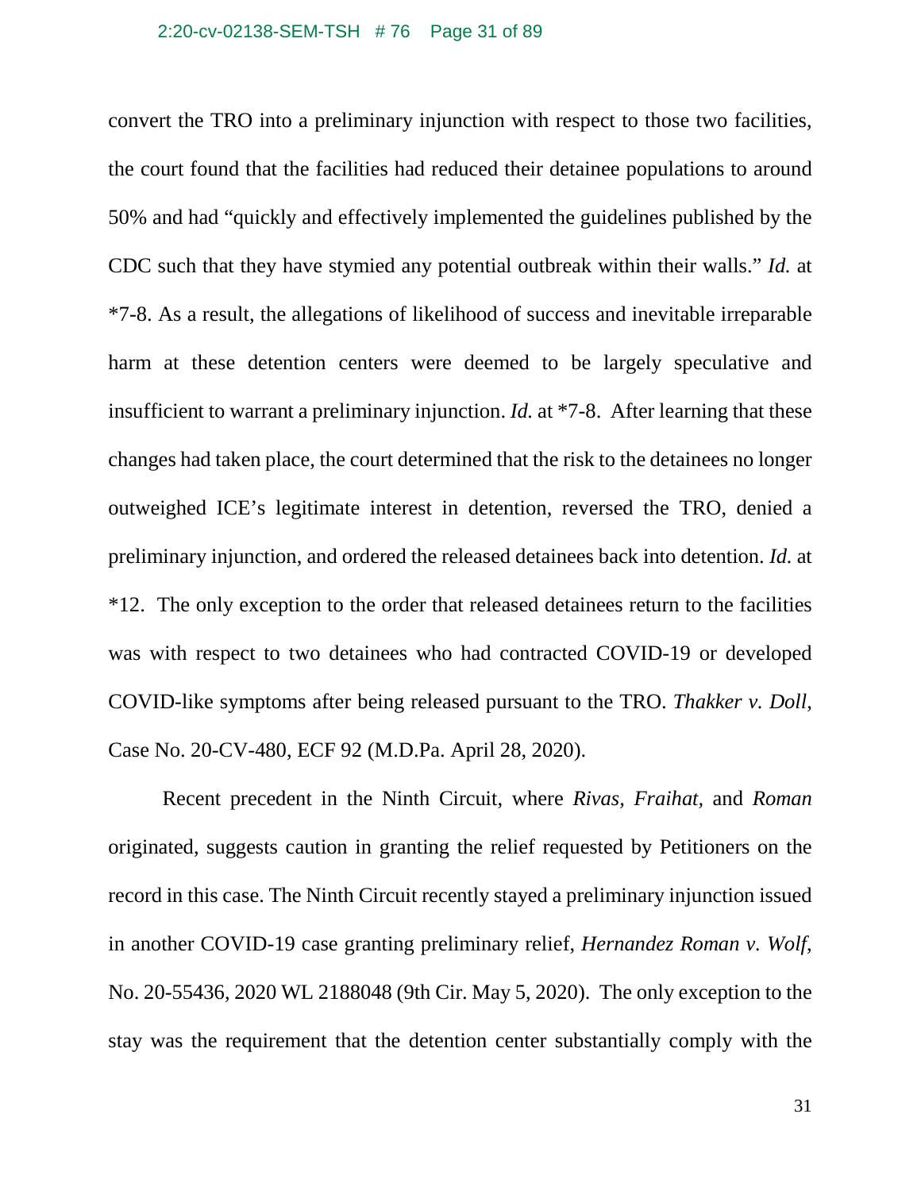convert the TRO into a preliminary injunction with respect to those two facilities, the court found that the facilities had reduced their detainee populations to around 50% and had "quickly and effectively implemented the guidelines published by the CDC such that they have stymied any potential outbreak within their walls." *Id.* at *7-8. As a result, the allegations of likelihood of success and inevitable irreparable harm at these detention centers were deemed to be largely speculative and insufficient to warrant a preliminary injunction. *Id.* at *7-8. After learning that these changes had taken place, the court determined that the risk to the detainees no longer outweighed ICE's legitimate interest in detention, reversed the TRO, denied a preliminary injunction, and ordered the released detainees back into detention. *Id.* at *12. The only exception to the order that released detainees return to the facilities was with respect to two detainees who had contracted COVID-19 or developed COVID-like symptoms after being released pursuant to the TRO. *Thakker v. Doll*, Case No. 20-CV-480, ECF 92 (M.D.Pa. April 28, 2020).

Recent precedent in the Ninth Circuit, where *Rivas, Fraihat,* and *Roman* originated, suggests caution in granting the relief requested by Petitioners on the record in this case. The Ninth Circuit recently stayed a preliminary injunction issued in another COVID-19 case granting preliminary relief, *Hernandez Roman v. Wolf*, No. 20-55436, 2020 WL 2188048 (9th Cir. May 5, 2020). The only exception to the stay was the requirement that the detention center substantially comply with the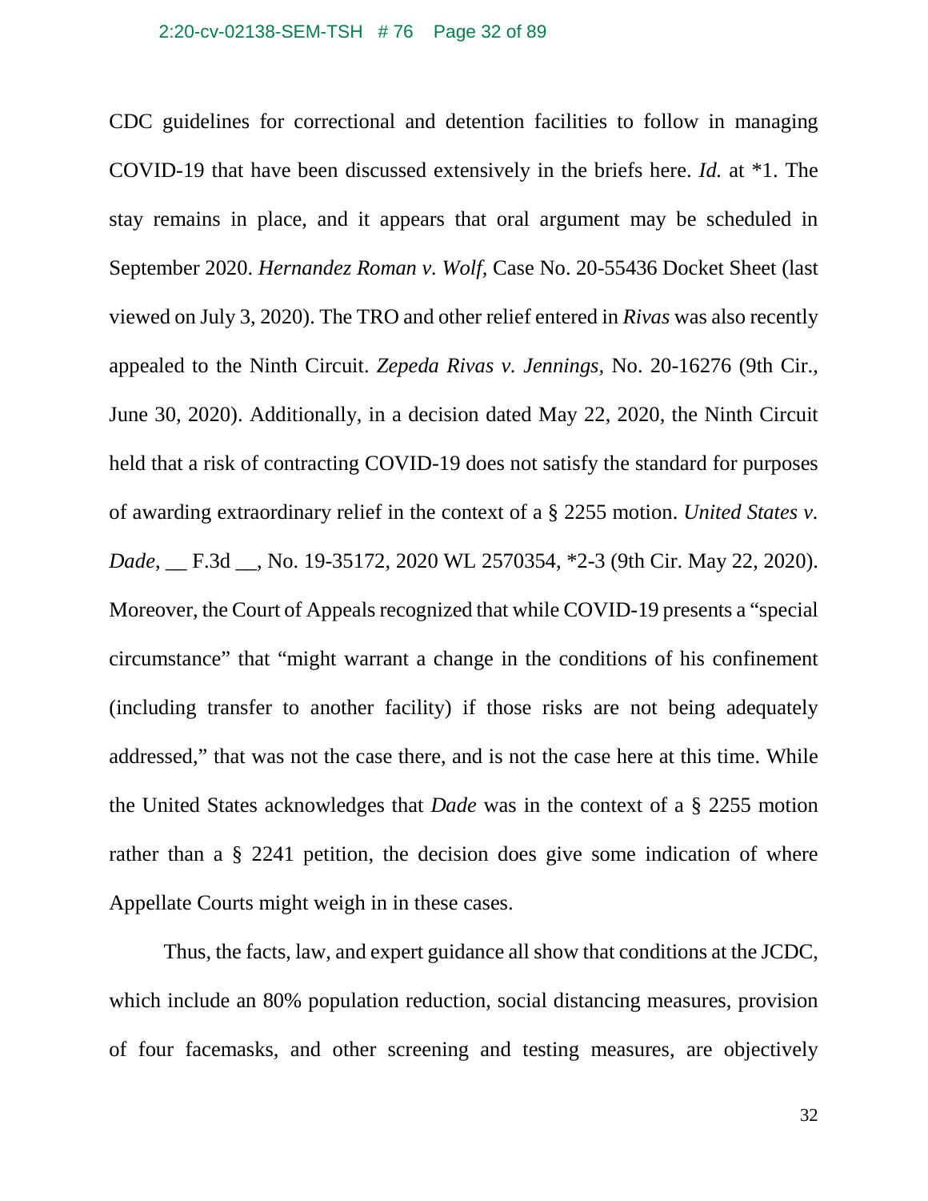CDC guidelines for correctional and detention facilities to follow in managing COVID-19 that have been discussed extensively in the briefs here. *Id.* at *1. The stay remains in place, and it appears that oral argument may be scheduled in September 2020. *Hernandez Roman v. Wolf,* Case No. 20-55436 Docket Sheet (last viewed on July 3, 2020). The TRO and other relief entered in *Rivas* was also recently appealed to the Ninth Circuit. *Zepeda Rivas v. Jennings,* No. 20-16276 (9th Cir., June 30, 2020). Additionally, in a decision dated May 22, 2020, the Ninth Circuit held that a risk of contracting COVID-19 does not satisfy the standard for purposes of awarding extraordinary relief in the context of a § 2255 motion. *United States v. Dade*, __ F.3d __, No. 19-35172, 2020 WL 2570354, *2-3 (9th Cir. May 22, 2020). Moreover, the Court of Appeals recognized that while COVID-19 presents a "special circumstance" that "might warrant a change in the conditions of his confinement (including transfer to another facility) if those risks are not being adequately addressed," that was not the case there, and is not the case here at this time. While the United States acknowledges that *Dade* was in the context of a § 2255 motion rather than a § 2241 petition, the decision does give some indication of where Appellate Courts might weigh in in these cases.

Thus, the facts, law, and expert guidance all show that conditions at the JCDC, which include an 80% population reduction, social distancing measures, provision of four facemasks, and other screening and testing measures, are objectively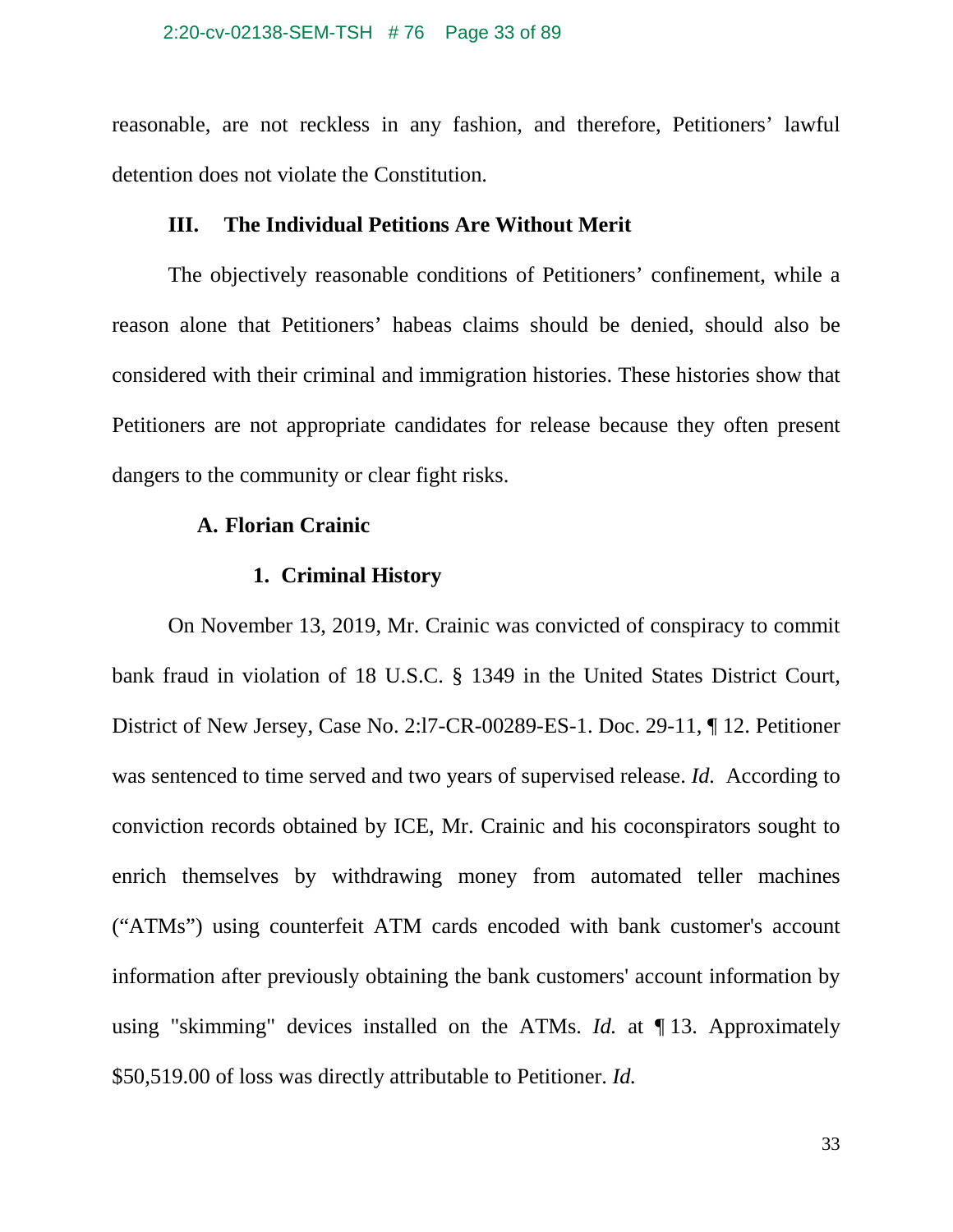reasonable, are not reckless in any fashion, and therefore, Petitioners' lawful detention does not violate the Constitution.

## III. The Individual Petitions Are Without Merit

The objectively reasonable conditions of Petitioners' confinement, while a reason alone that Petitioners' habeas claims should be denied, should also be considered with their criminal and immigration histories. These histories show that Petitioners are not appropriate candidates for release because they often present dangers to the community or clear fight risks.

### A. Florian Crainic

#### 1. Criminal History

On November 13, 2019, Mr. Crainic was convicted of conspiracy to commit bank fraud in violation of 18 U.S.C. § 1349 in the United States District Court, District of New Jersey, Case No. 2:l7-CR-00289-ES-1. Doc. 29-11, ¶ 12. Petitioner was sentenced to time served and two years of supervised release. *Id.* According to conviction records obtained by ICE, Mr. Crainic and his coconspirators sought to enrich themselves by withdrawing money from automated teller machines ("ATMs") using counterfeit ATM cards encoded with bank customer's account information after previously obtaining the bank customers' account information by using "skimming" devices installed on the ATMs. *Id.* at ¶ 13. Approximately $50,519.00 of loss was directly attributable to Petitioner. *Id.*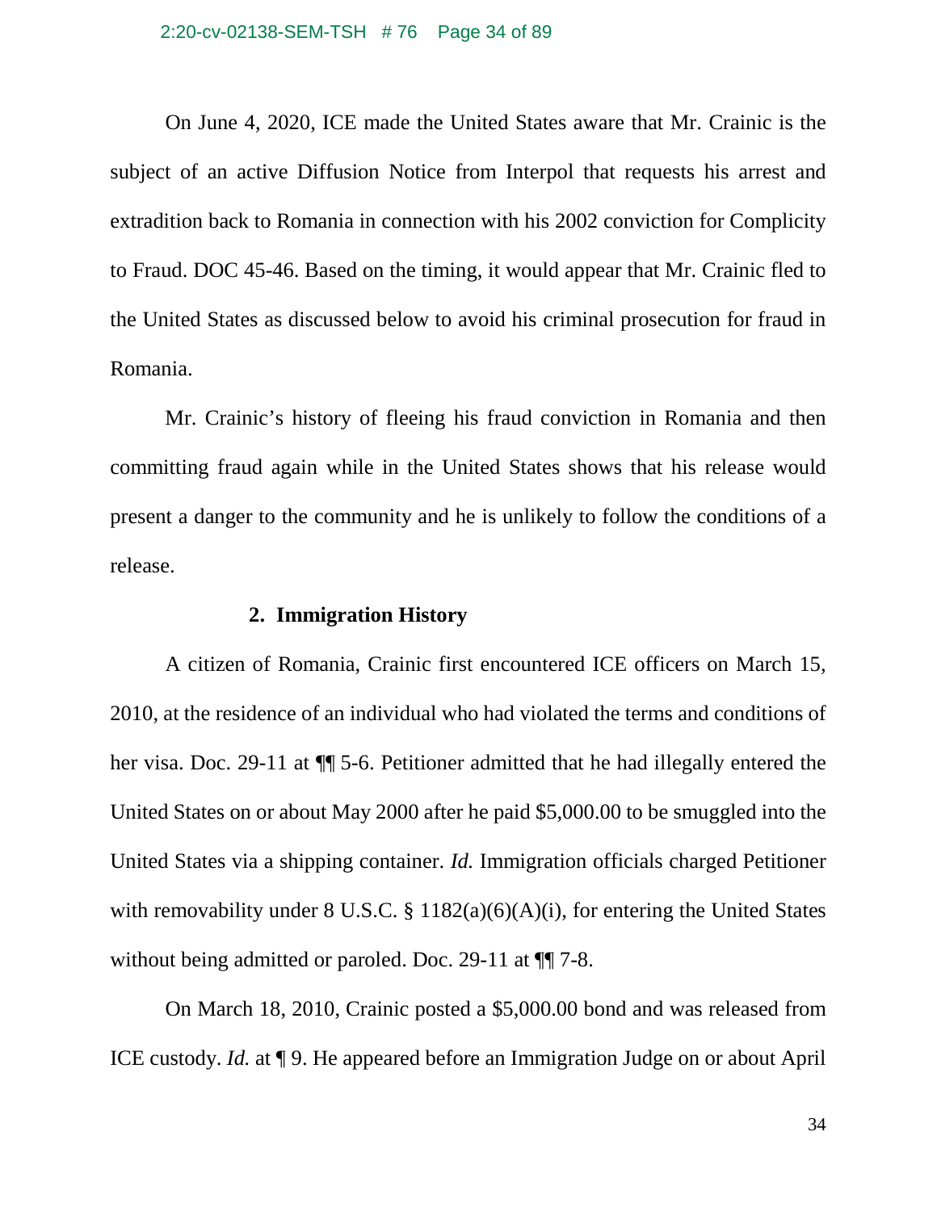On June 4, 2020, ICE made the United States aware that Mr. Crainic is the subject of an active Diffusion Notice from Interpol that requests his arrest and extradition back to Romania in connection with his 2002 conviction for Complicity to Fraud. DOC 45-46. Based on the timing, it would appear that Mr. Crainic fled to the United States as discussed below to avoid his criminal prosecution for fraud in Romania.

Mr. Crainic's history of fleeing his fraud conviction in Romania and then committing fraud again while in the United States shows that his release would present a danger to the community and he is unlikely to follow the conditions of a release.

**2. Immigration History**

A citizen of Romania, Crainic first encountered ICE officers on March 15, 2010, at the residence of an individual who had violated the terms and conditions of her visa. Doc. 29-11 at ¶¶ 5-6. Petitioner admitted that he had illegally entered the United States on or about May 2000 after he paid $5,000.00 to be smuggled into the United States via a shipping container. *Id.* Immigration officials charged Petitioner with removability under 8 U.S.C. § 1182(a)(6)(A)(i), for entering the United States without being admitted or paroled. Doc. 29-11 at ¶¶ 7-8.

On March 18, 2010, Crainic posted a $5,000.00 bond and was released from ICE custody. *Id.* at ¶ 9. He appeared before an Immigration Judge on or about April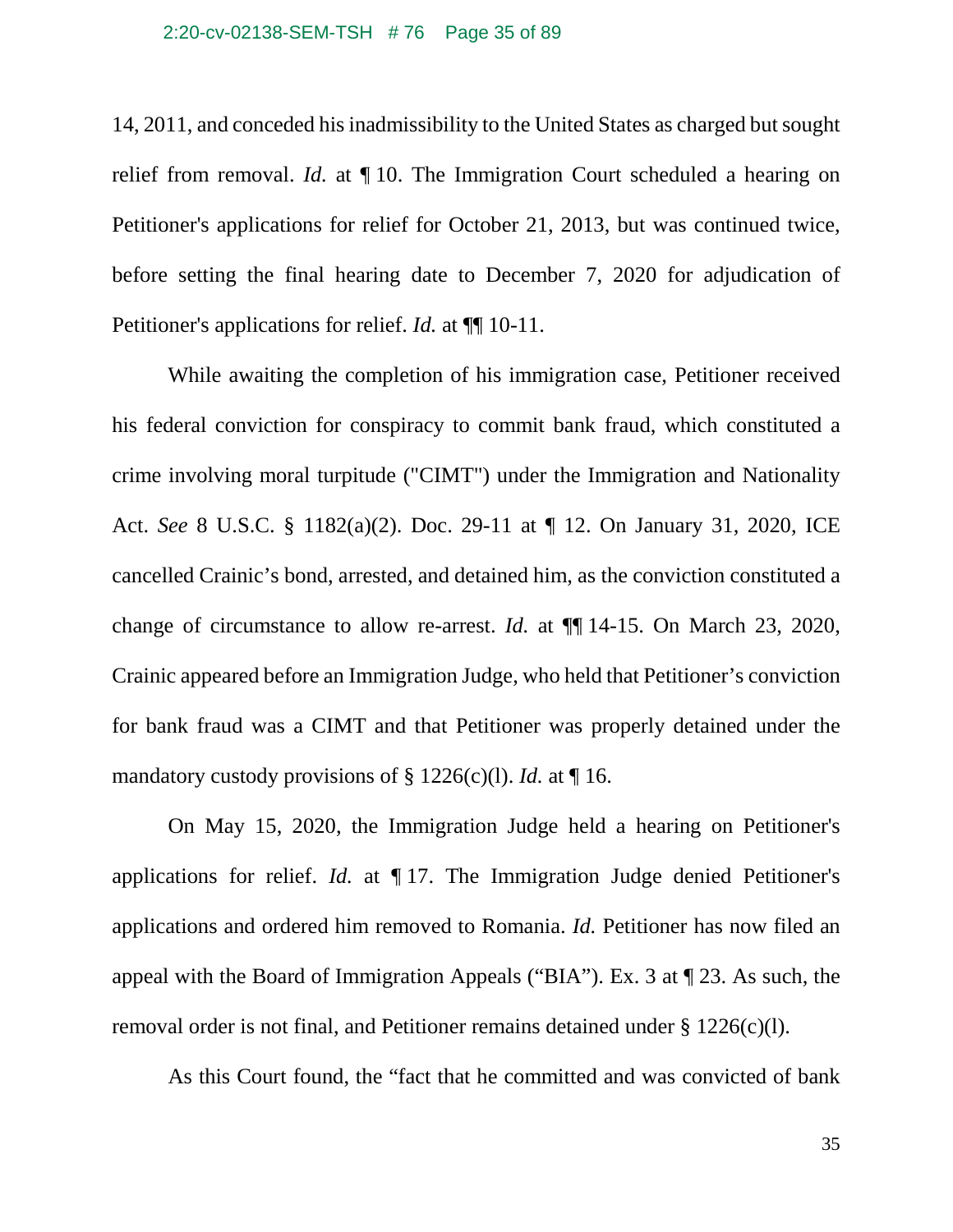14, 2011, and conceded his inadmissibility to the United States as charged but sought relief from removal. *Id.* at ¶ 10. The Immigration Court scheduled a hearing on Petitioner's applications for relief for October 21, 2013, but was continued twice, before setting the final hearing date to December 7, 2020 for adjudication of Petitioner's applications for relief. *Id.* at ¶¶ 10-11.

While awaiting the completion of his immigration case, Petitioner received his federal conviction for conspiracy to commit bank fraud, which constituted a crime involving moral turpitude ("CIMT") under the Immigration and Nationality Act. *See* 8 U.S.C. § 1182(a)(2). Doc. 29-11 at ¶ 12. On January 31, 2020, ICE cancelled Crainic's bond, arrested, and detained him, as the conviction constituted a change of circumstance to allow re-arrest. *Id.* at ¶¶ 14-15. On March 23, 2020, Crainic appeared before an Immigration Judge, who held that Petitioner's conviction for bank fraud was a CIMT and that Petitioner was properly detained under the mandatory custody provisions of § 1226(c)(l). *Id.* at ¶ 16.

On May 15, 2020, the Immigration Judge held a hearing on Petitioner's applications for relief. *Id.* at ¶ 17. The Immigration Judge denied Petitioner's applications and ordered him removed to Romania. *Id.* Petitioner has now filed an appeal with the Board of Immigration Appeals ("BIA"). Ex. 3 at ¶ 23. As such, the removal order is not final, and Petitioner remains detained under § 1226(c)(l).

As this Court found, the "fact that he committed and was convicted of bank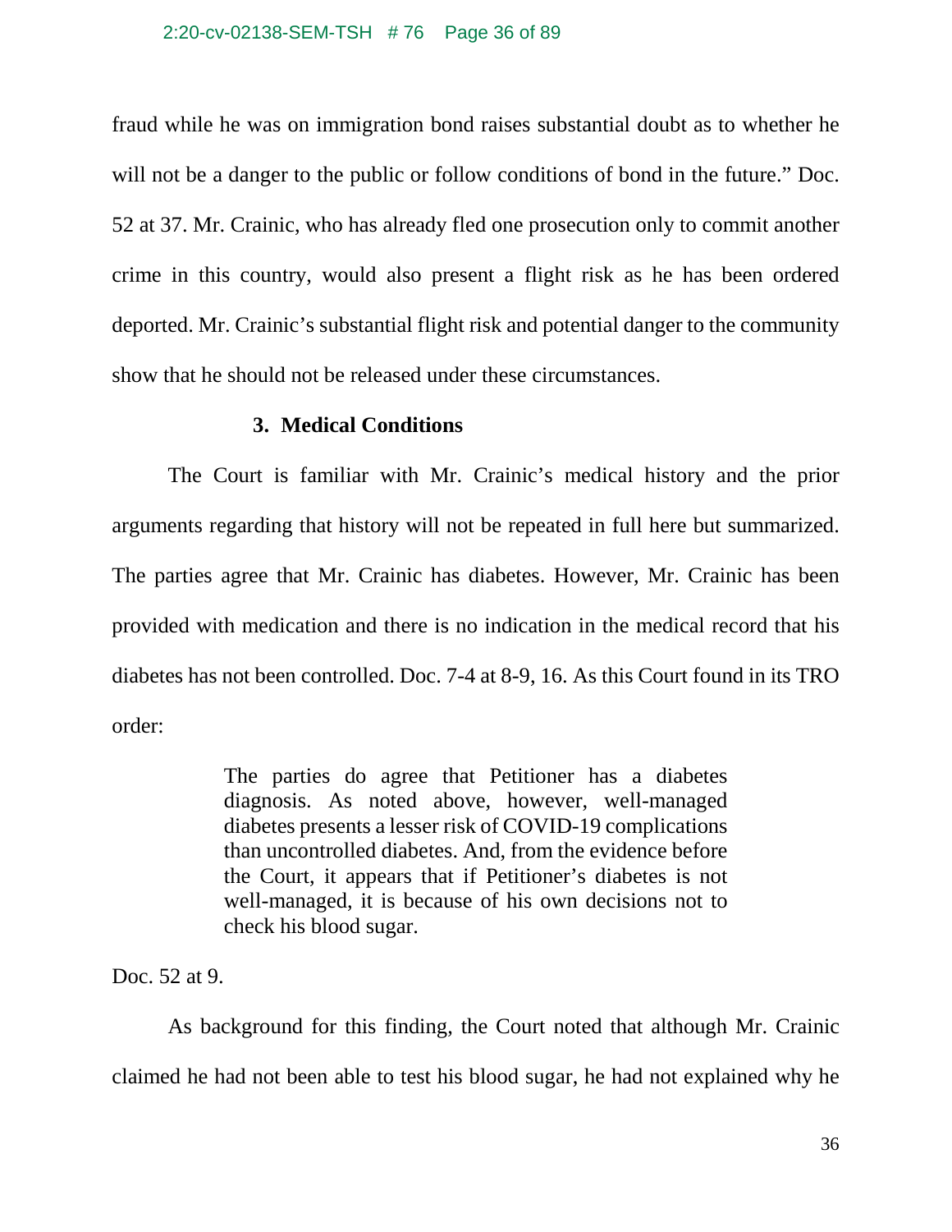fraud while he was on immigration bond raises substantial doubt as to whether he will not be a danger to the public or follow conditions of bond in the future." Doc. 52 at 37. Mr. Crainic, who has already fled one prosecution only to commit another crime in this country, would also present a flight risk as he has been ordered deported. Mr. Crainic's substantial flight risk and potential danger to the community show that he should not be released under these circumstances.

### 3. Medical Conditions

The Court is familiar with Mr. Crainic's medical history and the prior arguments regarding that history will not be repeated in full here but summarized. The parties agree that Mr. Crainic has diabetes. However, Mr. Crainic has been provided with medication and there is no indication in the medical record that his diabetes has not been controlled. Doc. 7-4 at 8-9, 16. As this Court found in its TRO order:

> The parties do agree that Petitioner has a diabetes diagnosis. As noted above, however, well-managed diabetes presents a lesser risk of COVID-19 complications than uncontrolled diabetes. And, from the evidence before the Court, it appears that if Petitioner's diabetes is not well-managed, it is because of his own decisions not to check his blood sugar.

Doc. 52 at 9.

As background for this finding, the Court noted that although Mr. Crainic claimed he had not been able to test his blood sugar, he had not explained why he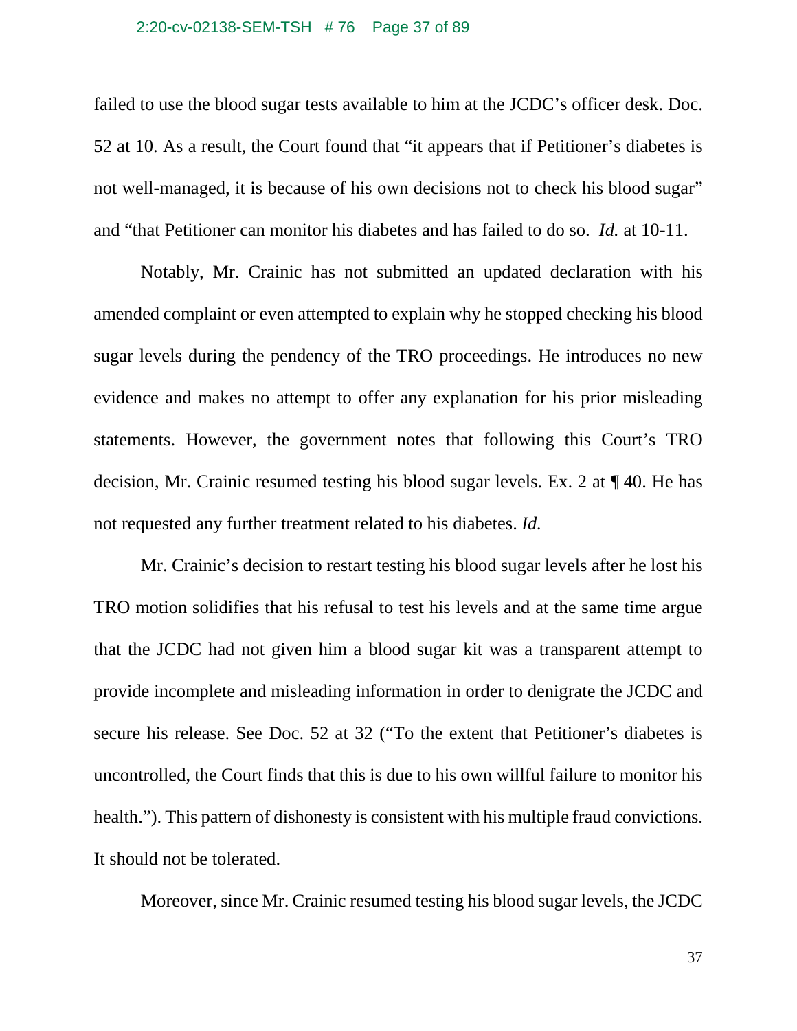failed to use the blood sugar tests available to him at the JCDC's officer desk. Doc. 52 at 10. As a result, the Court found that "it appears that if Petitioner's diabetes is not well-managed, it is because of his own decisions not to check his blood sugar" and "that Petitioner can monitor his diabetes and has failed to do so. *Id.* at 10-11.

Notably, Mr. Crainic has not submitted an updated declaration with his amended complaint or even attempted to explain why he stopped checking his blood sugar levels during the pendency of the TRO proceedings. He introduces no new evidence and makes no attempt to offer any explanation for his prior misleading statements. However, the government notes that following this Court's TRO decision, Mr. Crainic resumed testing his blood sugar levels. Ex. 2 at ¶ 40. He has not requested any further treatment related to his diabetes. *Id.*

Mr. Crainic's decision to restart testing his blood sugar levels after he lost his TRO motion solidifies that his refusal to test his levels and at the same time argue that the JCDC had not given him a blood sugar kit was a transparent attempt to provide incomplete and misleading information in order to denigrate the JCDC and secure his release. See Doc. 52 at 32 ("To the extent that Petitioner's diabetes is uncontrolled, the Court finds that this is due to his own willful failure to monitor his health."). This pattern of dishonesty is consistent with his multiple fraud convictions. It should not be tolerated.

Moreover, since Mr. Crainic resumed testing his blood sugar levels, the JCDC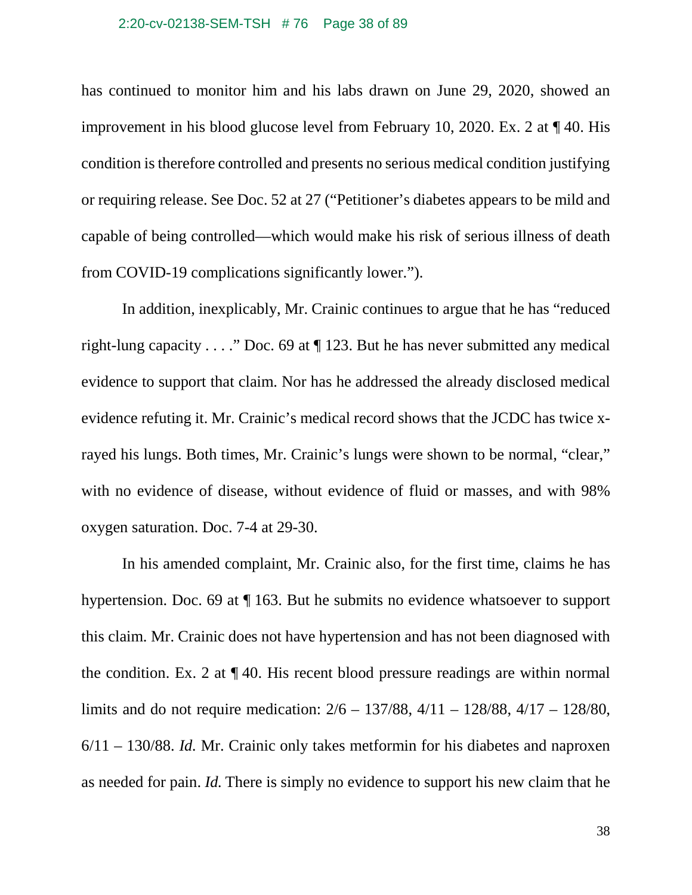has continued to monitor him and his labs drawn on June 29, 2020, showed an improvement in his blood glucose level from February 10, 2020. Ex. 2 at ¶ 40. His condition is therefore controlled and presents no serious medical condition justifying or requiring release. See Doc. 52 at 27 ("Petitioner's diabetes appears to be mild and capable of being controlled—which would make his risk of serious illness of death from COVID-19 complications significantly lower.").

In addition, inexplicably, Mr. Crainic continues to argue that he has "reduced right-lung capacity . . . ." Doc. 69 at ¶ 123. But he has never submitted any medical evidence to support that claim. Nor has he addressed the already disclosed medical evidence refuting it. Mr. Crainic's medical record shows that the JCDC has twice x-rayed his lungs. Both times, Mr. Crainic's lungs were shown to be normal, "clear," with no evidence of disease, without evidence of fluid or masses, and with 98% oxygen saturation. Doc. 7-4 at 29-30.

In his amended complaint, Mr. Crainic also, for the first time, claims he has hypertension. Doc. 69 at ¶ 163. But he submits no evidence whatsoever to support this claim. Mr. Crainic does not have hypertension and has not been diagnosed with the condition. Ex. 2 at ¶ 40. His recent blood pressure readings are within normal limits and do not require medication: 2/6 – 137/88, 4/11 – 128/88, 4/17 – 128/80, 6/11 – 130/88. *Id.* Mr. Crainic only takes metformin for his diabetes and naproxen as needed for pain. *Id.* There is simply no evidence to support his new claim that he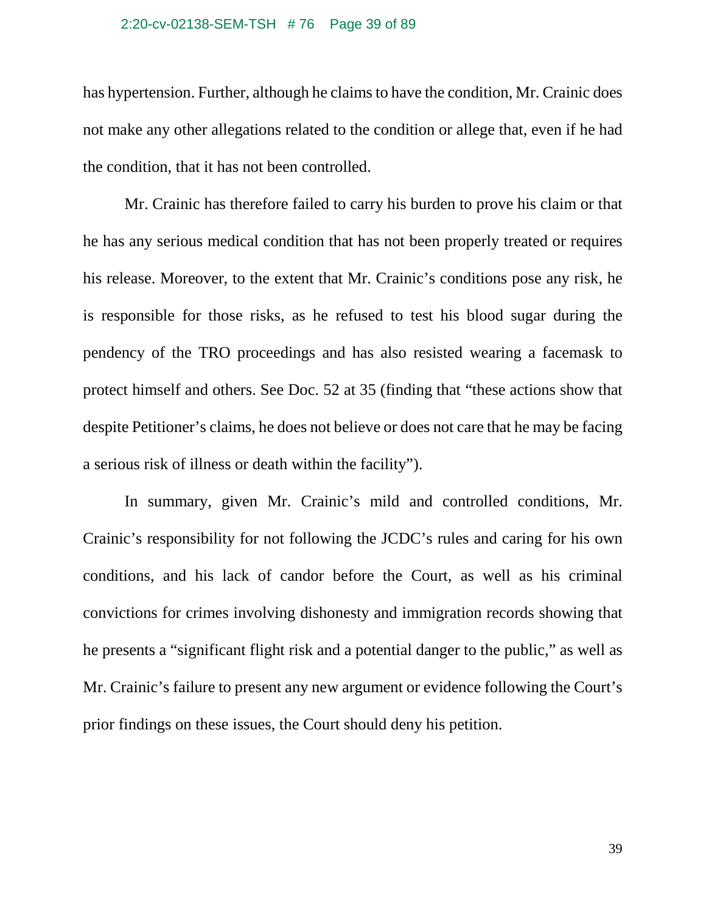has hypertension. Further, although he claims to have the condition, Mr. Crainic does not make any other allegations related to the condition or allege that, even if he had the condition, that it has not been controlled.

Mr. Crainic has therefore failed to carry his burden to prove his claim or that he has any serious medical condition that has not been properly treated or requires his release. Moreover, to the extent that Mr. Crainic's conditions pose any risk, he is responsible for those risks, as he refused to test his blood sugar during the pendency of the TRO proceedings and has also resisted wearing a facemask to protect himself and others. See Doc. 52 at 35 (finding that "these actions show that despite Petitioner's claims, he does not believe or does not care that he may be facing a serious risk of illness or death within the facility").

In summary, given Mr. Crainic's mild and controlled conditions, Mr. Crainic's responsibility for not following the JCDC's rules and caring for his own conditions, and his lack of candor before the Court, as well as his criminal convictions for crimes involving dishonesty and immigration records showing that he presents a "significant flight risk and a potential danger to the public," as well as Mr. Crainic's failure to present any new argument or evidence following the Court's prior findings on these issues, the Court should deny his petition.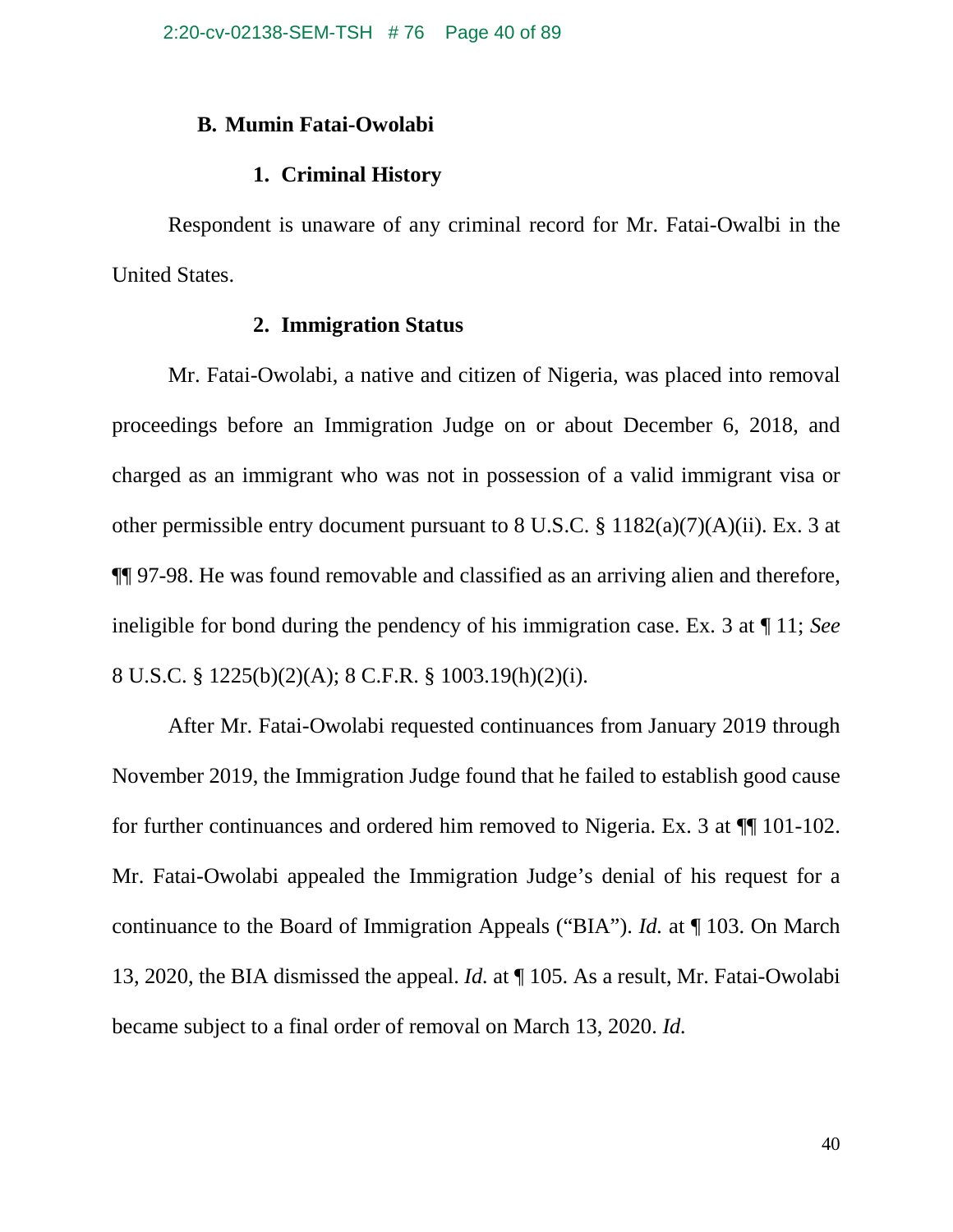### B. Mumin Fatai-Owolabi

#### 1. Criminal History

Respondent is unaware of any criminal record for Mr. Fatai-Owalbi in the United States.

#### 2. Immigration Status

Mr. Fatai-Owolabi, a native and citizen of Nigeria, was placed into removal proceedings before an Immigration Judge on or about December 6, 2018, and charged as an immigrant who was not in possession of a valid immigrant visa or other permissible entry document pursuant to 8 U.S.C. § 1182(a)(7)(A)(ii). Ex. 3 at ¶¶ 97-98. He was found removable and classified as an arriving alien and therefore, ineligible for bond during the pendency of his immigration case. Ex. 3 at ¶ 11; *See* 8 U.S.C. § 1225(b)(2)(A); 8 C.F.R. § 1003.19(h)(2)(i).

After Mr. Fatai-Owolabi requested continuances from January 2019 through November 2019, the Immigration Judge found that he failed to establish good cause for further continuances and ordered him removed to Nigeria. Ex. 3 at ¶¶ 101-102. Mr. Fatai-Owolabi appealed the Immigration Judge's denial of his request for a continuance to the Board of Immigration Appeals ("BIA"). *Id.* at ¶ 103. On March 13, 2020, the BIA dismissed the appeal. *Id.* at ¶ 105. As a result, Mr. Fatai-Owolabi became subject to a final order of removal on March 13, 2020. *Id.*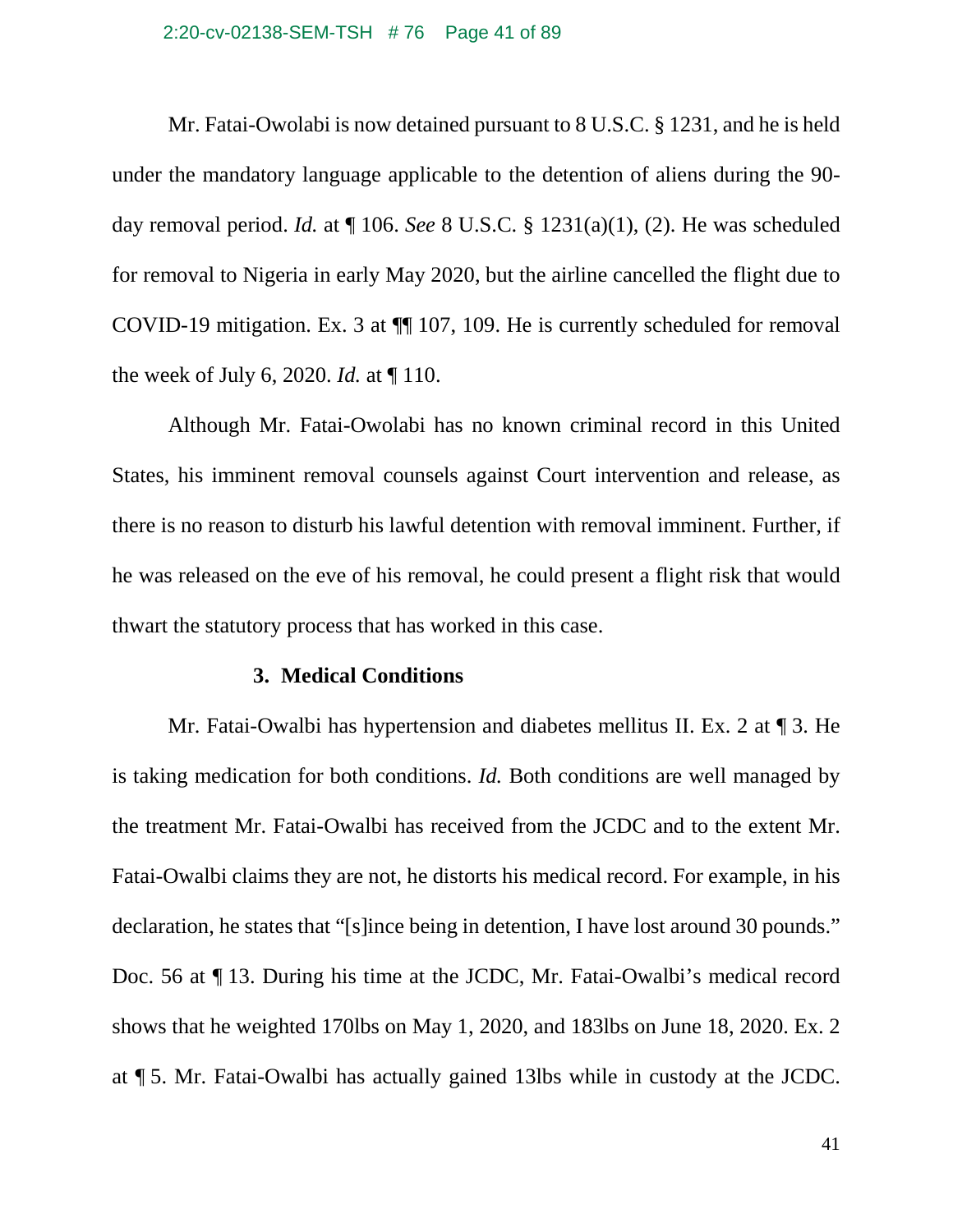Mr. Fatai-Owolabi is now detained pursuant to 8 U.S.C. § 1231, and he is held under the mandatory language applicable to the detention of aliens during the 90-day removal period. *Id.* at ¶ 106. *See* 8 U.S.C. § 1231(a)(1), (2). He was scheduled for removal to Nigeria in early May 2020, but the airline cancelled the flight due to COVID-19 mitigation. Ex. 3 at ¶¶ 107, 109. He is currently scheduled for removal the week of July 6, 2020. *Id.* at ¶ 110.

Although Mr. Fatai-Owolabi has no known criminal record in this United States, his imminent removal counsels against Court intervention and release, as there is no reason to disturb his lawful detention with removal imminent. Further, if he was released on the eve of his removal, he could present a flight risk that would thwart the statutory process that has worked in this case.

### 3. Medical Conditions

Mr. Fatai-Owalbi has hypertension and diabetes mellitus II. Ex. 2 at ¶ 3. He is taking medication for both conditions. *Id.* Both conditions are well managed by the treatment Mr. Fatai-Owalbi has received from the JCDC and to the extent Mr. Fatai-Owalbi claims they are not, he distorts his medical record. For example, in his declaration, he states that "[s]ince being in detention, I have lost around 30 pounds." Doc. 56 at ¶ 13. During his time at the JCDC, Mr. Fatai-Owalbi's medical record shows that he weighted 170lbs on May 1, 2020, and 183lbs on June 18, 2020. Ex. 2 at ¶ 5. Mr. Fatai-Owalbi has actually gained 13lbs while in custody at the JCDC.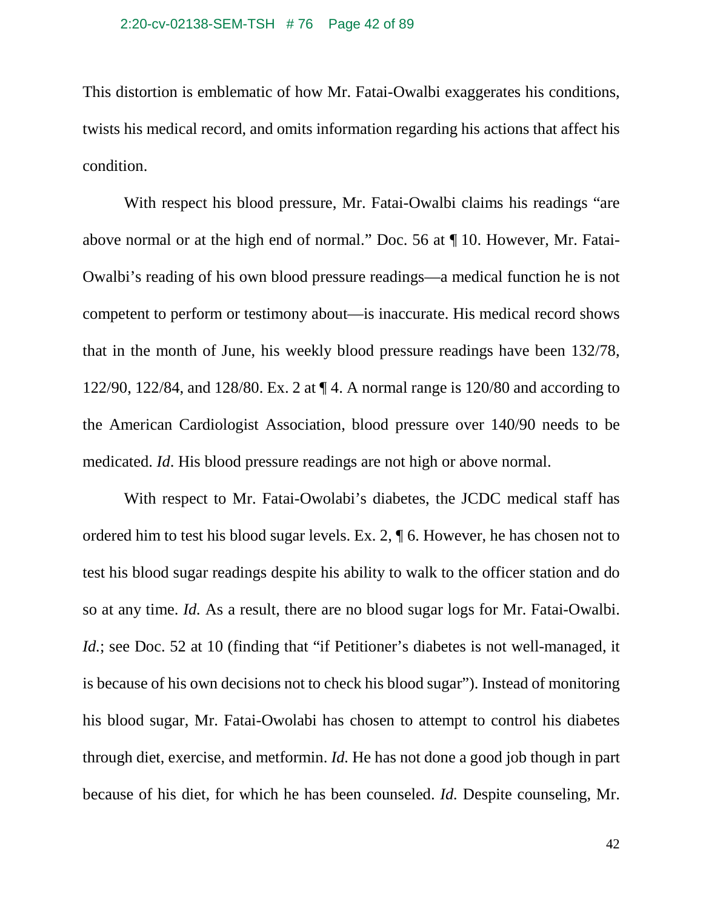This distortion is emblematic of how Mr. Fatai-Owalbi exaggerates his conditions, twists his medical record, and omits information regarding his actions that affect his condition.

With respect his blood pressure, Mr. Fatai-Owalbi claims his readings "are above normal or at the high end of normal." Doc. 56 at ¶ 10. However, Mr. Fatai-Owalbi's reading of his own blood pressure readings—a medical function he is not competent to perform or testimony about—is inaccurate. His medical record shows that in the month of June, his weekly blood pressure readings have been 132/78, 122/90, 122/84, and 128/80. Ex. 2 at ¶ 4. A normal range is 120/80 and according to the American Cardiologist Association, blood pressure over 140/90 needs to be medicated. *Id*. His blood pressure readings are not high or above normal.

With respect to Mr. Fatai-Owolabi's diabetes, the JCDC medical staff has ordered him to test his blood sugar levels. Ex. 2, ¶ 6. However, he has chosen not to test his blood sugar readings despite his ability to walk to the officer station and do so at any time. *Id.* As a result, there are no blood sugar logs for Mr. Fatai-Owalbi. *Id.*; see Doc. 52 at 10 (finding that "if Petitioner's diabetes is not well-managed, it is because of his own decisions not to check his blood sugar"). Instead of monitoring his blood sugar, Mr. Fatai-Owolabi has chosen to attempt to control his diabetes through diet, exercise, and metformin. *Id.* He has not done a good job though in part because of his diet, for which he has been counseled. *Id.* Despite counseling, Mr.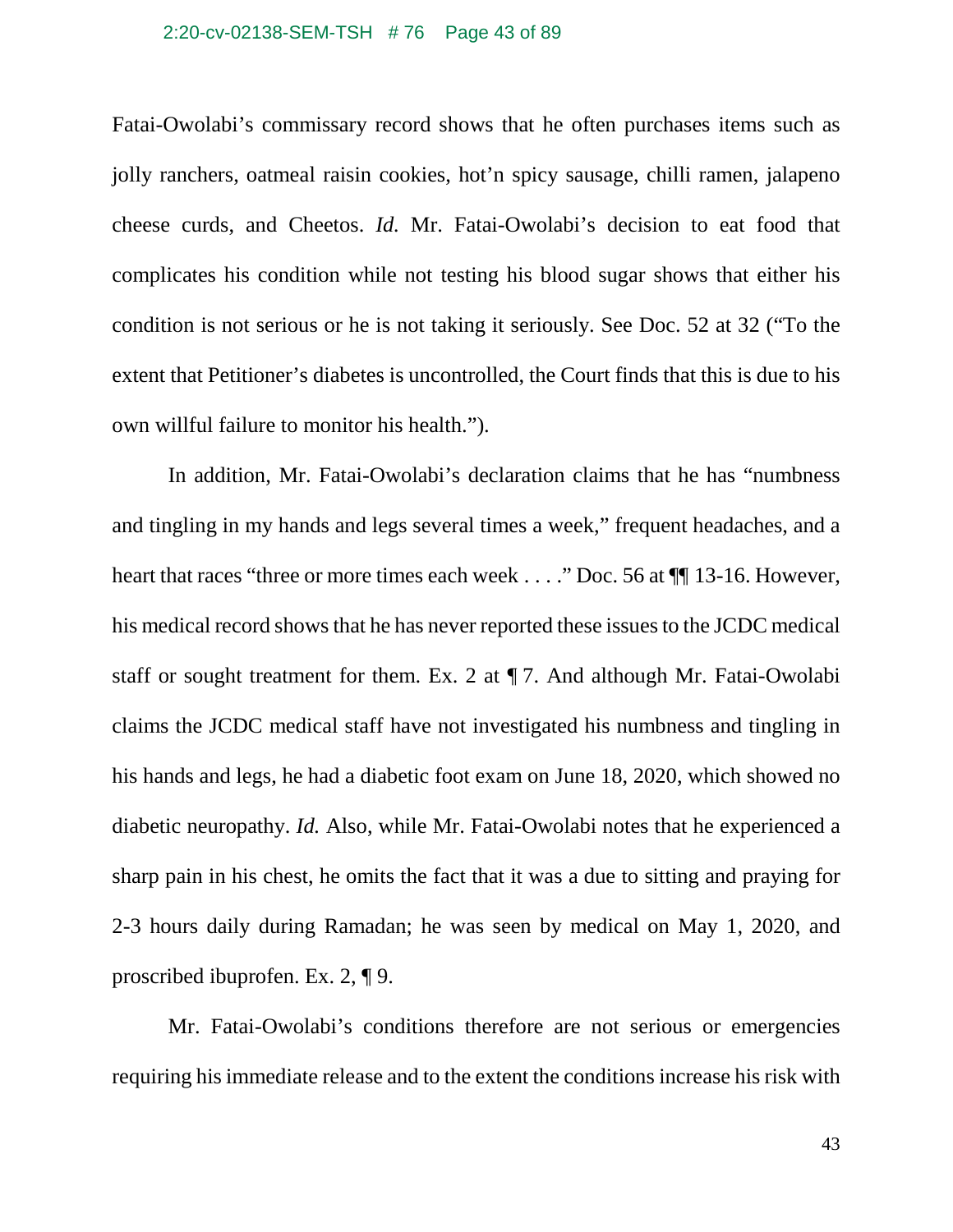Fatai-Owolabi's commissary record shows that he often purchases items such as jolly ranchers, oatmeal raisin cookies, hot'n spicy sausage, chilli ramen, jalapeno cheese curds, and Cheetos. *Id.* Mr. Fatai-Owolabi's decision to eat food that complicates his condition while not testing his blood sugar shows that either his condition is not serious or he is not taking it seriously. See Doc. 52 at 32 ("To the extent that Petitioner's diabetes is uncontrolled, the Court finds that this is due to his own willful failure to monitor his health.").

In addition, Mr. Fatai-Owolabi's declaration claims that he has "numbness and tingling in my hands and legs several times a week," frequent headaches, and a heart that races "three or more times each week . . . ." Doc. 56 at ¶¶ 13-16. However, his medical record shows that he has never reported these issues to the JCDC medical staff or sought treatment for them. Ex. 2 at ¶ 7. And although Mr. Fatai-Owolabi claims the JCDC medical staff have not investigated his numbness and tingling in his hands and legs, he had a diabetic foot exam on June 18, 2020, which showed no diabetic neuropathy. *Id.* Also, while Mr. Fatai-Owolabi notes that he experienced a sharp pain in his chest, he omits the fact that it was a due to sitting and praying for 2-3 hours daily during Ramadan; he was seen by medical on May 1, 2020, and proscribed ibuprofen. Ex. 2, ¶ 9.

Mr. Fatai-Owolabi's conditions therefore are not serious or emergencies requiring his immediate release and to the extent the conditions increase his risk with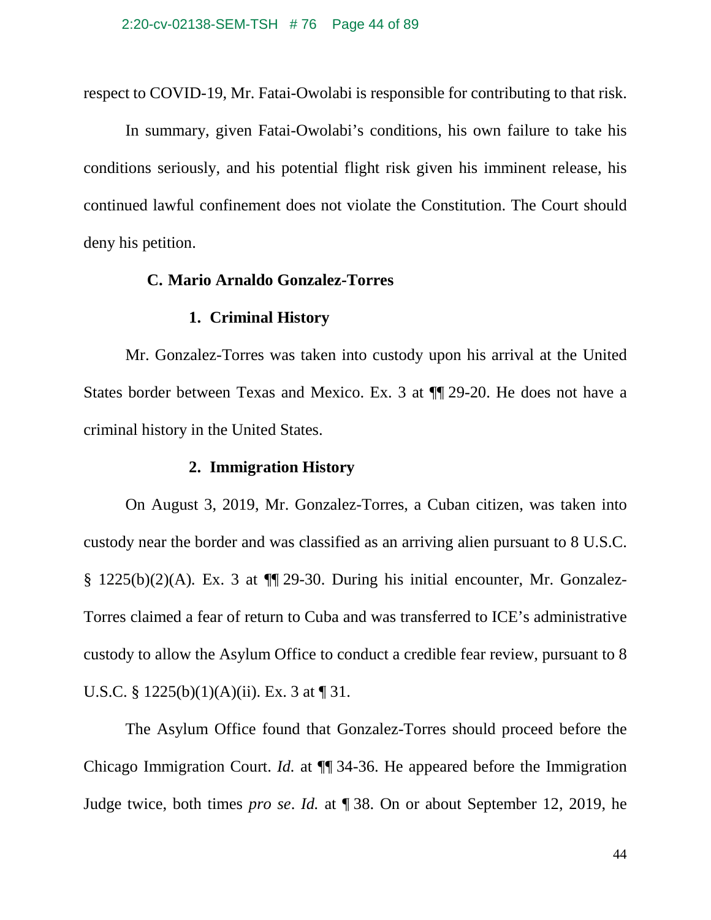respect to COVID-19, Mr. Fatai-Owolabi is responsible for contributing to that risk.

In summary, given Fatai-Owolabi's conditions, his own failure to take his conditions seriously, and his potential flight risk given his imminent release, his continued lawful confinement does not violate the Constitution. The Court should deny his petition.

### C. Mario Arnaldo Gonzalez-Torres

#### 1. Criminal History

Mr. Gonzalez-Torres was taken into custody upon his arrival at the United States border between Texas and Mexico. Ex. 3 at ¶¶ 29-20. He does not have a criminal history in the United States.

#### 2. Immigration History

On August 3, 2019, Mr. Gonzalez-Torres, a Cuban citizen, was taken into custody near the border and was classified as an arriving alien pursuant to 8 U.S.C. § 1225(b)(2)(A). Ex. 3 at ¶¶ 29-30. During his initial encounter, Mr. Gonzalez-Torres claimed a fear of return to Cuba and was transferred to ICE's administrative custody to allow the Asylum Office to conduct a credible fear review, pursuant to 8 U.S.C. § 1225(b)(1)(A)(ii). Ex. 3 at ¶ 31.

The Asylum Office found that Gonzalez-Torres should proceed before the Chicago Immigration Court. *Id.* at ¶¶ 34-36. He appeared before the Immigration Judge twice, both times *pro se*. *Id.* at ¶ 38. On or about September 12, 2019, he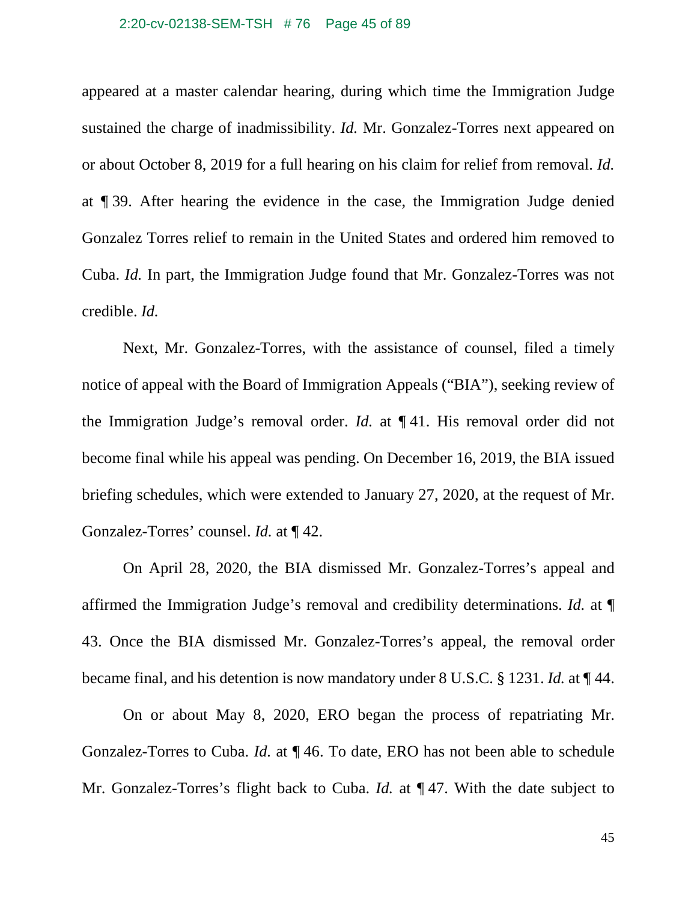appeared at a master calendar hearing, during which time the Immigration Judge sustained the charge of inadmissibility. *Id.* Mr. Gonzalez-Torres next appeared on or about October 8, 2019 for a full hearing on his claim for relief from removal. *Id.* at ¶ 39. After hearing the evidence in the case, the Immigration Judge denied Gonzalez Torres relief to remain in the United States and ordered him removed to Cuba. *Id.* In part, the Immigration Judge found that Mr. Gonzalez-Torres was not credible. *Id.*

Next, Mr. Gonzalez-Torres, with the assistance of counsel, filed a timely notice of appeal with the Board of Immigration Appeals ("BIA"), seeking review of the Immigration Judge's removal order. *Id.* at ¶ 41. His removal order did not become final while his appeal was pending. On December 16, 2019, the BIA issued briefing schedules, which were extended to January 27, 2020, at the request of Mr. Gonzalez-Torres' counsel. *Id.* at ¶ 42.

On April 28, 2020, the BIA dismissed Mr. Gonzalez-Torres's appeal and affirmed the Immigration Judge's removal and credibility determinations. *Id.* at ¶ 43. Once the BIA dismissed Mr. Gonzalez-Torres's appeal, the removal order became final, and his detention is now mandatory under 8 U.S.C. § 1231. *Id.* at ¶ 44.

On or about May 8, 2020, ERO began the process of repatriating Mr. Gonzalez-Torres to Cuba. *Id.* at ¶ 46. To date, ERO has not been able to schedule Mr. Gonzalez-Torres's flight back to Cuba. *Id.* at ¶ 47. With the date subject to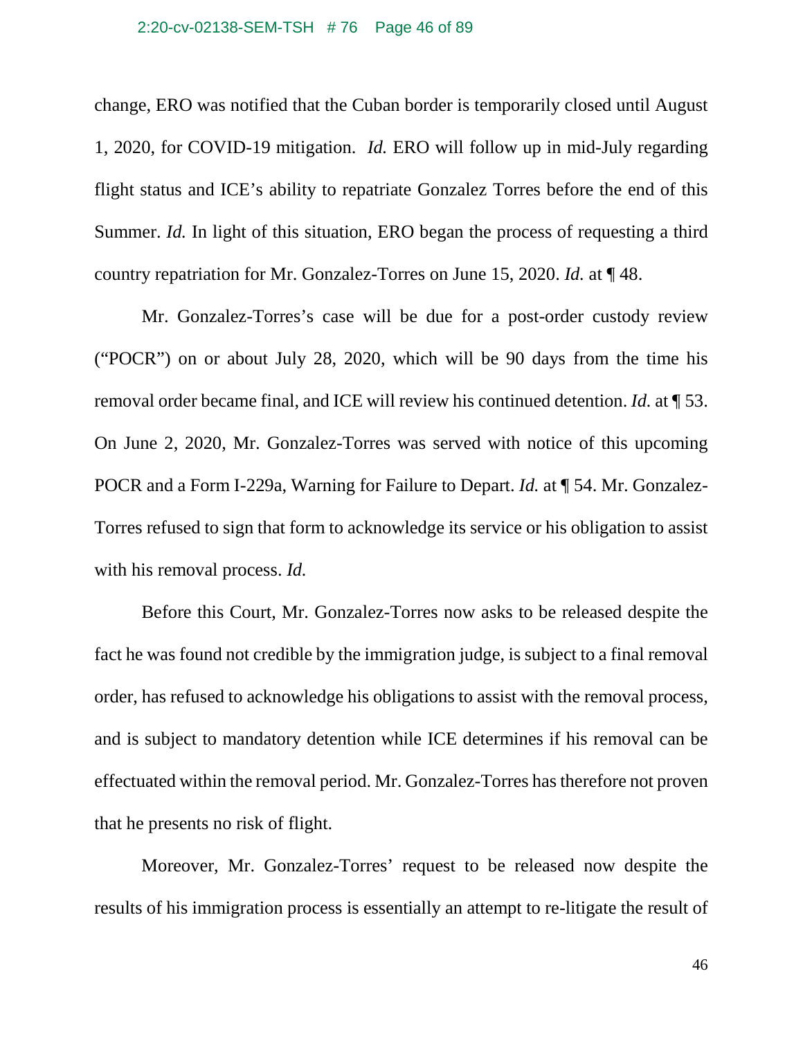change, ERO was notified that the Cuban border is temporarily closed until August 1, 2020, for COVID-19 mitigation. *Id.* ERO will follow up in mid-July regarding flight status and ICE's ability to repatriate Gonzalez Torres before the end of this Summer. *Id.* In light of this situation, ERO began the process of requesting a third country repatriation for Mr. Gonzalez-Torres on June 15, 2020. *Id.* at ¶ 48.

Mr. Gonzalez-Torres's case will be due for a post-order custody review ("POCR") on or about July 28, 2020, which will be 90 days from the time his removal order became final, and ICE will review his continued detention. *Id.* at ¶ 53. On June 2, 2020, Mr. Gonzalez-Torres was served with notice of this upcoming POCR and a Form I-229a, Warning for Failure to Depart. *Id.* at ¶ 54. Mr. Gonzalez-Torres refused to sign that form to acknowledge its service or his obligation to assist with his removal process. *Id.*

Before this Court, Mr. Gonzalez-Torres now asks to be released despite the fact he was found not credible by the immigration judge, is subject to a final removal order, has refused to acknowledge his obligations to assist with the removal process, and is subject to mandatory detention while ICE determines if his removal can be effectuated within the removal period. Mr. Gonzalez-Torres has therefore not proven that he presents no risk of flight.

Moreover, Mr. Gonzalez-Torres' request to be released now despite the results of his immigration process is essentially an attempt to re-litigate the result of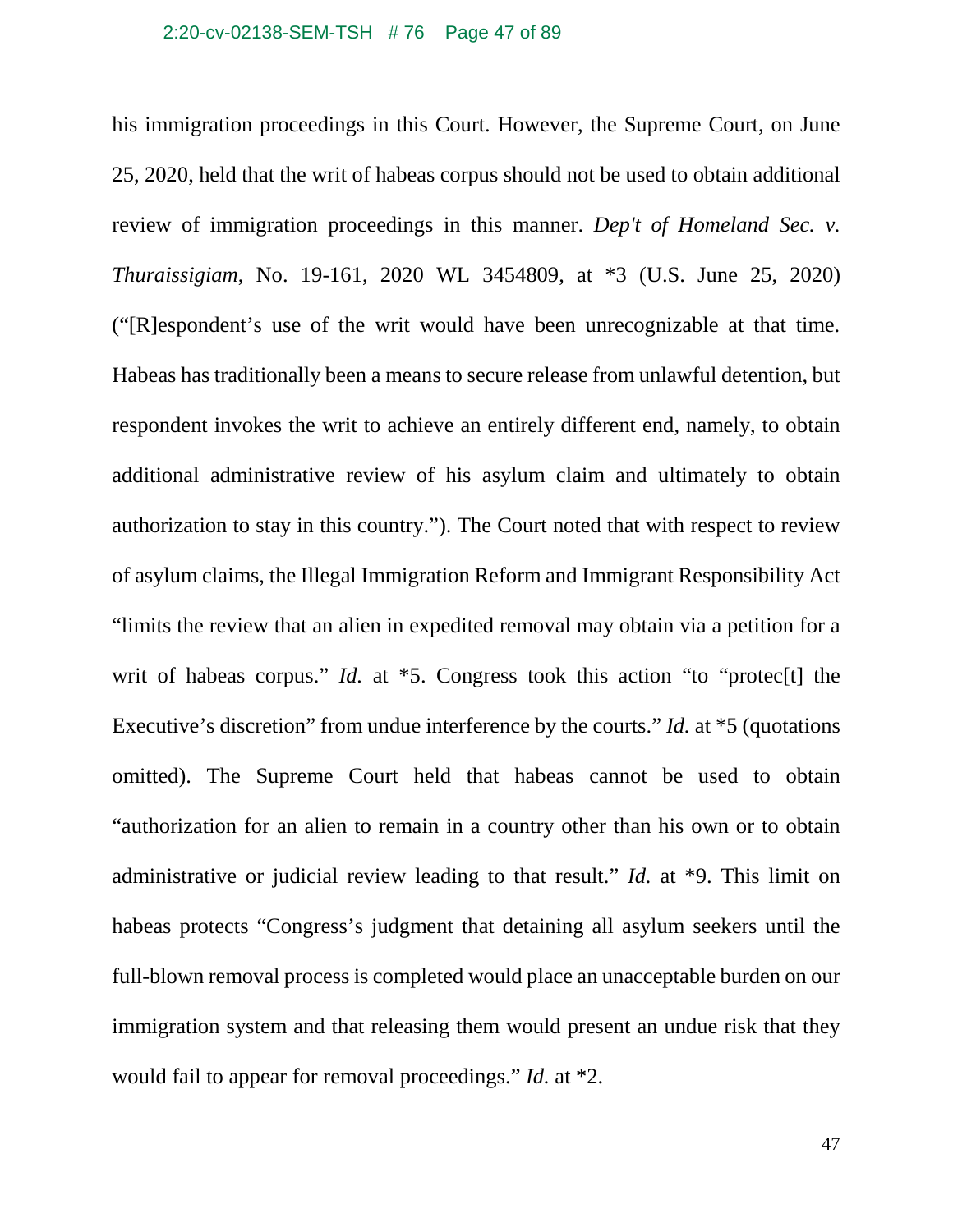his immigration proceedings in this Court. However, the Supreme Court, on June 25, 2020, held that the writ of habeas corpus should not be used to obtain additional review of immigration proceedings in this manner. *Dep't of Homeland Sec. v. Thuraissigiam*, No. 19-161, 2020 WL 3454809, at *3 (U.S. June 25, 2020) ("[R]espondent's use of the writ would have been unrecognizable at that time. Habeas has traditionally been a means to secure release from unlawful detention, but respondent invokes the writ to achieve an entirely different end, namely, to obtain additional administrative review of his asylum claim and ultimately to obtain authorization to stay in this country."). The Court noted that with respect to review of asylum claims, the Illegal Immigration Reform and Immigrant Responsibility Act "limits the review that an alien in expedited removal may obtain via a petition for a writ of habeas corpus." *Id.* at *5. Congress took this action "to "protec[t] the Executive's discretion" from undue interference by the courts." *Id.* at *5 (quotations omitted). The Supreme Court held that habeas cannot be used to obtain "authorization for an alien to remain in a country other than his own or to obtain administrative or judicial review leading to that result." *Id.* at *9. This limit on habeas protects "Congress's judgment that detaining all asylum seekers until the full-blown removal process is completed would place an unacceptable burden on our immigration system and that releasing them would present an undue risk that they would fail to appear for removal proceedings." *Id.* at *2.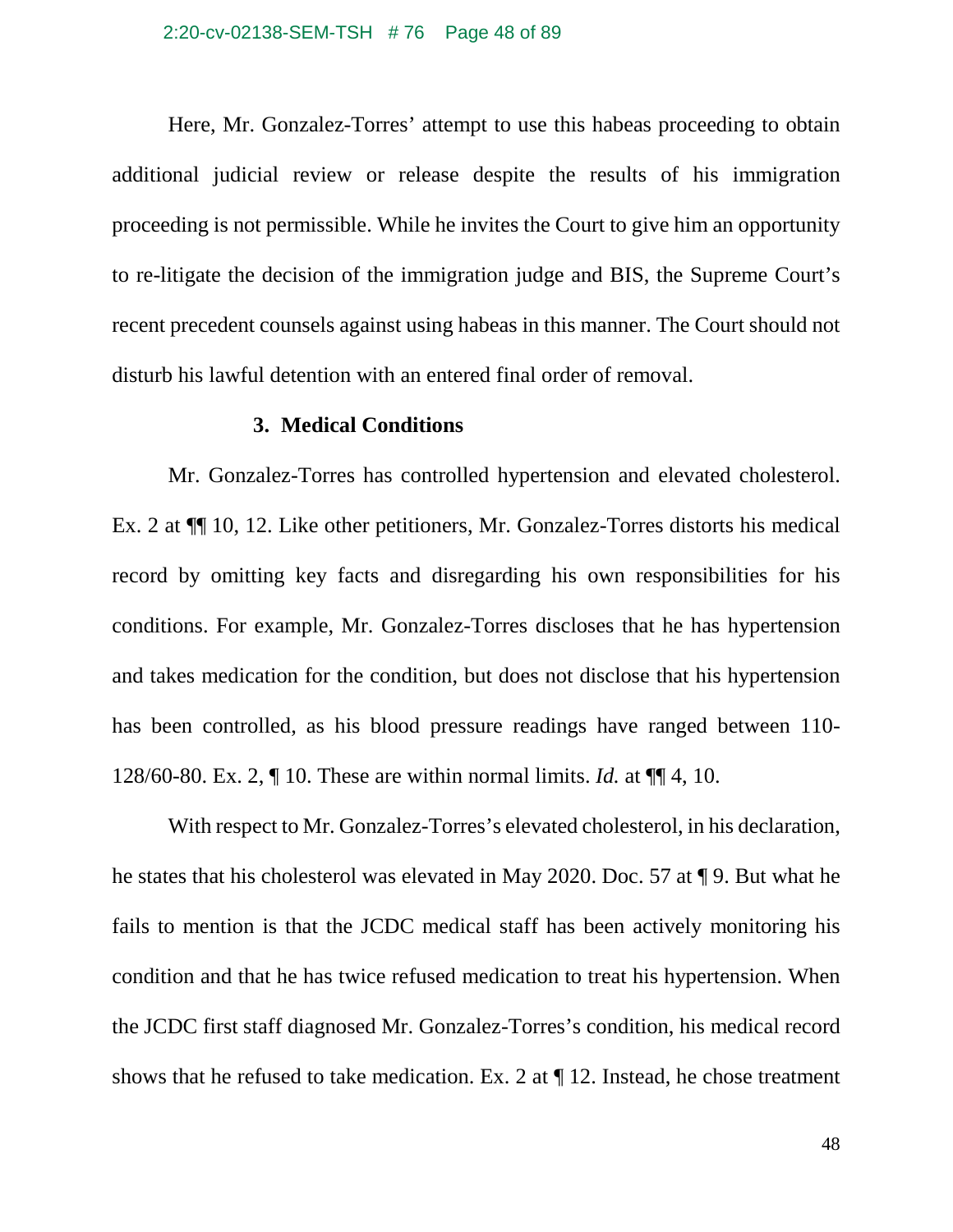Here, Mr. Gonzalez-Torres' attempt to use this habeas proceeding to obtain additional judicial review or release despite the results of his immigration proceeding is not permissible. While he invites the Court to give him an opportunity to re-litigate the decision of the immigration judge and BIS, the Supreme Court's recent precedent counsels against using habeas in this manner. The Court should not disturb his lawful detention with an entered final order of removal.

### 3. Medical Conditions

Mr. Gonzalez-Torres has controlled hypertension and elevated cholesterol. Ex. 2 at ¶¶ 10, 12. Like other petitioners, Mr. Gonzalez-Torres distorts his medical record by omitting key facts and disregarding his own responsibilities for his conditions. For example, Mr. Gonzalez-Torres discloses that he has hypertension and takes medication for the condition, but does not disclose that his hypertension has been controlled, as his blood pressure readings have ranged between 110-128/60-80. Ex. 2, ¶ 10. These are within normal limits. *Id.* at ¶¶ 4, 10.

With respect to Mr. Gonzalez-Torres's elevated cholesterol, in his declaration, he states that his cholesterol was elevated in May 2020. Doc. 57 at ¶ 9. But what he fails to mention is that the JCDC medical staff has been actively monitoring his condition and that he has twice refused medication to treat his hypertension. When the JCDC first staff diagnosed Mr. Gonzalez-Torres's condition, his medical record shows that he refused to take medication. Ex. 2 at ¶ 12. Instead, he chose treatment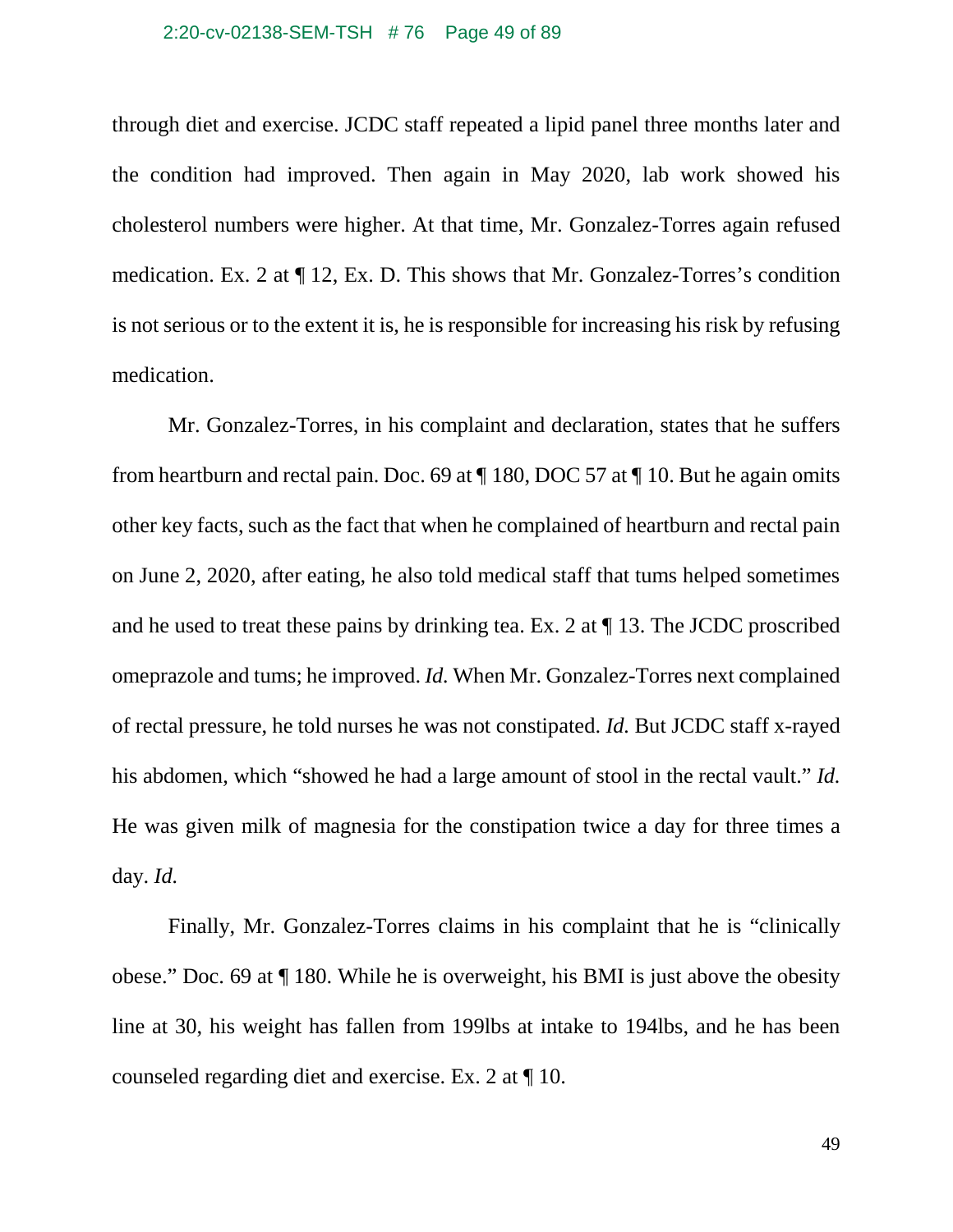through diet and exercise. JCDC staff repeated a lipid panel three months later and the condition had improved. Then again in May 2020, lab work showed his cholesterol numbers were higher. At that time, Mr. Gonzalez-Torres again refused medication. Ex. 2 at ¶ 12, Ex. D. This shows that Mr. Gonzalez-Torres's condition is not serious or to the extent it is, he is responsible for increasing his risk by refusing medication.

Mr. Gonzalez-Torres, in his complaint and declaration, states that he suffers from heartburn and rectal pain. Doc. 69 at ¶ 180, DOC 57 at ¶ 10. But he again omits other key facts, such as the fact that when he complained of heartburn and rectal pain on June 2, 2020, after eating, he also told medical staff that tums helped sometimes and he used to treat these pains by drinking tea. Ex. 2 at ¶ 13. The JCDC proscribed omeprazole and tums; he improved. *Id.* When Mr. Gonzalez-Torres next complained of rectal pressure, he told nurses he was not constipated. *Id.* But JCDC staff x-rayed his abdomen, which "showed he had a large amount of stool in the rectal vault." *Id.* He was given milk of magnesia for the constipation twice a day for three times a day. *Id.*

Finally, Mr. Gonzalez-Torres claims in his complaint that he is "clinically obese." Doc. 69 at ¶ 180. While he is overweight, his BMI is just above the obesity line at 30, his weight has fallen from 199lbs at intake to 194lbs, and he has been counseled regarding diet and exercise. Ex. 2 at ¶ 10.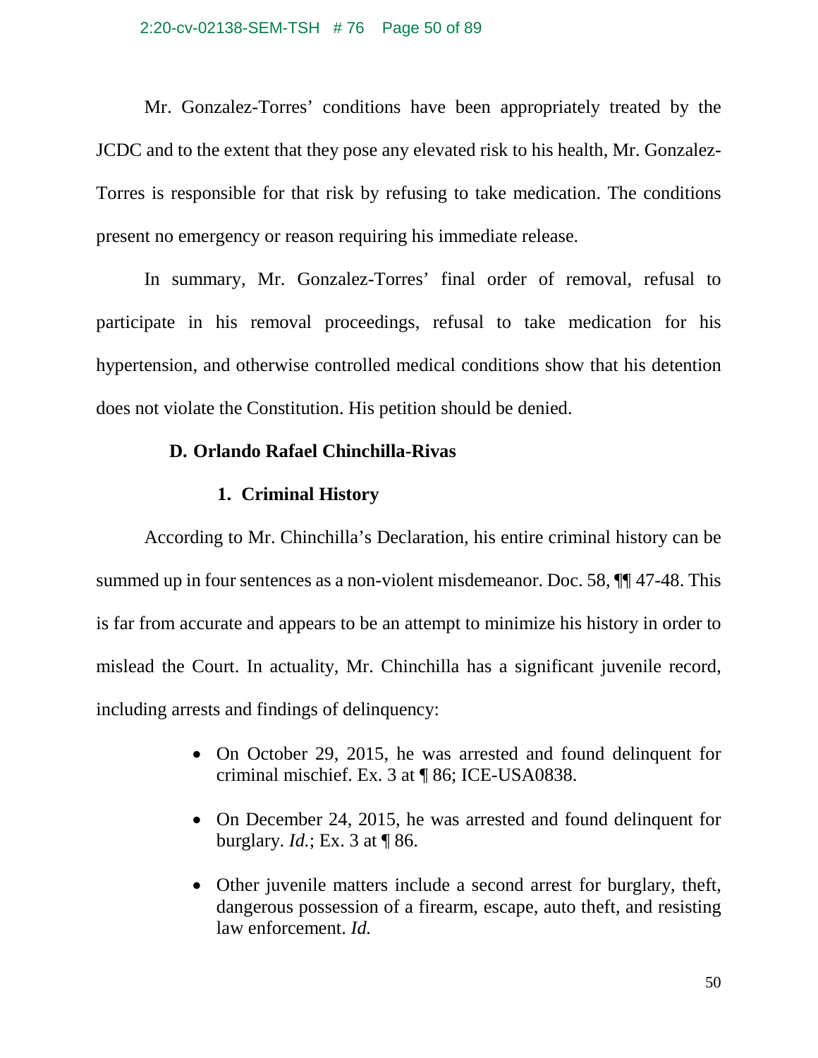Mr. Gonzalez-Torres' conditions have been appropriately treated by the JCDC and to the extent that they pose any elevated risk to his health, Mr. Gonzalez-Torres is responsible for that risk by refusing to take medication. The conditions present no emergency or reason requiring his immediate release.

In summary, Mr. Gonzalez-Torres' final order of removal, refusal to participate in his removal proceedings, refusal to take medication for his hypertension, and otherwise controlled medical conditions show that his detention does not violate the Constitution. His petition should be denied.

### D. Orlando Rafael Chinchilla-Rivas

#### 1. Criminal History

According to Mr. Chinchilla's Declaration, his entire criminal history can be summed up in four sentences as a non-violent misdemeanor. Doc. 58, ¶¶ 47-48. This is far from accurate and appears to be an attempt to minimize his history in order to mislead the Court. In actuality, Mr. Chinchilla has a significant juvenile record, including arrests and findings of delinquency:

- On October 29, 2015, he was arrested and found delinquent for criminal mischief. Ex. 3 at ¶ 86; ICE-USA0838.
- On December 24, 2015, he was arrested and found delinquent for burglary. *Id.*; Ex. 3 at ¶ 86.
- Other juvenile matters include a second arrest for burglary, theft, dangerous possession of a firearm, escape, auto theft, and resisting law enforcement. *Id.*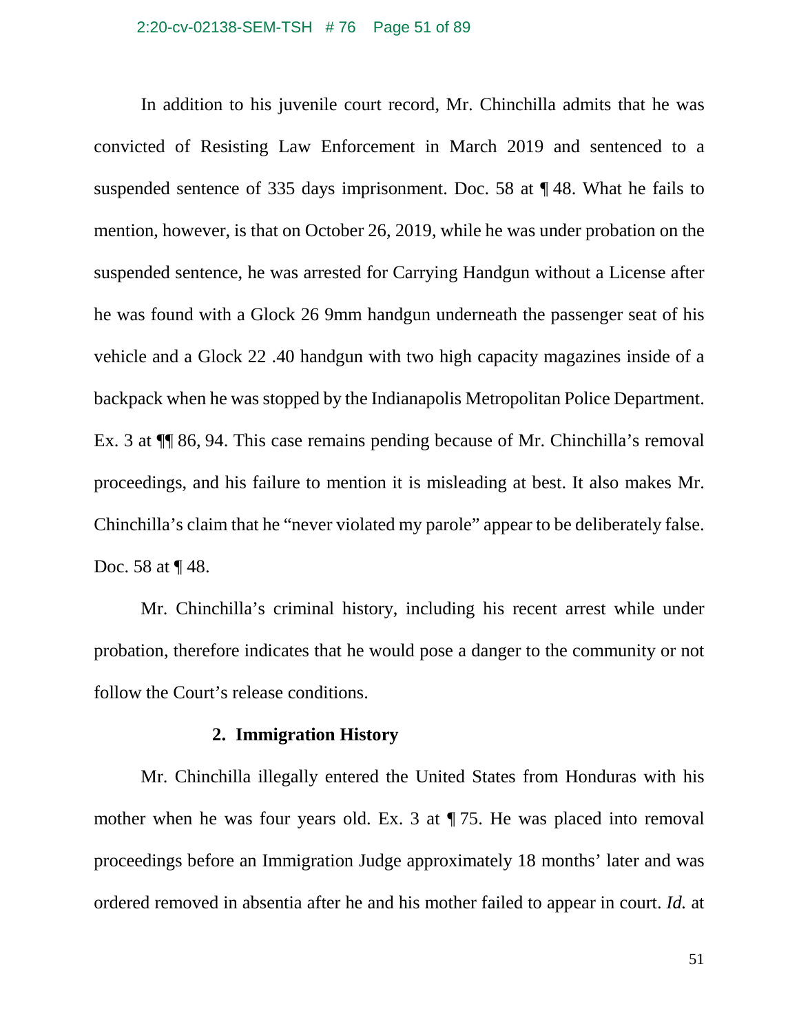In addition to his juvenile court record, Mr. Chinchilla admits that he was convicted of Resisting Law Enforcement in March 2019 and sentenced to a suspended sentence of 335 days imprisonment. Doc. 58 at ¶ 48. What he fails to mention, however, is that on October 26, 2019, while he was under probation on the suspended sentence, he was arrested for Carrying Handgun without a License after he was found with a Glock 26 9mm handgun underneath the passenger seat of his vehicle and a Glock 22 .40 handgun with two high capacity magazines inside of a backpack when he was stopped by the Indianapolis Metropolitan Police Department. Ex. 3 at ¶¶ 86, 94. This case remains pending because of Mr. Chinchilla's removal proceedings, and his failure to mention it is misleading at best. It also makes Mr. Chinchilla's claim that he "never violated my parole" appear to be deliberately false. Doc. 58 at ¶ 48.

Mr. Chinchilla's criminal history, including his recent arrest while under probation, therefore indicates that he would pose a danger to the community or not follow the Court's release conditions.

**2. Immigration History**

Mr. Chinchilla illegally entered the United States from Honduras with his mother when he was four years old. Ex. 3 at ¶ 75. He was placed into removal proceedings before an Immigration Judge approximately 18 months' later and was ordered removed in absentia after he and his mother failed to appear in court. *Id.* at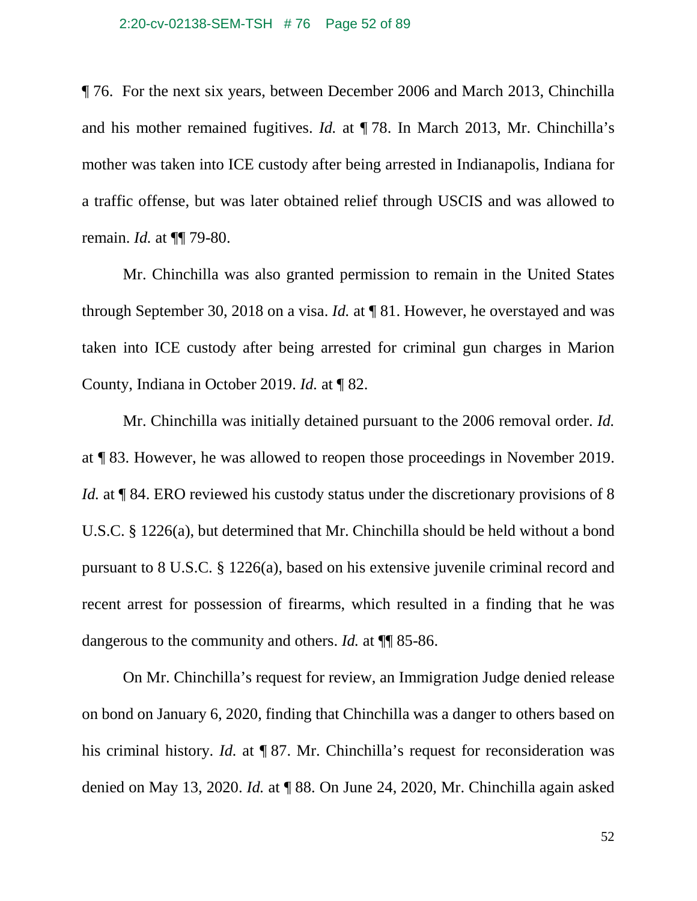¶ 76. For the next six years, between December 2006 and March 2013, Chinchilla and his mother remained fugitives. *Id.* at ¶ 78. In March 2013, Mr. Chinchilla's mother was taken into ICE custody after being arrested in Indianapolis, Indiana for a traffic offense, but was later obtained relief through USCIS and was allowed to remain. *Id.* at ¶¶ 79-80.

Mr. Chinchilla was also granted permission to remain in the United States through September 30, 2018 on a visa. *Id.* at ¶ 81. However, he overstayed and was taken into ICE custody after being arrested for criminal gun charges in Marion County, Indiana in October 2019. *Id.* at ¶ 82.

Mr. Chinchilla was initially detained pursuant to the 2006 removal order. *Id.* at ¶ 83. However, he was allowed to reopen those proceedings in November 2019. *Id.* at ¶ 84. ERO reviewed his custody status under the discretionary provisions of 8 U.S.C. § 1226(a), but determined that Mr. Chinchilla should be held without a bond pursuant to 8 U.S.C. § 1226(a), based on his extensive juvenile criminal record and recent arrest for possession of firearms, which resulted in a finding that he was dangerous to the community and others. *Id.* at ¶¶ 85-86.

On Mr. Chinchilla's request for review, an Immigration Judge denied release on bond on January 6, 2020, finding that Chinchilla was a danger to others based on his criminal history. *Id.* at ¶ 87. Mr. Chinchilla's request for reconsideration was denied on May 13, 2020. *Id.* at ¶ 88. On June 24, 2020, Mr. Chinchilla again asked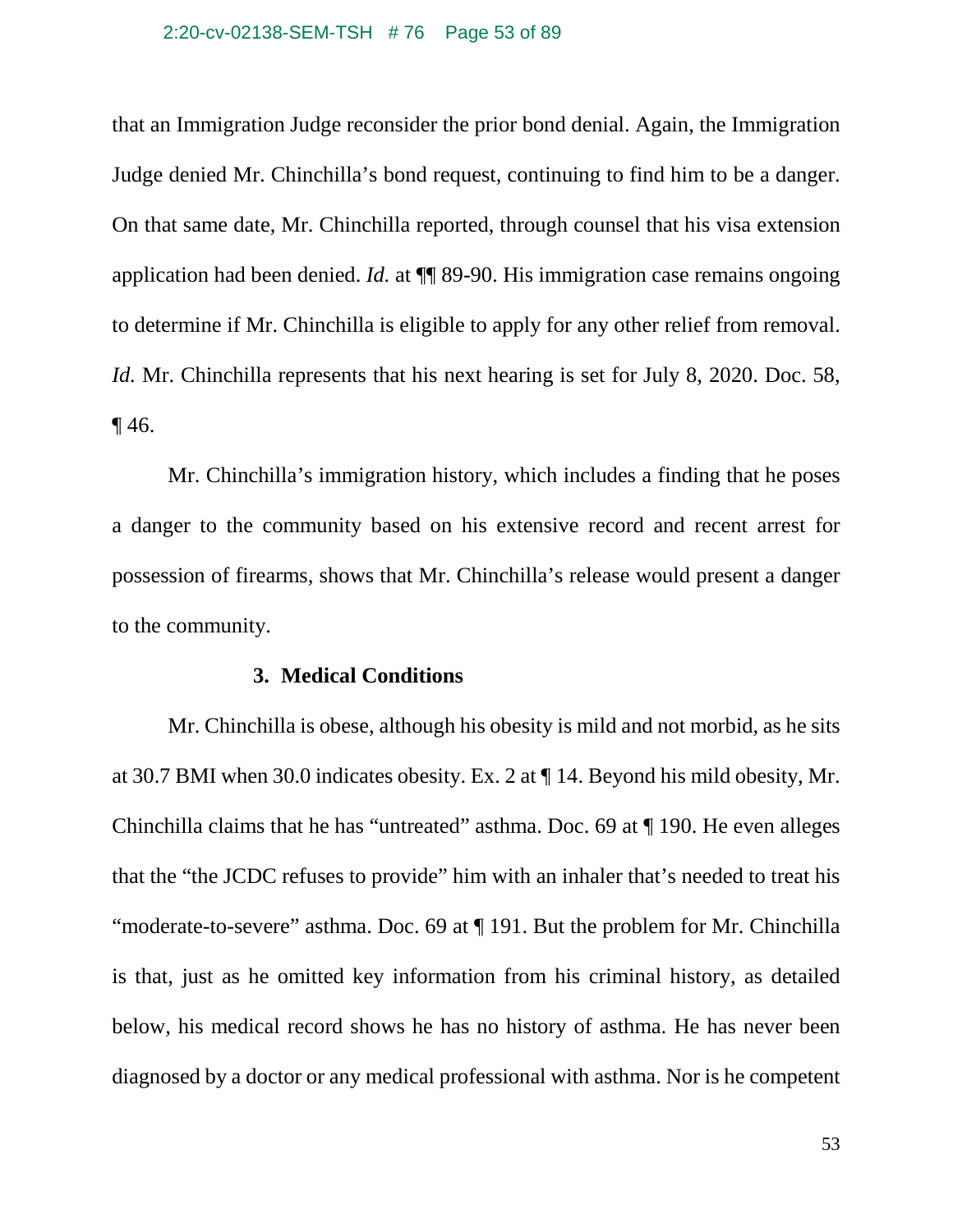that an Immigration Judge reconsider the prior bond denial. Again, the Immigration Judge denied Mr. Chinchilla's bond request, continuing to find him to be a danger. On that same date, Mr. Chinchilla reported, through counsel that his visa extension application had been denied. *Id.* at ¶¶ 89-90. His immigration case remains ongoing to determine if Mr. Chinchilla is eligible to apply for any other relief from removal. *Id.* Mr. Chinchilla represents that his next hearing is set for July 8, 2020. Doc. 58, ¶ 46.

Mr. Chinchilla's immigration history, which includes a finding that he poses a danger to the community based on his extensive record and recent arrest for possession of firearms, shows that Mr. Chinchilla's release would present a danger to the community.

### 3. Medical Conditions

Mr. Chinchilla is obese, although his obesity is mild and not morbid, as he sits at 30.7 BMI when 30.0 indicates obesity. Ex. 2 at ¶ 14. Beyond his mild obesity, Mr. Chinchilla claims that he has "untreated" asthma. Doc. 69 at ¶ 190. He even alleges that the "the JCDC refuses to provide" him with an inhaler that's needed to treat his "moderate-to-severe" asthma. Doc. 69 at ¶ 191. But the problem for Mr. Chinchilla is that, just as he omitted key information from his criminal history, as detailed below, his medical record shows he has no history of asthma. He has never been diagnosed by a doctor or any medical professional with asthma. Nor is he competent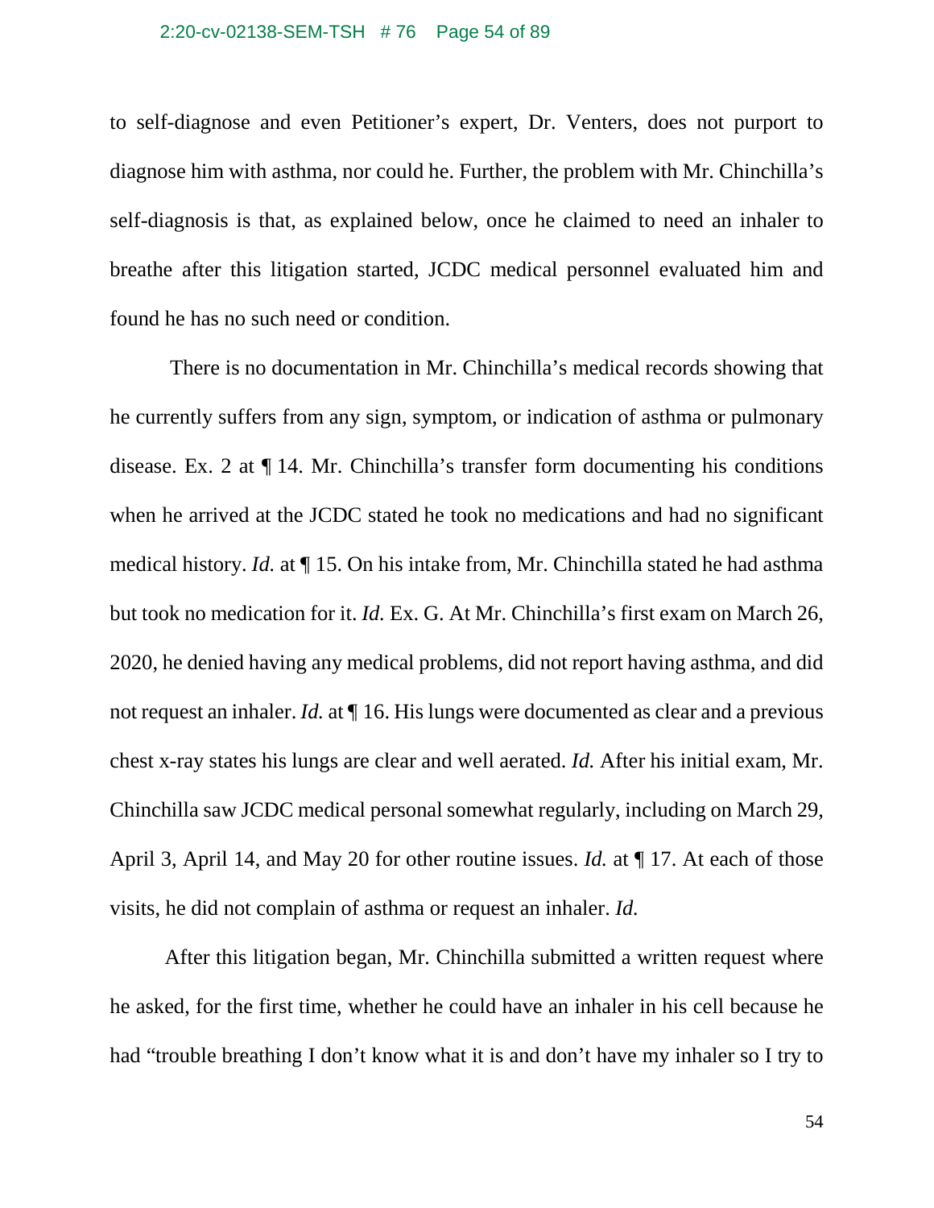to self-diagnose and even Petitioner's expert, Dr. Venters, does not purport to diagnose him with asthma, nor could he. Further, the problem with Mr. Chinchilla's self-diagnosis is that, as explained below, once he claimed to need an inhaler to breathe after this litigation started, JCDC medical personnel evaluated him and found he has no such need or condition.

There is no documentation in Mr. Chinchilla's medical records showing that he currently suffers from any sign, symptom, or indication of asthma or pulmonary disease. Ex. 2 at ¶ 14. Mr. Chinchilla's transfer form documenting his conditions when he arrived at the JCDC stated he took no medications and had no significant medical history. *Id.* at ¶ 15. On his intake from, Mr. Chinchilla stated he had asthma but took no medication for it. *Id.* Ex. G. At Mr. Chinchilla's first exam on March 26, 2020, he denied having any medical problems, did not report having asthma, and did not request an inhaler. *Id.* at ¶ 16. His lungs were documented as clear and a previous chest x-ray states his lungs are clear and well aerated. *Id.* After his initial exam, Mr. Chinchilla saw JCDC medical personal somewhat regularly, including on March 29, April 3, April 14, and May 20 for other routine issues. *Id.* at ¶ 17. At each of those visits, he did not complain of asthma or request an inhaler. *Id.*

After this litigation began, Mr. Chinchilla submitted a written request where he asked, for the first time, whether he could have an inhaler in his cell because he had "trouble breathing I don't know what it is and don't have my inhaler so I try to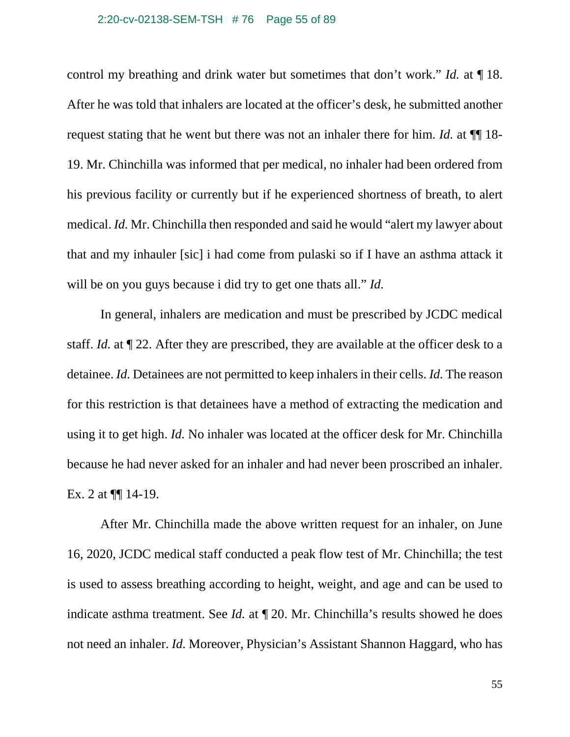control my breathing and drink water but sometimes that don't work." *Id.* at ¶ 18. After he was told that inhalers are located at the officer's desk, he submitted another request stating that he went but there was not an inhaler there for him. *Id.* at ¶¶ 18-19. Mr. Chinchilla was informed that per medical, no inhaler had been ordered from his previous facility or currently but if he experienced shortness of breath, to alert medical. *Id.* Mr. Chinchilla then responded and said he would "alert my lawyer about that and my inhauler [sic] i had come from pulaski so if I have an asthma attack it will be on you guys because i did try to get one thats all." *Id.*

In general, inhalers are medication and must be prescribed by JCDC medical staff. *Id.* at ¶ 22. After they are prescribed, they are available at the officer desk to a detainee. *Id.* Detainees are not permitted to keep inhalers in their cells. *Id.* The reason for this restriction is that detainees have a method of extracting the medication and using it to get high. *Id.* No inhaler was located at the officer desk for Mr. Chinchilla because he had never asked for an inhaler and had never been proscribed an inhaler. Ex. 2 at ¶¶ 14-19.

After Mr. Chinchilla made the above written request for an inhaler, on June 16, 2020, JCDC medical staff conducted a peak flow test of Mr. Chinchilla; the test is used to assess breathing according to height, weight, and age and can be used to indicate asthma treatment. See *Id.* at ¶ 20. Mr. Chinchilla's results showed he does not need an inhaler. *Id.* Moreover, Physician's Assistant Shannon Haggard, who has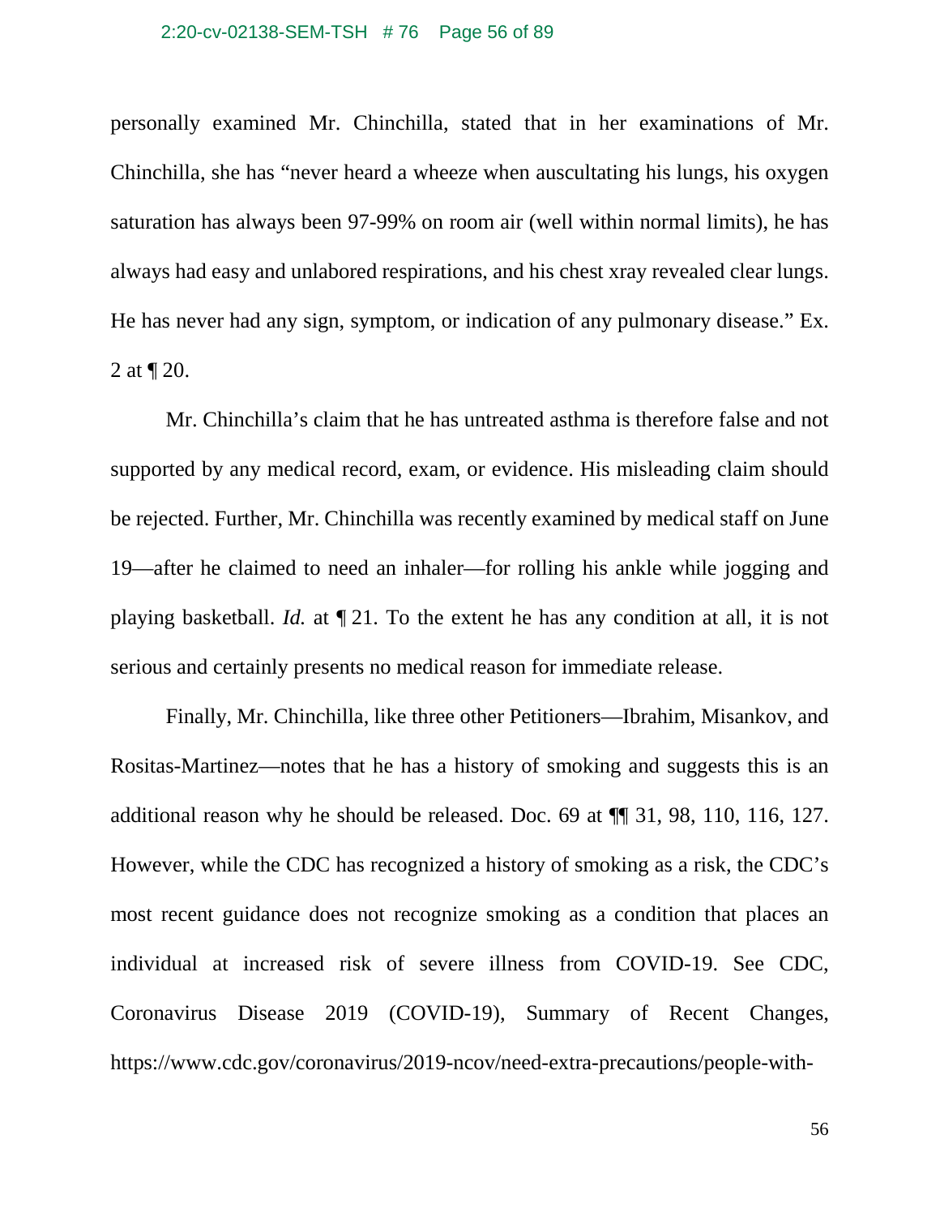personally examined Mr. Chinchilla, stated that in her examinations of Mr. Chinchilla, she has "never heard a wheeze when auscultating his lungs, his oxygen saturation has always been 97-99% on room air (well within normal limits), he has always had easy and unlabored respirations, and his chest xray revealed clear lungs. He has never had any sign, symptom, or indication of any pulmonary disease." Ex. 2 at ¶ 20.

Mr. Chinchilla's claim that he has untreated asthma is therefore false and not supported by any medical record, exam, or evidence. His misleading claim should be rejected. Further, Mr. Chinchilla was recently examined by medical staff on June 19—after he claimed to need an inhaler—for rolling his ankle while jogging and playing basketball. *Id.* at ¶ 21. To the extent he has any condition at all, it is not serious and certainly presents no medical reason for immediate release.

Finally, Mr. Chinchilla, like three other Petitioners—Ibrahim, Misankov, and Rositas-Martinez—notes that he has a history of smoking and suggests this is an additional reason why he should be released. Doc. 69 at ¶¶ 31, 98, 110, 116, 127. However, while the CDC has recognized a history of smoking as a risk, the CDC's most recent guidance does not recognize smoking as a condition that places an individual at increased risk of severe illness from COVID-19. See CDC, Coronavirus Disease 2019 (COVID-19), Summary of Recent Changes, https://www.cdc.gov/coronavirus/2019-ncov/need-extra-precautions/people-with-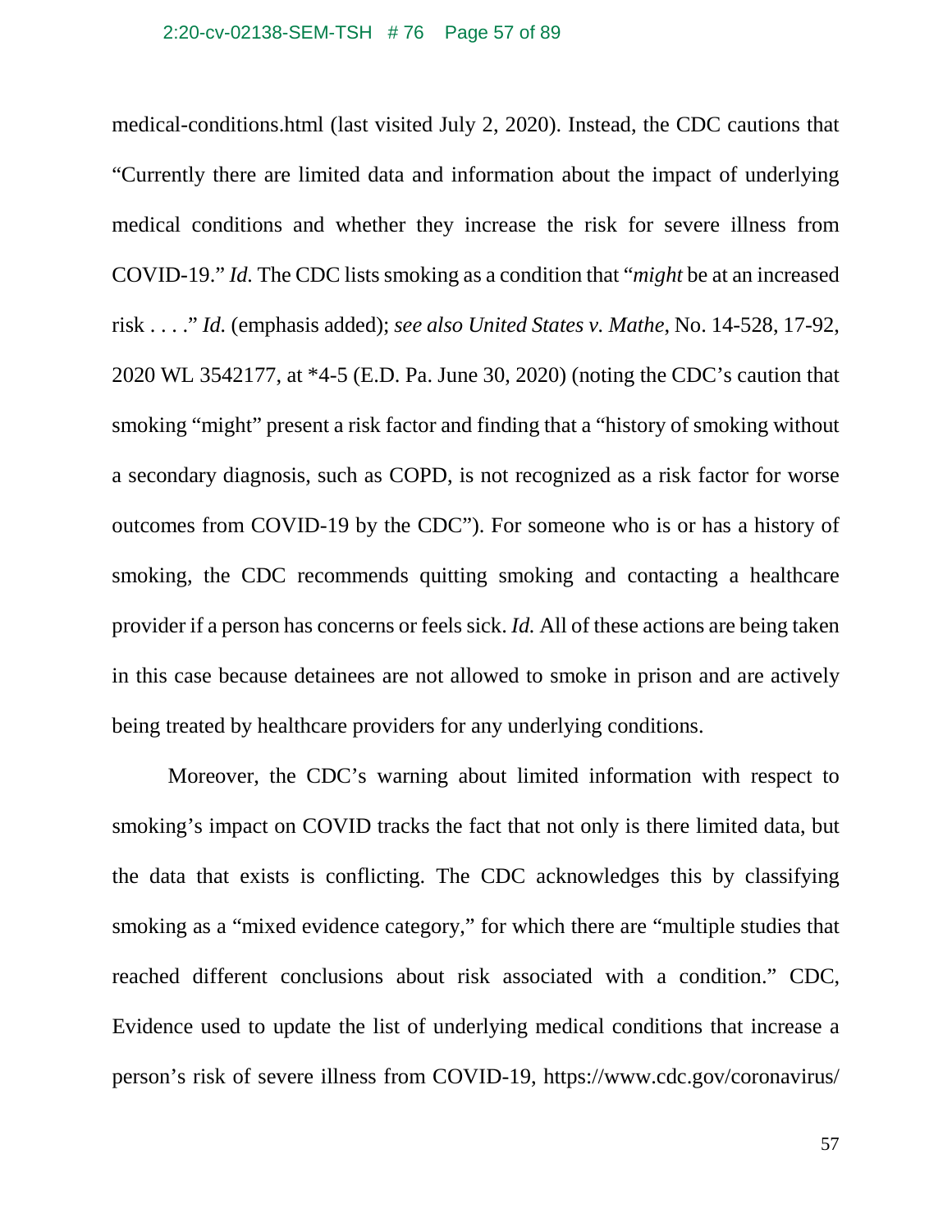medical-conditions.html (last visited July 2, 2020). Instead, the CDC cautions that "Currently there are limited data and information about the impact of underlying medical conditions and whether they increase the risk for severe illness from COVID-19." *Id.* The CDC lists smoking as a condition that "*might* be at an increased risk . . . ." *Id.* (emphasis added); *see also United States v. Mathe*, No. 14-528, 17-92, 2020 WL 3542177, at *4-5 (E.D. Pa. June 30, 2020) (noting the CDC's caution that smoking "might" present a risk factor and finding that a "history of smoking without a secondary diagnosis, such as COPD, is not recognized as a risk factor for worse outcomes from COVID-19 by the CDC"). For someone who is or has a history of smoking, the CDC recommends quitting smoking and contacting a healthcare provider if a person has concerns or feels sick. *Id.* All of these actions are being taken in this case because detainees are not allowed to smoke in prison and are actively being treated by healthcare providers for any underlying conditions.

Moreover, the CDC's warning about limited information with respect to smoking's impact on COVID tracks the fact that not only is there limited data, but the data that exists is conflicting. The CDC acknowledges this by classifying smoking as a "mixed evidence category," for which there are "multiple studies that reached different conclusions about risk associated with a condition." CDC, Evidence used to update the list of underlying medical conditions that increase a person's risk of severe illness from COVID-19, https://www.cdc.gov/coronavirus/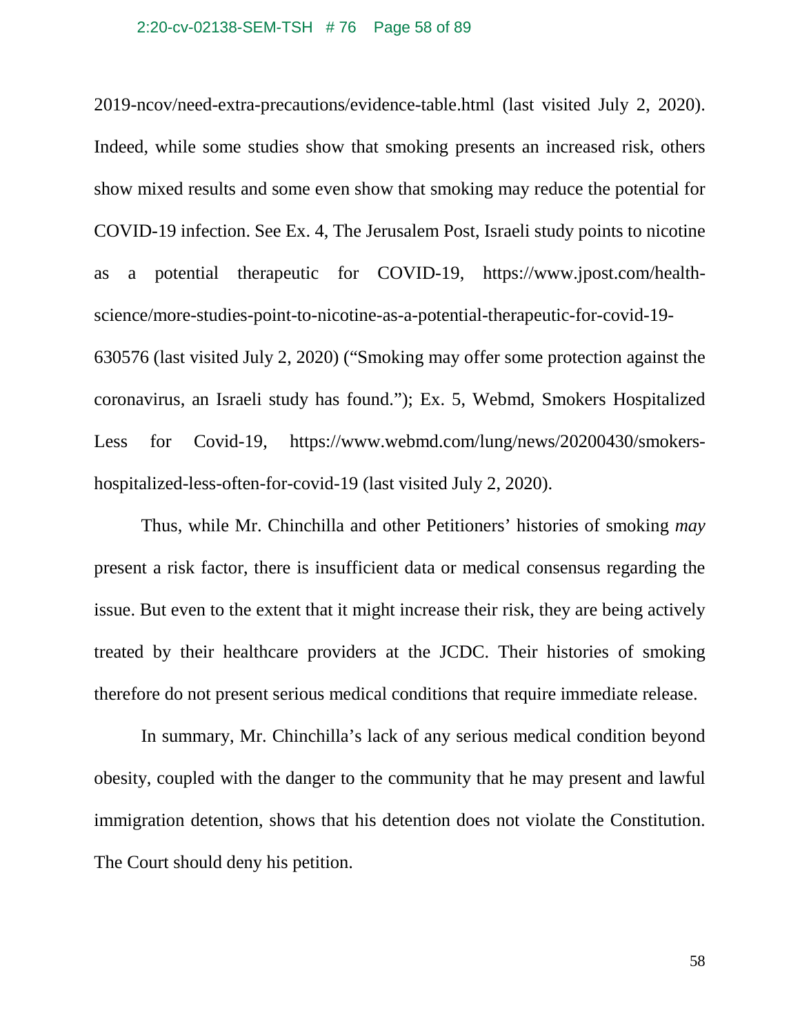2019-ncov/need-extra-precautions/evidence-table.html (last visited July 2, 2020). Indeed, while some studies show that smoking presents an increased risk, others show mixed results and some even show that smoking may reduce the potential for COVID-19 infection. See Ex. 4, The Jerusalem Post, Israeli study points to nicotine as a potential therapeutic for COVID-19, https://www.jpost.com/health-science/more-studies-point-to-nicotine-as-a-potential-therapeutic-for-covid-19-630576 (last visited July 2, 2020) ("Smoking may offer some protection against the coronavirus, an Israeli study has found."); Ex. 5, Webmd, Smokers Hospitalized Less for Covid-19, https://www.webmd.com/lung/news/20200430/smokers-hospitalized-less-often-for-covid-19 (last visited July 2, 2020).

Thus, while Mr. Chinchilla and other Petitioners' histories of smoking *may* present a risk factor, there is insufficient data or medical consensus regarding the issue. But even to the extent that it might increase their risk, they are being actively treated by their healthcare providers at the JCDC. Their histories of smoking therefore do not present serious medical conditions that require immediate release.

In summary, Mr. Chinchilla's lack of any serious medical condition beyond obesity, coupled with the danger to the community that he may present and lawful immigration detention, shows that his detention does not violate the Constitution. The Court should deny his petition.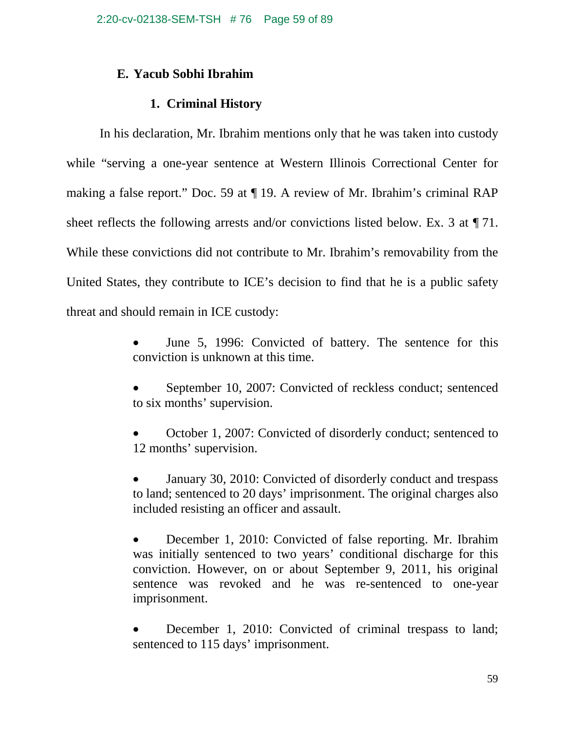### E. Yacub Sobhi Ibrahim

#### 1. Criminal History

In his declaration, Mr. Ibrahim mentions only that he was taken into custody while "serving a one-year sentence at Western Illinois Correctional Center for making a false report." Doc. 59 at ¶ 19. A review of Mr. Ibrahim's criminal RAP sheet reflects the following arrests and/or convictions listed below. Ex. 3 at ¶ 71. While these convictions did not contribute to Mr. Ibrahim's removability from the United States, they contribute to ICE's decision to find that he is a public safety threat and should remain in ICE custody:

- June 5, 1996: Convicted of battery. The sentence for this conviction is unknown at this time.
- September 10, 2007: Convicted of reckless conduct; sentenced to six months' supervision.
- October 1, 2007: Convicted of disorderly conduct; sentenced to 12 months' supervision.
- January 30, 2010: Convicted of disorderly conduct and trespass to land; sentenced to 20 days' imprisonment. The original charges also included resisting an officer and assault.
- December 1, 2010: Convicted of false reporting. Mr. Ibrahim was initially sentenced to two years' conditional discharge for this conviction. However, on or about September 9, 2011, his original sentence was revoked and he was re-sentenced to one-year imprisonment.
- December 1, 2010: Convicted of criminal trespass to land; sentenced to 115 days' imprisonment.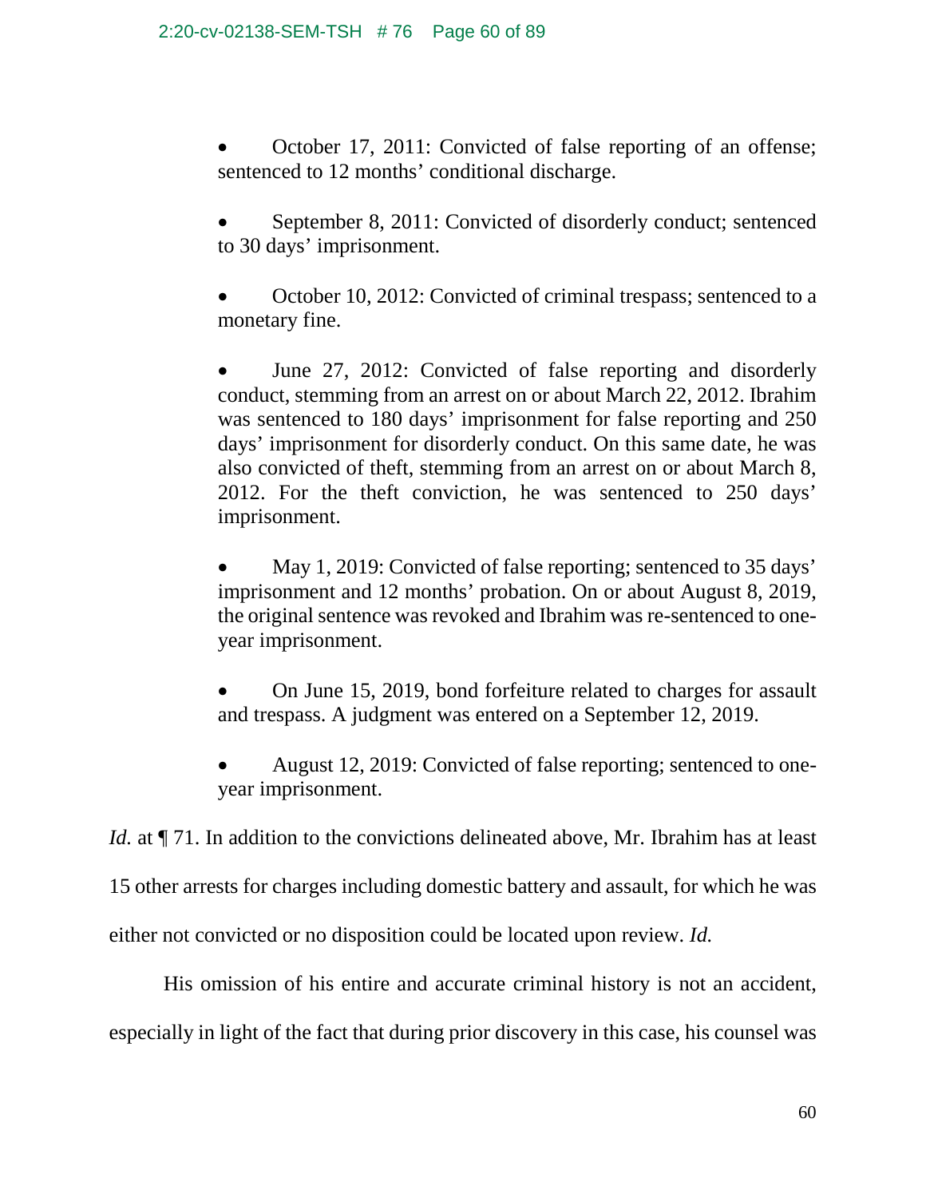- October 17, 2011: Convicted of false reporting of an offense; sentenced to 12 months' conditional discharge.

- September 8, 2011: Convicted of disorderly conduct; sentenced to 30 days' imprisonment.

- October 10, 2012: Convicted of criminal trespass; sentenced to a monetary fine.

- June 27, 2012: Convicted of false reporting and disorderly conduct, stemming from an arrest on or about March 22, 2012. Ibrahim was sentenced to 180 days' imprisonment for false reporting and 250 days' imprisonment for disorderly conduct. On this same date, he was also convicted of theft, stemming from an arrest on or about March 8, 2012. For the theft conviction, he was sentenced to 250 days' imprisonment.

- May 1, 2019: Convicted of false reporting; sentenced to 35 days' imprisonment and 12 months' probation. On or about August 8, 2019, the original sentence was revoked and Ibrahim was re-sentenced to one-year imprisonment.

- On June 15, 2019, bond forfeiture related to charges for assault and trespass. A judgment was entered on a September 12, 2019.

- August 12, 2019: Convicted of false reporting; sentenced to one-year imprisonment.

*Id.* at ¶ 71. In addition to the convictions delineated above, Mr. Ibrahim has at least 15 other arrests for charges including domestic battery and assault, for which he was either not convicted or no disposition could be located upon review. *Id.*

His omission of his entire and accurate criminal history is not an accident, especially in light of the fact that during prior discovery in this case, his counsel was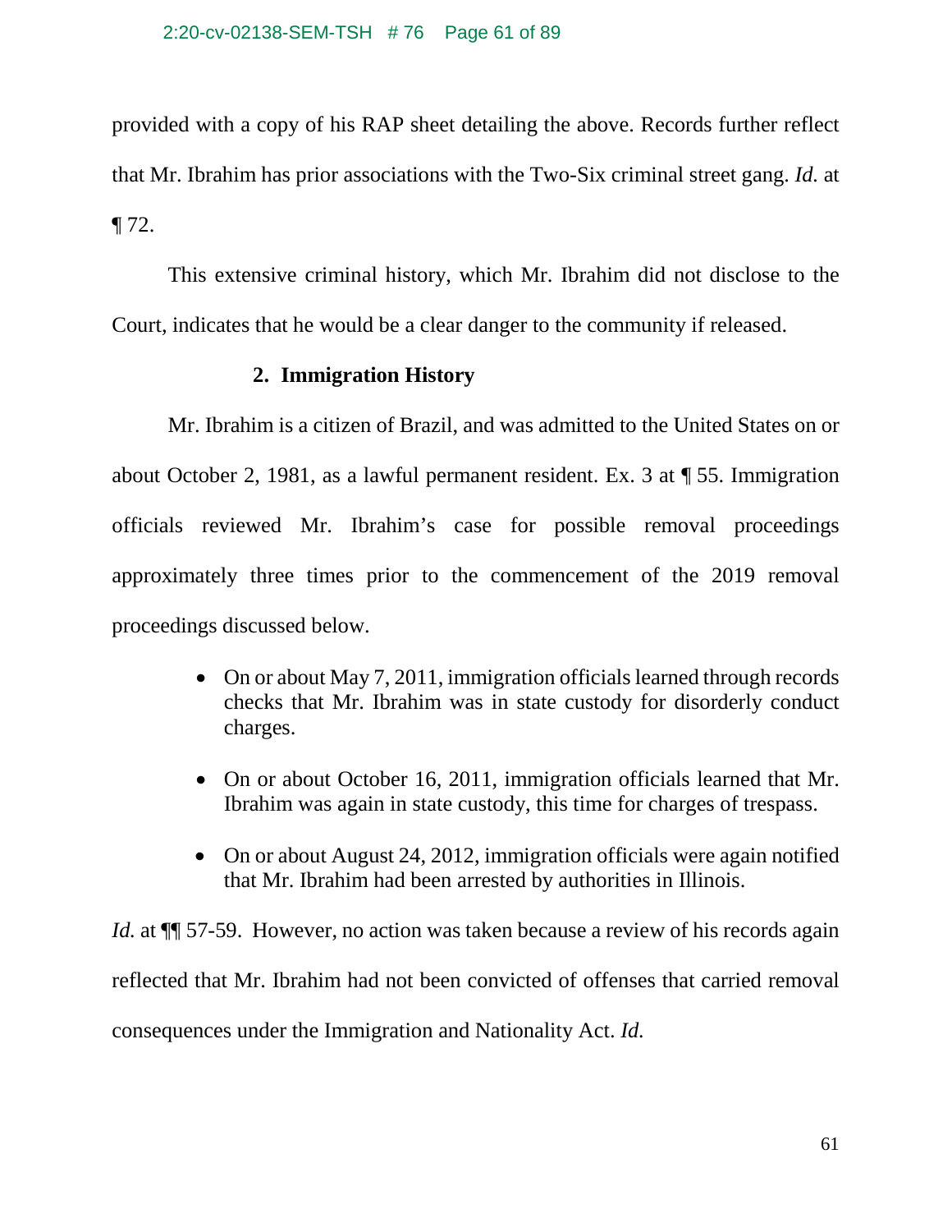provided with a copy of his RAP sheet detailing the above. Records further reflect that Mr. Ibrahim has prior associations with the Two-Six criminal street gang. *Id.* at ¶ 72.

This extensive criminal history, which Mr. Ibrahim did not disclose to the Court, indicates that he would be a clear danger to the community if released.

**2. Immigration History**

Mr. Ibrahim is a citizen of Brazil, and was admitted to the United States on or about October 2, 1981, as a lawful permanent resident. Ex. 3 at ¶ 55. Immigration officials reviewed Mr. Ibrahim's case for possible removal proceedings approximately three times prior to the commencement of the 2019 removal proceedings discussed below.

- On or about May 7, 2011, immigration officials learned through records checks that Mr. Ibrahim was in state custody for disorderly conduct charges.
- On or about October 16, 2011, immigration officials learned that Mr. Ibrahim was again in state custody, this time for charges of trespass.
- On or about August 24, 2012, immigration officials were again notified that Mr. Ibrahim had been arrested by authorities in Illinois.

*Id.* at ¶¶ 57-59. However, no action was taken because a review of his records again reflected that Mr. Ibrahim had not been convicted of offenses that carried removal consequences under the Immigration and Nationality Act. *Id.*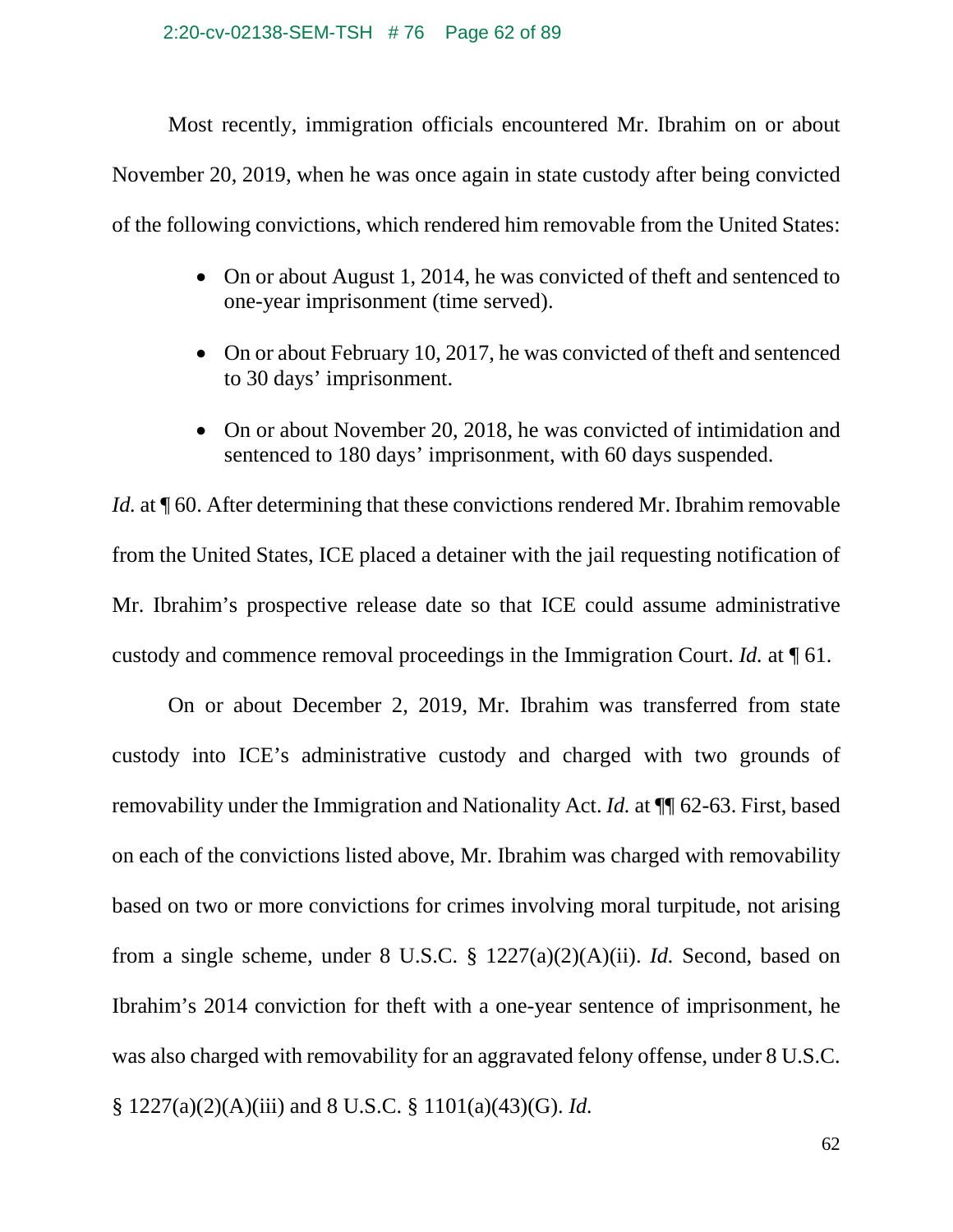Most recently, immigration officials encountered Mr. Ibrahim on or about November 20, 2019, when he was once again in state custody after being convicted of the following convictions, which rendered him removable from the United States:

- On or about August 1, 2014, he was convicted of theft and sentenced to one-year imprisonment (time served).
- On or about February 10, 2017, he was convicted of theft and sentenced to 30 days' imprisonment.
- On or about November 20, 2018, he was convicted of intimidation and sentenced to 180 days' imprisonment, with 60 days suspended.

*Id.* at ¶ 60. After determining that these convictions rendered Mr. Ibrahim removable from the United States, ICE placed a detainer with the jail requesting notification of Mr. Ibrahim's prospective release date so that ICE could assume administrative custody and commence removal proceedings in the Immigration Court. *Id.* at ¶ 61.

On or about December 2, 2019, Mr. Ibrahim was transferred from state custody into ICE's administrative custody and charged with two grounds of removability under the Immigration and Nationality Act. *Id.* at ¶¶ 62-63. First, based on each of the convictions listed above, Mr. Ibrahim was charged with removability based on two or more convictions for crimes involving moral turpitude, not arising from a single scheme, under 8 U.S.C. § 1227(a)(2)(A)(ii). *Id.* Second, based on Ibrahim's 2014 conviction for theft with a one-year sentence of imprisonment, he was also charged with removability for an aggravated felony offense, under 8 U.S.C. § 1227(a)(2)(A)(iii) and 8 U.S.C. § 1101(a)(43)(G). *Id.*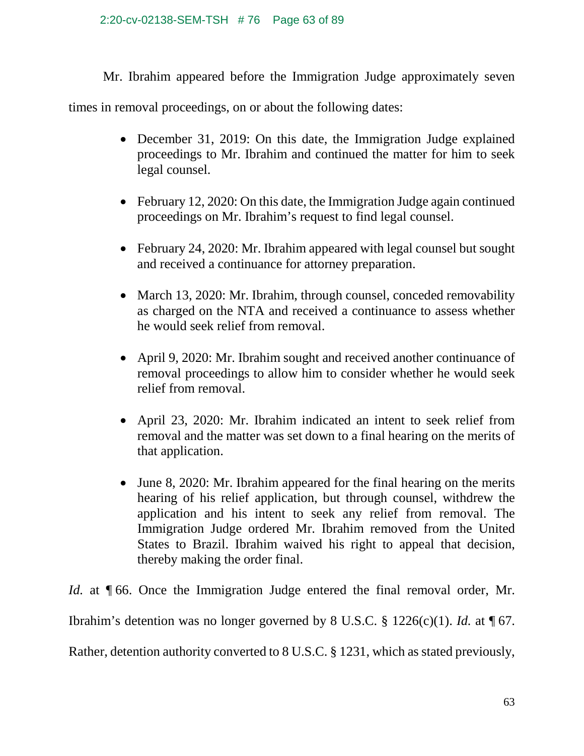Mr. Ibrahim appeared before the Immigration Judge approximately seven times in removal proceedings, on or about the following dates:

- December 31, 2019: On this date, the Immigration Judge explained proceedings to Mr. Ibrahim and continued the matter for him to seek legal counsel.

- February 12, 2020: On this date, the Immigration Judge again continued proceedings on Mr. Ibrahim's request to find legal counsel.

- February 24, 2020: Mr. Ibrahim appeared with legal counsel but sought and received a continuance for attorney preparation.

- March 13, 2020: Mr. Ibrahim, through counsel, conceded removability as charged on the NTA and received a continuance to assess whether he would seek relief from removal.

- April 9, 2020: Mr. Ibrahim sought and received another continuance of removal proceedings to allow him to consider whether he would seek relief from removal.

- April 23, 2020: Mr. Ibrahim indicated an intent to seek relief from removal and the matter was set down to a final hearing on the merits of that application.

- June 8, 2020: Mr. Ibrahim appeared for the final hearing on the merits hearing of his relief application, but through counsel, withdrew the application and his intent to seek any relief from removal. The Immigration Judge ordered Mr. Ibrahim removed from the United States to Brazil. Ibrahim waived his right to appeal that decision, thereby making the order final.

*Id.* at ¶ 66. Once the Immigration Judge entered the final removal order, Mr. Ibrahim's detention was no longer governed by 8 U.S.C. § 1226(c)(1). *Id.* at ¶ 67. Rather, detention authority converted to 8 U.S.C. § 1231, which as stated previously,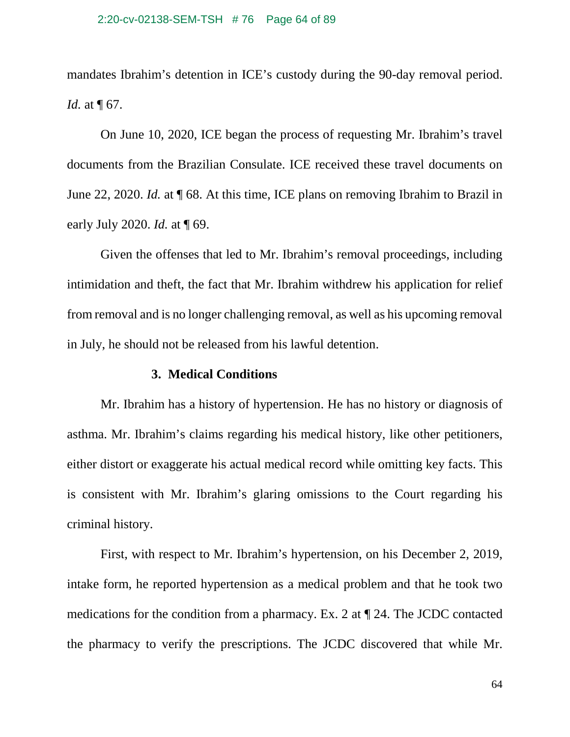mandates Ibrahim's detention in ICE's custody during the 90-day removal period. *Id.* at ¶ 67.

On June 10, 2020, ICE began the process of requesting Mr. Ibrahim's travel documents from the Brazilian Consulate. ICE received these travel documents on June 22, 2020. *Id.* at ¶ 68. At this time, ICE plans on removing Ibrahim to Brazil in early July 2020. *Id.* at ¶ 69.

Given the offenses that led to Mr. Ibrahim's removal proceedings, including intimidation and theft, the fact that Mr. Ibrahim withdrew his application for relief from removal and is no longer challenging removal, as well as his upcoming removal in July, he should not be released from his lawful detention.

**3. Medical Conditions**

Mr. Ibrahim has a history of hypertension. He has no history or diagnosis of asthma. Mr. Ibrahim's claims regarding his medical history, like other petitioners, either distort or exaggerate his actual medical record while omitting key facts. This is consistent with Mr. Ibrahim's glaring omissions to the Court regarding his criminal history.

First, with respect to Mr. Ibrahim's hypertension, on his December 2, 2019, intake form, he reported hypertension as a medical problem and that he took two medications for the condition from a pharmacy. Ex. 2 at ¶ 24. The JCDC contacted the pharmacy to verify the prescriptions. The JCDC discovered that while Mr.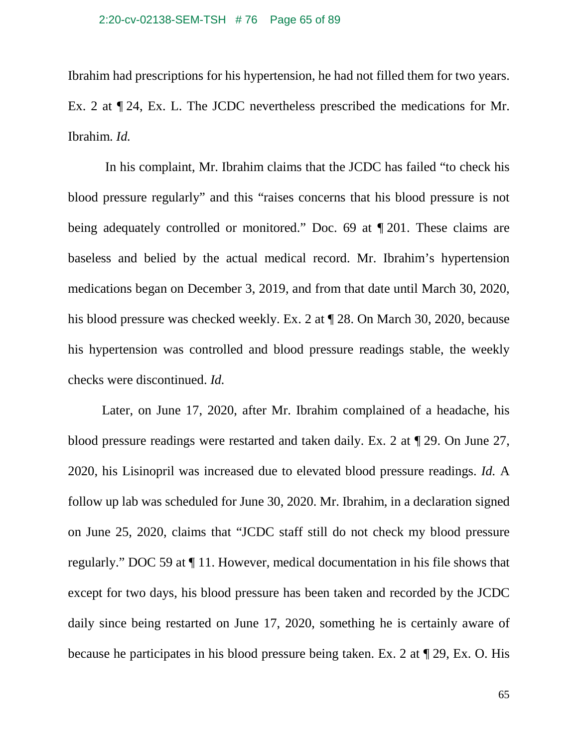Ibrahim had prescriptions for his hypertension, he had not filled them for two years. Ex. 2 at ¶ 24, Ex. L. The JCDC nevertheless prescribed the medications for Mr. Ibrahim. *Id.*

In his complaint, Mr. Ibrahim claims that the JCDC has failed "to check his blood pressure regularly" and this "raises concerns that his blood pressure is not being adequately controlled or monitored." Doc. 69 at ¶ 201. These claims are baseless and belied by the actual medical record. Mr. Ibrahim's hypertension medications began on December 3, 2019, and from that date until March 30, 2020, his blood pressure was checked weekly. Ex. 2 at ¶ 28. On March 30, 2020, because his hypertension was controlled and blood pressure readings stable, the weekly checks were discontinued. *Id.*

Later, on June 17, 2020, after Mr. Ibrahim complained of a headache, his blood pressure readings were restarted and taken daily. Ex. 2 at ¶ 29. On June 27, 2020, his Lisinopril was increased due to elevated blood pressure readings. *Id.* A follow up lab was scheduled for June 30, 2020. Mr. Ibrahim, in a declaration signed on June 25, 2020, claims that "JCDC staff still do not check my blood pressure regularly." DOC 59 at ¶ 11. However, medical documentation in his file shows that except for two days, his blood pressure has been taken and recorded by the JCDC daily since being restarted on June 17, 2020, something he is certainly aware of because he participates in his blood pressure being taken. Ex. 2 at ¶ 29, Ex. O. His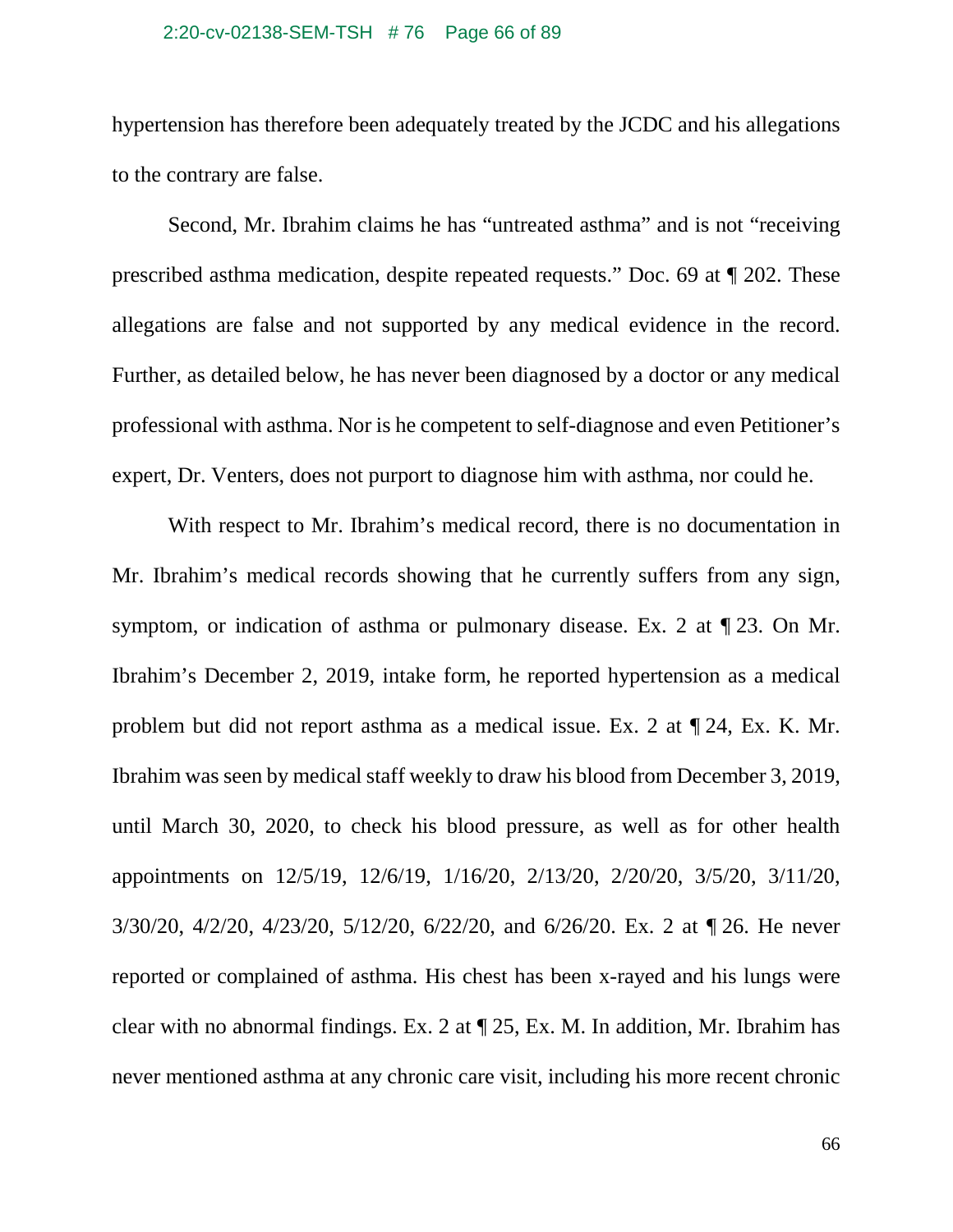hypertension has therefore been adequately treated by the JCDC and his allegations to the contrary are false.

Second, Mr. Ibrahim claims he has "untreated asthma" and is not "receiving prescribed asthma medication, despite repeated requests." Doc. 69 at ¶ 202. These allegations are false and not supported by any medical evidence in the record. Further, as detailed below, he has never been diagnosed by a doctor or any medical professional with asthma. Nor is he competent to self-diagnose and even Petitioner's expert, Dr. Venters, does not purport to diagnose him with asthma, nor could he.

With respect to Mr. Ibrahim's medical record, there is no documentation in Mr. Ibrahim's medical records showing that he currently suffers from any sign, symptom, or indication of asthma or pulmonary disease. Ex. 2 at ¶ 23. On Mr. Ibrahim's December 2, 2019, intake form, he reported hypertension as a medical problem but did not report asthma as a medical issue. Ex. 2 at ¶ 24, Ex. K. Mr. Ibrahim was seen by medical staff weekly to draw his blood from December 3, 2019, until March 30, 2020, to check his blood pressure, as well as for other health appointments on 12/5/19, 12/6/19, 1/16/20, 2/13/20, 2/20/20, 3/5/20, 3/11/20, 3/30/20, 4/2/20, 4/23/20, 5/12/20, 6/22/20, and 6/26/20. Ex. 2 at ¶ 26. He never reported or complained of asthma. His chest has been x-rayed and his lungs were clear with no abnormal findings. Ex. 2 at ¶ 25, Ex. M. In addition, Mr. Ibrahim has never mentioned asthma at any chronic care visit, including his more recent chronic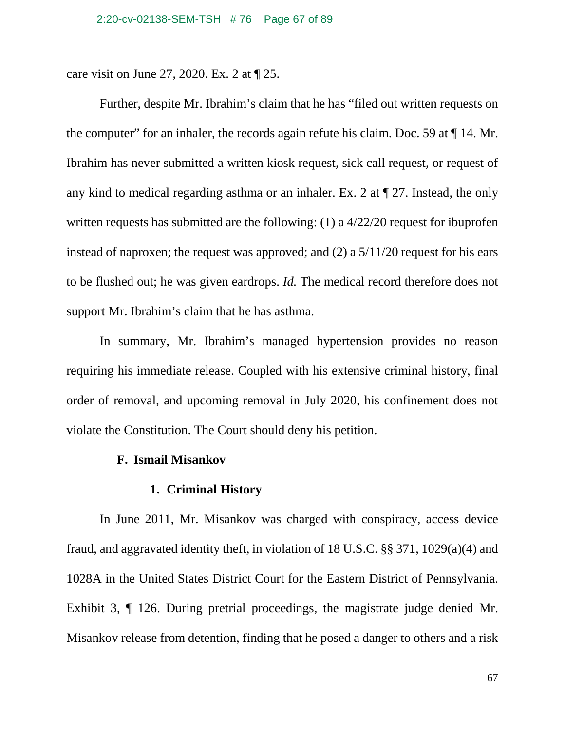care visit on June 27, 2020. Ex. 2 at ¶ 25.

Further, despite Mr. Ibrahim's claim that he has "filed out written requests on the computer" for an inhaler, the records again refute his claim. Doc. 59 at ¶ 14. Mr. Ibrahim has never submitted a written kiosk request, sick call request, or request of any kind to medical regarding asthma or an inhaler. Ex. 2 at ¶ 27. Instead, the only written requests has submitted are the following: (1) a 4/22/20 request for ibuprofen instead of naproxen; the request was approved; and (2) a 5/11/20 request for his ears to be flushed out; he was given eardrops. *Id.* The medical record therefore does not support Mr. Ibrahim's claim that he has asthma.

In summary, Mr. Ibrahim's managed hypertension provides no reason requiring his immediate release. Coupled with his extensive criminal history, final order of removal, and upcoming removal in July 2020, his confinement does not violate the Constitution. The Court should deny his petition.

### F. Ismail Misankov

#### 1. Criminal History

In June 2011, Mr. Misankov was charged with conspiracy, access device fraud, and aggravated identity theft, in violation of 18 U.S.C. §§ 371, 1029(a)(4) and 1028A in the United States District Court for the Eastern District of Pennsylvania. Exhibit 3, ¶ 126. During pretrial proceedings, the magistrate judge denied Mr. Misankov release from detention, finding that he posed a danger to others and a risk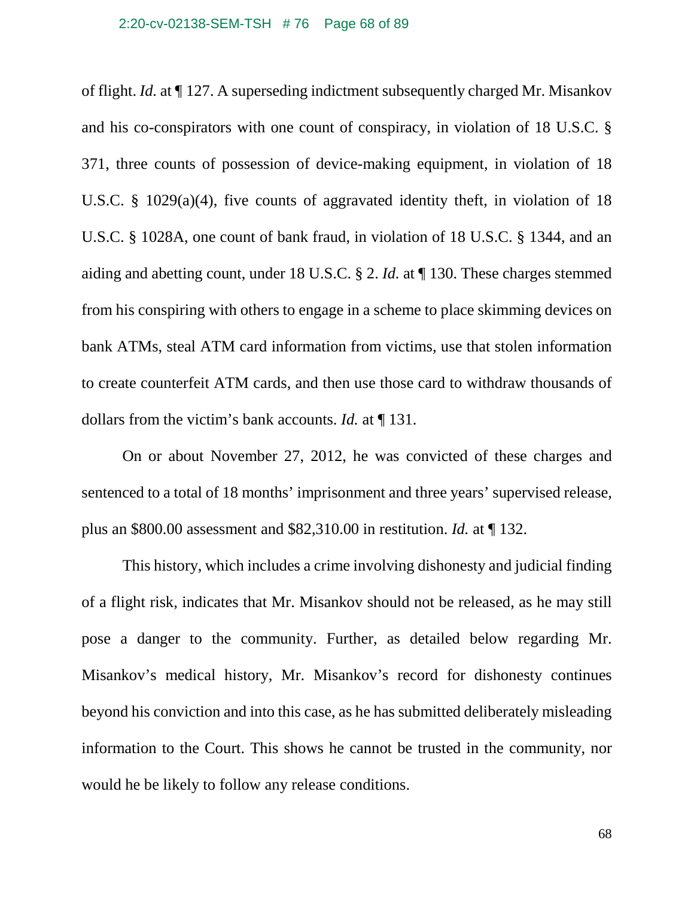of flight. *Id.* at ¶ 127. A superseding indictment subsequently charged Mr. Misankov and his co-conspirators with one count of conspiracy, in violation of 18 U.S.C. § 371, three counts of possession of device-making equipment, in violation of 18 U.S.C. § 1029(a)(4), five counts of aggravated identity theft, in violation of 18 U.S.C. § 1028A, one count of bank fraud, in violation of 18 U.S.C. § 1344, and an aiding and abetting count, under 18 U.S.C. § 2. *Id.* at ¶ 130. These charges stemmed from his conspiring with others to engage in a scheme to place skimming devices on bank ATMs, steal ATM card information from victims, use that stolen information to create counterfeit ATM cards, and then use those card to withdraw thousands of dollars from the victim's bank accounts. *Id.* at ¶ 131.

On or about November 27, 2012, he was convicted of these charges and sentenced to a total of 18 months' imprisonment and three years' supervised release, plus an $800.00 assessment and $82,310.00 in restitution. *Id.* at ¶ 132.

This history, which includes a crime involving dishonesty and judicial finding of a flight risk, indicates that Mr. Misankov should not be released, as he may still pose a danger to the community. Further, as detailed below regarding Mr. Misankov's medical history, Mr. Misankov's record for dishonesty continues beyond his conviction and into this case, as he has submitted deliberately misleading information to the Court. This shows he cannot be trusted in the community, nor would he be likely to follow any release conditions.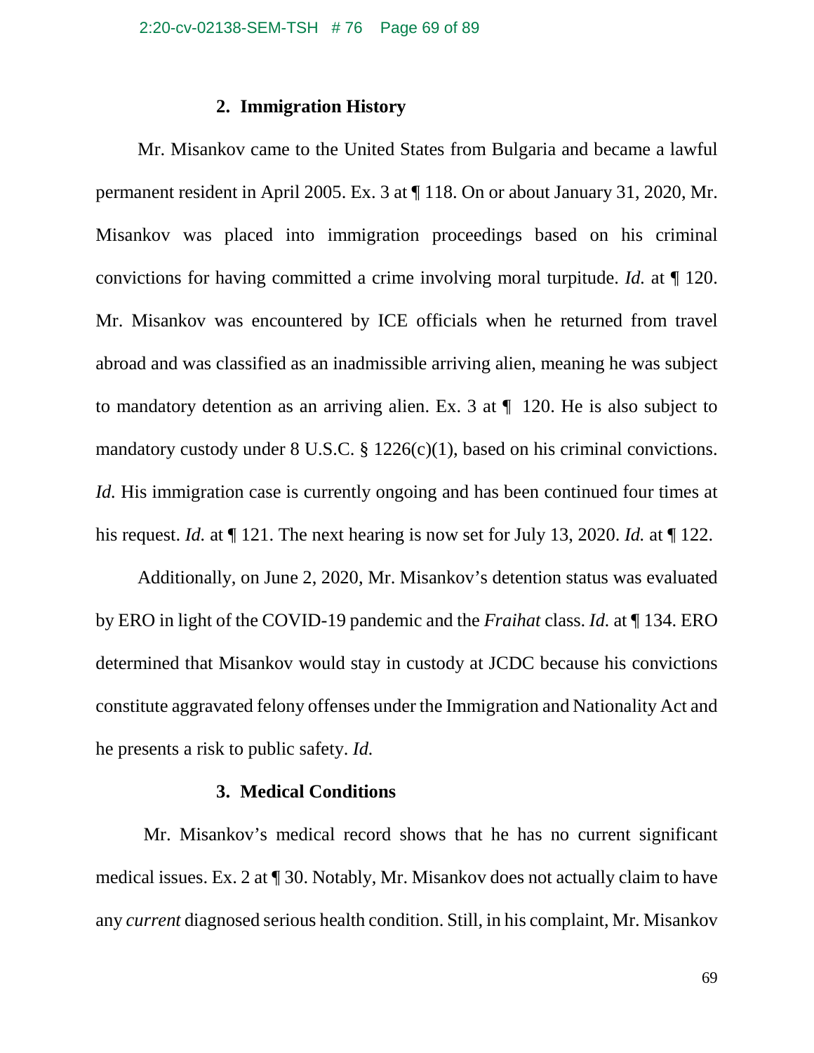### 2. Immigration History

Mr. Misankov came to the United States from Bulgaria and became a lawful permanent resident in April 2005. Ex. 3 at ¶ 118. On or about January 31, 2020, Mr. Misankov was placed into immigration proceedings based on his criminal convictions for having committed a crime involving moral turpitude. *Id.* at ¶ 120. Mr. Misankov was encountered by ICE officials when he returned from travel abroad and was classified as an inadmissible arriving alien, meaning he was subject to mandatory detention as an arriving alien. Ex. 3 at ¶ 120. He is also subject to mandatory custody under 8 U.S.C. § 1226(c)(1), based on his criminal convictions. *Id.* His immigration case is currently ongoing and has been continued four times at his request. *Id.* at ¶ 121. The next hearing is now set for July 13, 2020. *Id.* at ¶ 122.

Additionally, on June 2, 2020, Mr. Misankov's detention status was evaluated by ERO in light of the COVID-19 pandemic and the *Fraihat* class. *Id.* at ¶ 134. ERO determined that Misankov would stay in custody at JCDC because his convictions constitute aggravated felony offenses under the Immigration and Nationality Act and he presents a risk to public safety. *Id.*

### 3. Medical Conditions

Mr. Misankov's medical record shows that he has no current significant medical issues. Ex. 2 at ¶ 30. Notably, Mr. Misankov does not actually claim to have any *current* diagnosed serious health condition. Still, in his complaint, Mr. Misankov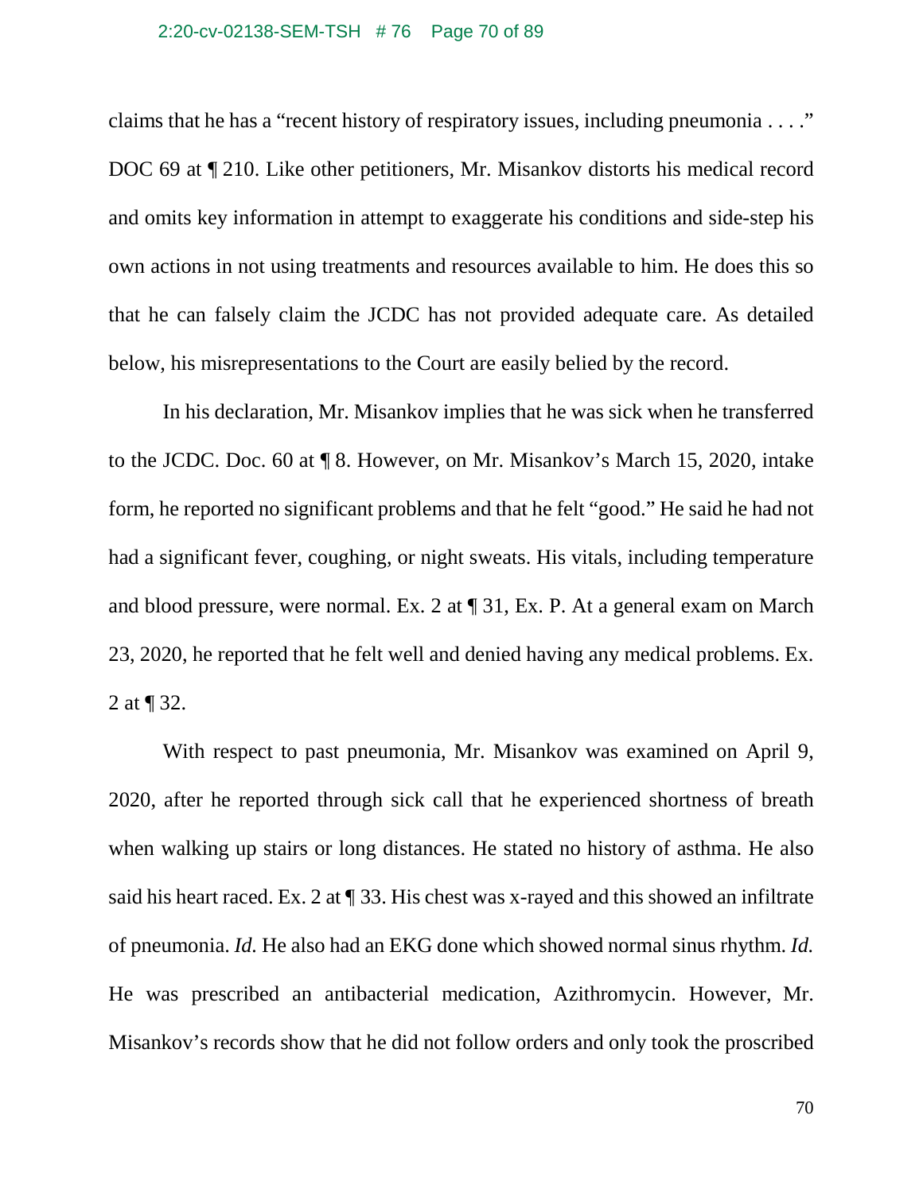claims that he has a "recent history of respiratory issues, including pneumonia . . . ." DOC 69 at ¶ 210. Like other petitioners, Mr. Misankov distorts his medical record and omits key information in attempt to exaggerate his conditions and side-step his own actions in not using treatments and resources available to him. He does this so that he can falsely claim the JCDC has not provided adequate care. As detailed below, his misrepresentations to the Court are easily belied by the record.

In his declaration, Mr. Misankov implies that he was sick when he transferred to the JCDC. Doc. 60 at ¶ 8. However, on Mr. Misankov's March 15, 2020, intake form, he reported no significant problems and that he felt "good." He said he had not had a significant fever, coughing, or night sweats. His vitals, including temperature and blood pressure, were normal. Ex. 2 at ¶ 31, Ex. P. At a general exam on March 23, 2020, he reported that he felt well and denied having any medical problems. Ex. 2 at ¶ 32.

With respect to past pneumonia, Mr. Misankov was examined on April 9, 2020, after he reported through sick call that he experienced shortness of breath when walking up stairs or long distances. He stated no history of asthma. He also said his heart raced. Ex. 2 at ¶ 33. His chest was x-rayed and this showed an infiltrate of pneumonia. *Id.* He also had an EKG done which showed normal sinus rhythm. *Id.* He was prescribed an antibacterial medication, Azithromycin. However, Mr. Misankov's records show that he did not follow orders and only took the proscribed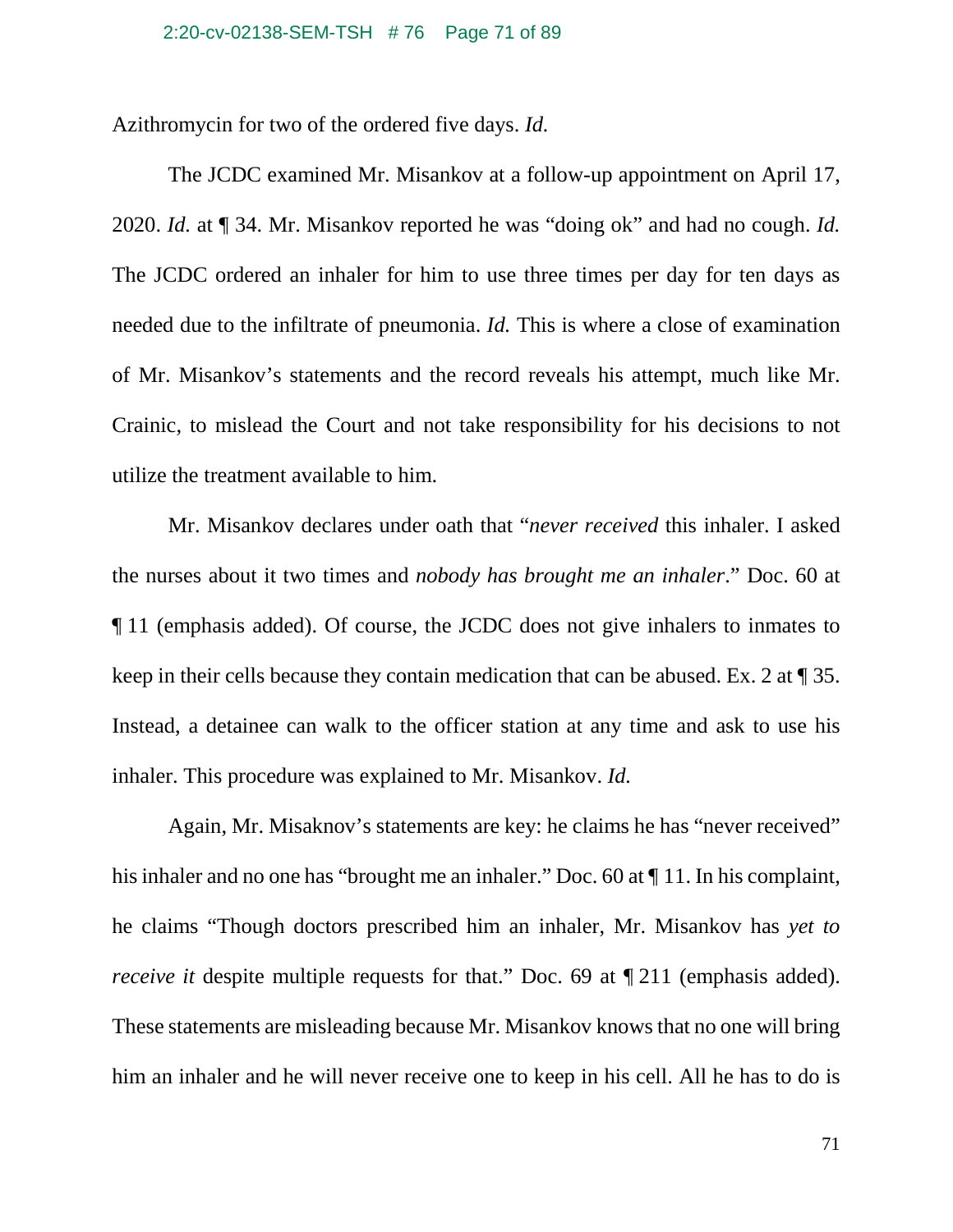Azithromycin for two of the ordered five days. *Id.*

The JCDC examined Mr. Misankov at a follow-up appointment on April 17, 2020. *Id.* at ¶ 34. Mr. Misankov reported he was "doing ok" and had no cough. *Id.* The JCDC ordered an inhaler for him to use three times per day for ten days as needed due to the infiltrate of pneumonia. *Id.* This is where a close of examination of Mr. Misankov's statements and the record reveals his attempt, much like Mr. Crainic, to mislead the Court and not take responsibility for his decisions to not utilize the treatment available to him.

Mr. Misankov declares under oath that "*never received* this inhaler. I asked the nurses about it two times and *nobody has brought me an inhaler*." Doc. 60 at ¶ 11 (emphasis added). Of course, the JCDC does not give inhalers to inmates to keep in their cells because they contain medication that can be abused. Ex. 2 at ¶ 35. Instead, a detainee can walk to the officer station at any time and ask to use his inhaler. This procedure was explained to Mr. Misankov. *Id.*

Again, Mr. Misaknov's statements are key: he claims he has "never received" his inhaler and no one has "brought me an inhaler." Doc. 60 at ¶ 11. In his complaint, he claims "Though doctors prescribed him an inhaler, Mr. Misankov has *yet to receive it* despite multiple requests for that." Doc. 69 at ¶ 211 (emphasis added). These statements are misleading because Mr. Misankov knows that no one will bring him an inhaler and he will never receive one to keep in his cell. All he has to do is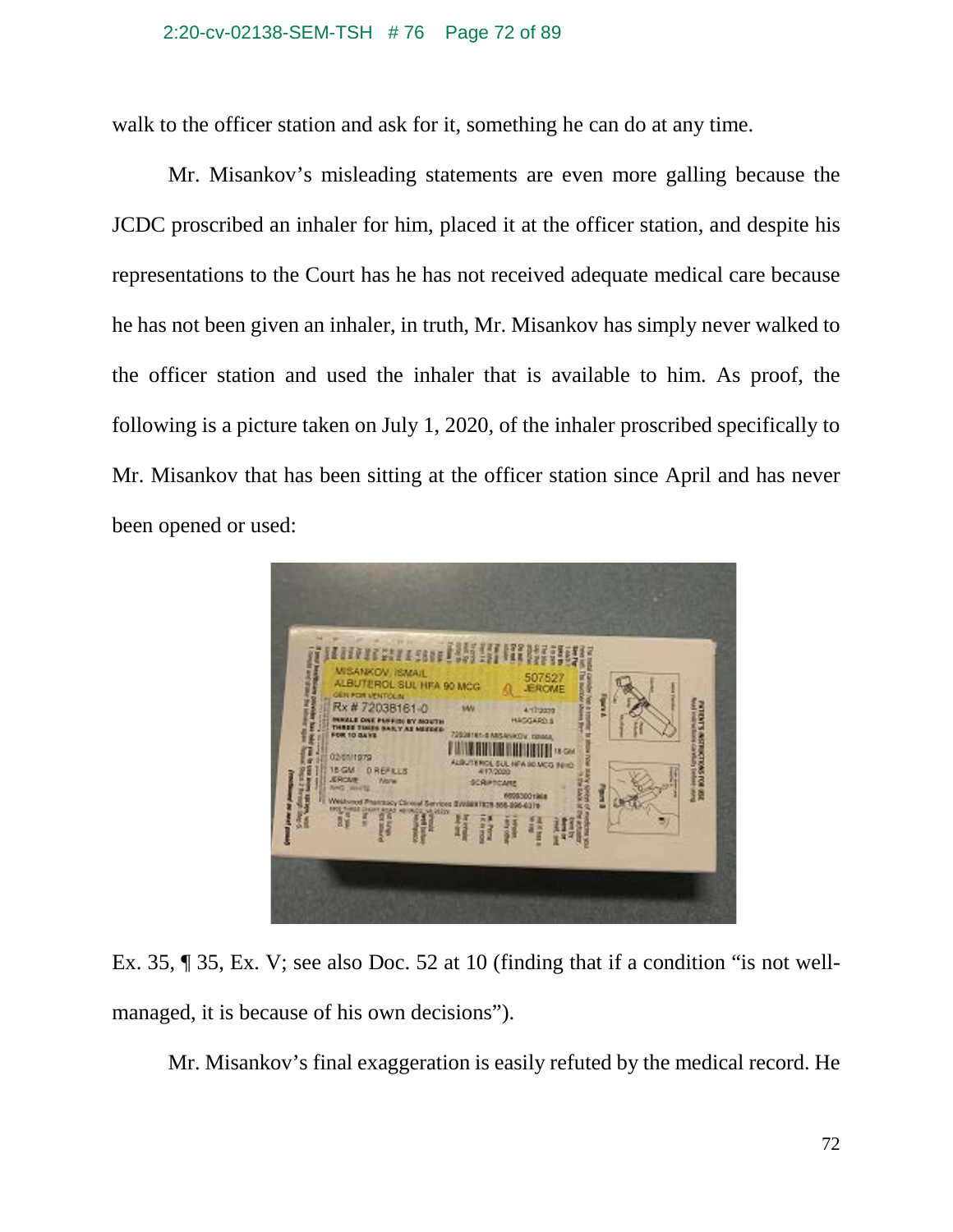walk to the officer station and ask for it, something he can do at any time.

Mr. Misankov's misleading statements are even more galling because the JCDC proscribed an inhaler for him, placed it at the officer station, and despite his representations to the Court has he has not received adequate medical care because he has not been given an inhaler, in truth, Mr. Misankov has simply never walked to the officer station and used the inhaler that is available to him. As proof, the following is a picture taken on July 1, 2020, of the inhaler proscribed specifically to Mr. Misankov that has been sitting at the officer station since April and has never been opened or used:

Ex. 35, ¶ 35, Ex. V; see also Doc. 52 at 10 (finding that if a condition "is not well-managed, it is because of his own decisions").

Mr. Misankov's final exaggeration is easily refuted by the medical record. He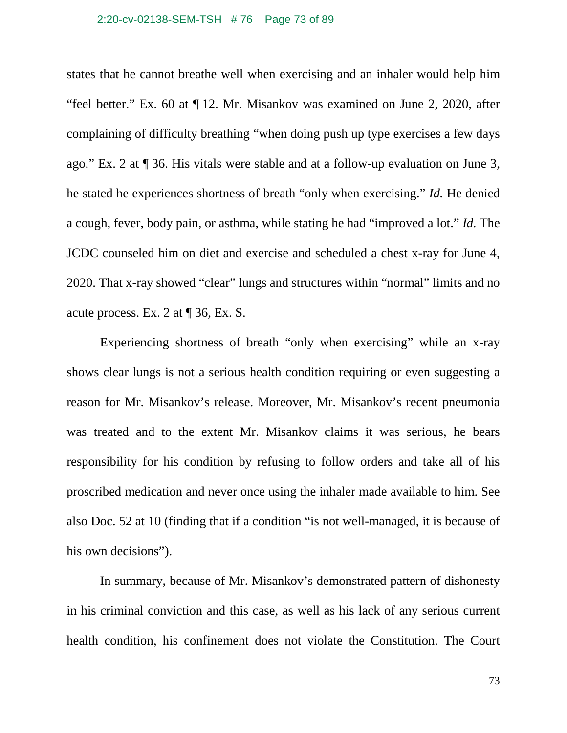states that he cannot breathe well when exercising and an inhaler would help him "feel better." Ex. 60 at ¶ 12. Mr. Misankov was examined on June 2, 2020, after complaining of difficulty breathing "when doing push up type exercises a few days ago." Ex. 2 at ¶ 36. His vitals were stable and at a follow-up evaluation on June 3, he stated he experiences shortness of breath "only when exercising." *Id.* He denied a cough, fever, body pain, or asthma, while stating he had "improved a lot." *Id.* The JCDC counseled him on diet and exercise and scheduled a chest x-ray for June 4, 2020. That x-ray showed "clear" lungs and structures within "normal" limits and no acute process. Ex. 2 at ¶ 36, Ex. S.

Experiencing shortness of breath "only when exercising" while an x-ray shows clear lungs is not a serious health condition requiring or even suggesting a reason for Mr. Misankov's release. Moreover, Mr. Misankov's recent pneumonia was treated and to the extent Mr. Misankov claims it was serious, he bears responsibility for his condition by refusing to follow orders and take all of his proscribed medication and never once using the inhaler made available to him. See also Doc. 52 at 10 (finding that if a condition "is not well-managed, it is because of his own decisions").

In summary, because of Mr. Misankov's demonstrated pattern of dishonesty in his criminal conviction and this case, as well as his lack of any serious current health condition, his confinement does not violate the Constitution. The Court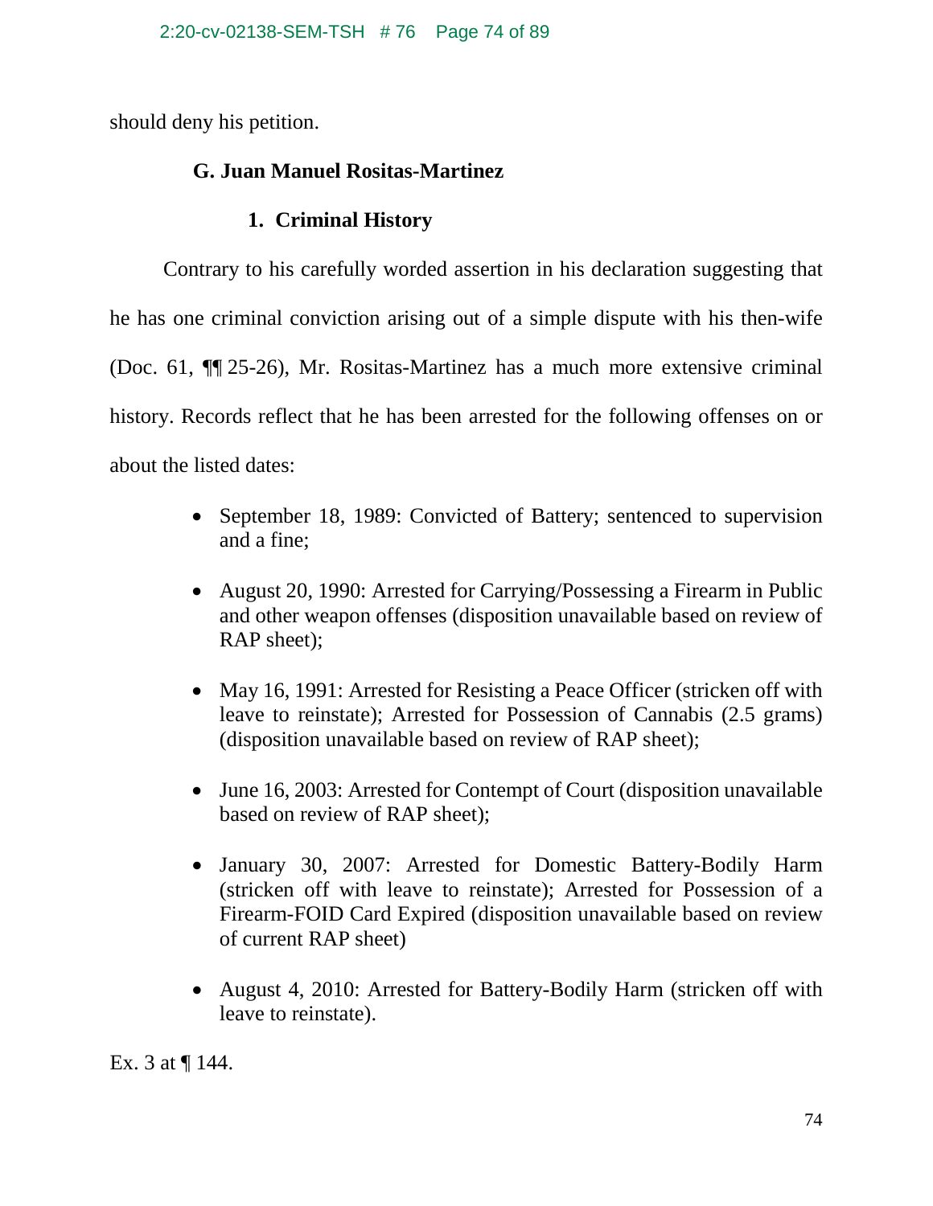should deny his petition.

### G. Juan Manuel Rositas-Martinez

#### 1. Criminal History

Contrary to his carefully worded assertion in his declaration suggesting that he has one criminal conviction arising out of a simple dispute with his then-wife (Doc. 61, ¶¶ 25-26), Mr. Rositas-Martinez has a much more extensive criminal history. Records reflect that he has been arrested for the following offenses on or about the listed dates:

- September 18, 1989: Convicted of Battery; sentenced to supervision and a fine;
- August 20, 1990: Arrested for Carrying/Possessing a Firearm in Public and other weapon offenses (disposition unavailable based on review of RAP sheet);
- May 16, 1991: Arrested for Resisting a Peace Officer (stricken off with leave to reinstate); Arrested for Possession of Cannabis (2.5 grams) (disposition unavailable based on review of RAP sheet);
- June 16, 2003: Arrested for Contempt of Court (disposition unavailable based on review of RAP sheet);
- January 30, 2007: Arrested for Domestic Battery-Bodily Harm (stricken off with leave to reinstate); Arrested for Possession of a Firearm-FOID Card Expired (disposition unavailable based on review of current RAP sheet)
- August 4, 2010: Arrested for Battery-Bodily Harm (stricken off with leave to reinstate).

Ex. 3 at ¶ 144.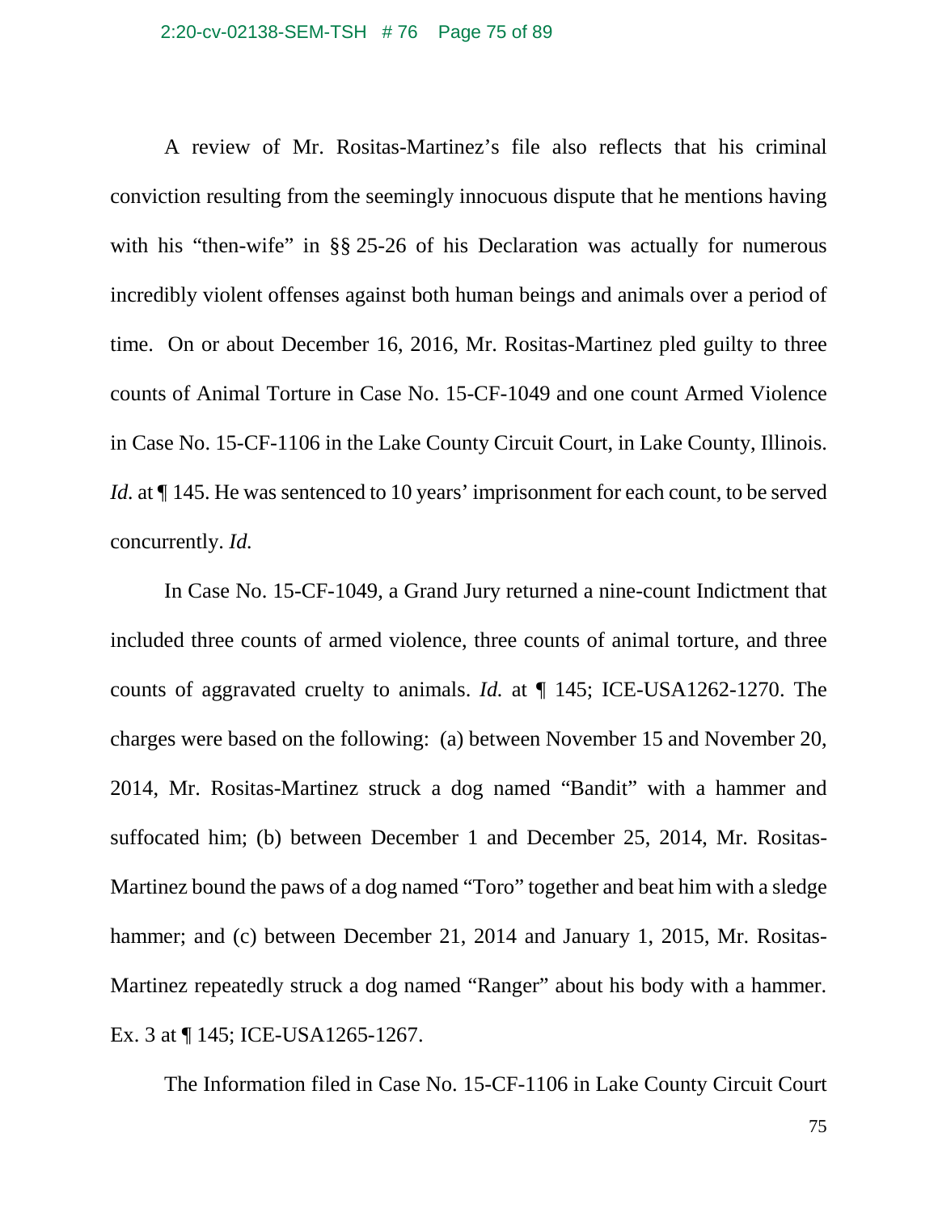A review of Mr. Rositas-Martinez's file also reflects that his criminal conviction resulting from the seemingly innocuous dispute that he mentions having with his "then-wife" in §§ 25-26 of his Declaration was actually for numerous incredibly violent offenses against both human beings and animals over a period of time. On or about December 16, 2016, Mr. Rositas-Martinez pled guilty to three counts of Animal Torture in Case No. 15-CF-1049 and one count Armed Violence in Case No. 15-CF-1106 in the Lake County Circuit Court, in Lake County, Illinois. *Id.* at ¶ 145. He was sentenced to 10 years' imprisonment for each count, to be served concurrently. *Id.*

In Case No. 15-CF-1049, a Grand Jury returned a nine-count Indictment that included three counts of armed violence, three counts of animal torture, and three counts of aggravated cruelty to animals. *Id.* at ¶ 145; ICE-USA1262-1270. The charges were based on the following: (a) between November 15 and November 20, 2014, Mr. Rositas-Martinez struck a dog named "Bandit" with a hammer and suffocated him; (b) between December 1 and December 25, 2014, Mr. Rositas-Martinez bound the paws of a dog named "Toro" together and beat him with a sledge hammer; and (c) between December 21, 2014 and January 1, 2015, Mr. Rositas-Martinez repeatedly struck a dog named "Ranger" about his body with a hammer. Ex. 3 at ¶ 145; ICE-USA1265-1267.

The Information filed in Case No. 15-CF-1106 in Lake County Circuit Court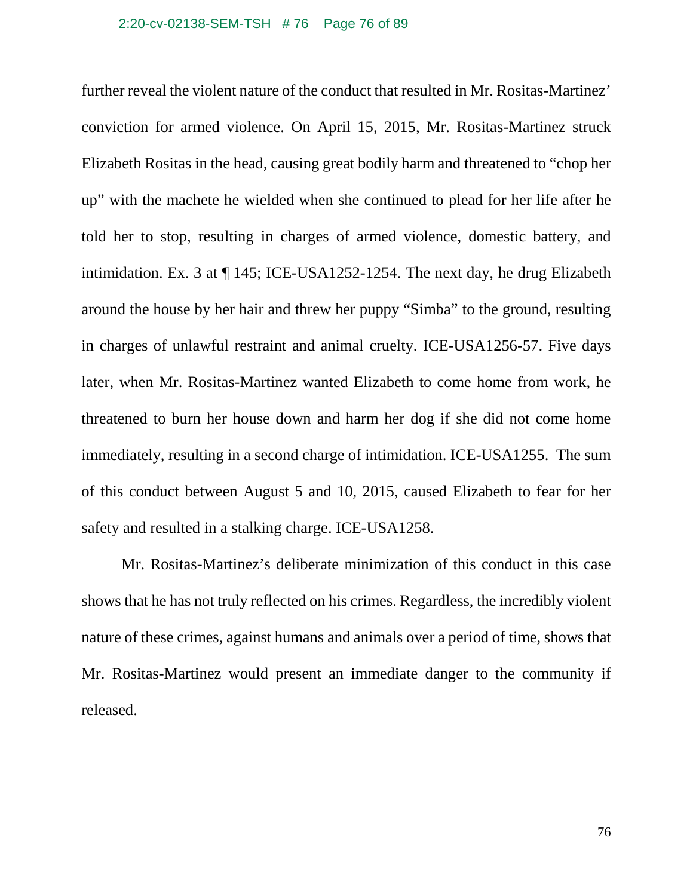further reveal the violent nature of the conduct that resulted in Mr. Rositas-Martinez' conviction for armed violence. On April 15, 2015, Mr. Rositas-Martinez struck Elizabeth Rositas in the head, causing great bodily harm and threatened to "chop her up" with the machete he wielded when she continued to plead for her life after he told her to stop, resulting in charges of armed violence, domestic battery, and intimidation. Ex. 3 at ¶ 145; ICE-USA1252-1254. The next day, he drug Elizabeth around the house by her hair and threw her puppy "Simba" to the ground, resulting in charges of unlawful restraint and animal cruelty. ICE-USA1256-57. Five days later, when Mr. Rositas-Martinez wanted Elizabeth to come home from work, he threatened to burn her house down and harm her dog if she did not come home immediately, resulting in a second charge of intimidation. ICE-USA1255. The sum of this conduct between August 5 and 10, 2015, caused Elizabeth to fear for her safety and resulted in a stalking charge. ICE-USA1258.

Mr. Rositas-Martinez's deliberate minimization of this conduct in this case shows that he has not truly reflected on his crimes. Regardless, the incredibly violent nature of these crimes, against humans and animals over a period of time, shows that Mr. Rositas-Martinez would present an immediate danger to the community if released.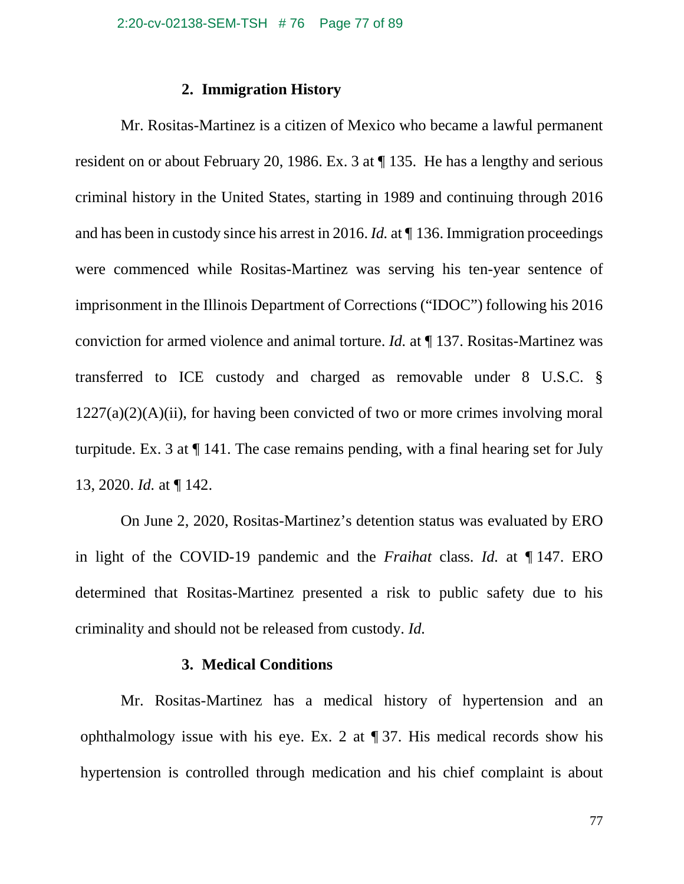### 2. Immigration History

Mr. Rositas-Martinez is a citizen of Mexico who became a lawful permanent resident on or about February 20, 1986. Ex. 3 at ¶ 135. He has a lengthy and serious criminal history in the United States, starting in 1989 and continuing through 2016 and has been in custody since his arrest in 2016. *Id.* at ¶ 136. Immigration proceedings were commenced while Rositas-Martinez was serving his ten-year sentence of imprisonment in the Illinois Department of Corrections ("IDOC") following his 2016 conviction for armed violence and animal torture. *Id.* at ¶ 137. Rositas-Martinez was transferred to ICE custody and charged as removable under 8 U.S.C. § 1227(a)(2)(A)(ii), for having been convicted of two or more crimes involving moral turpitude. Ex. 3 at ¶ 141. The case remains pending, with a final hearing set for July 13, 2020. *Id.* at ¶ 142.

On June 2, 2020, Rositas-Martinez's detention status was evaluated by ERO in light of the COVID-19 pandemic and the *Fraihat* class. *Id.* at ¶ 147. ERO determined that Rositas-Martinez presented a risk to public safety due to his criminality and should not be released from custody. *Id.*

### 3. Medical Conditions

Mr. Rositas-Martinez has a medical history of hypertension and an ophthalmology issue with his eye. Ex. 2 at ¶ 37. His medical records show his hypertension is controlled through medication and his chief complaint is about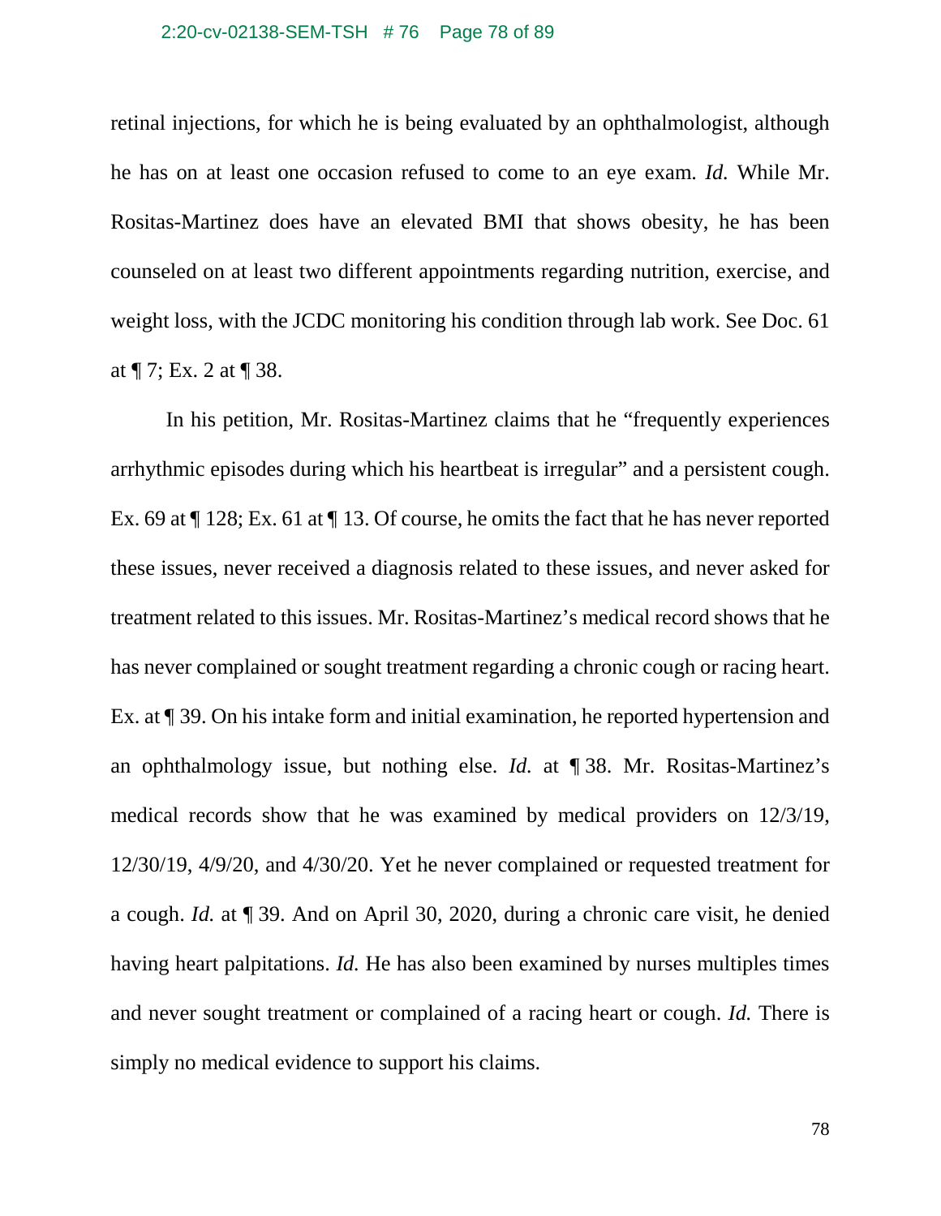retinal injections, for which he is being evaluated by an ophthalmologist, although he has on at least one occasion refused to come to an eye exam. *Id.* While Mr. Rositas-Martinez does have an elevated BMI that shows obesity, he has been counseled on at least two different appointments regarding nutrition, exercise, and weight loss, with the JCDC monitoring his condition through lab work. See Doc. 61 at ¶ 7; Ex. 2 at ¶ 38.

In his petition, Mr. Rositas-Martinez claims that he "frequently experiences arrhythmic episodes during which his heartbeat is irregular" and a persistent cough. Ex. 69 at ¶ 128; Ex. 61 at ¶ 13. Of course, he omits the fact that he has never reported these issues, never received a diagnosis related to these issues, and never asked for treatment related to this issues. Mr. Rositas-Martinez's medical record shows that he has never complained or sought treatment regarding a chronic cough or racing heart. Ex. at ¶ 39. On his intake form and initial examination, he reported hypertension and an ophthalmology issue, but nothing else. *Id.* at ¶ 38. Mr. Rositas-Martinez's medical records show that he was examined by medical providers on 12/3/19, 12/30/19, 4/9/20, and 4/30/20. Yet he never complained or requested treatment for a cough. *Id.* at ¶ 39. And on April 30, 2020, during a chronic care visit, he denied having heart palpitations. *Id.* He has also been examined by nurses multiples times and never sought treatment or complained of a racing heart or cough. *Id.* There is simply no medical evidence to support his claims.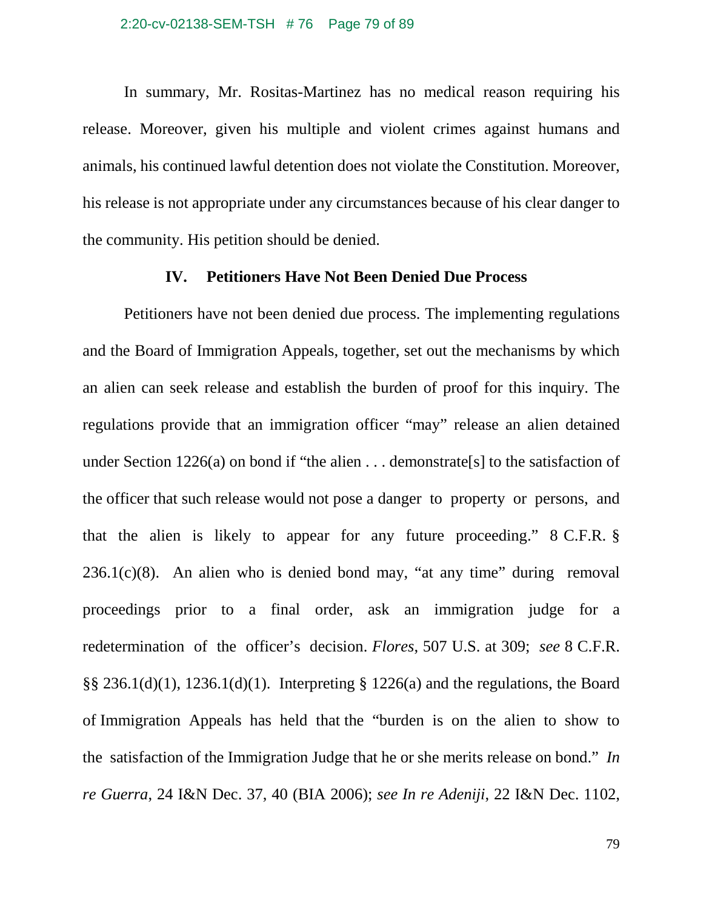In summary, Mr. Rositas-Martinez has no medical reason requiring his release. Moreover, given his multiple and violent crimes against humans and animals, his continued lawful detention does not violate the Constitution. Moreover, his release is not appropriate under any circumstances because of his clear danger to the community. His petition should be denied.

### IV. Petitioners Have Not Been Denied Due Process

Petitioners have not been denied due process. The implementing regulations and the Board of Immigration Appeals, together, set out the mechanisms by which an alien can seek release and establish the burden of proof for this inquiry. The regulations provide that an immigration officer "may" release an alien detained under Section 1226(a) on bond if "the alien . . . demonstrate[s] to the satisfaction of the officer that such release would not pose a danger to property or persons, and that the alien is likely to appear for any future proceeding." 8 C.F.R. § 236.1(c)(8). An alien who is denied bond may, "at any time" during removal proceedings prior to a final order, ask an immigration judge for a redetermination of the officer's decision. *Flores*, 507 U.S. at 309; *see* 8 C.F.R. §§ 236.1(d)(1), 1236.1(d)(1). Interpreting § 1226(a) and the regulations, the Board of Immigration Appeals has held that the "burden is on the alien to show to the satisfaction of the Immigration Judge that he or she merits release on bond." *In re Guerra*, 24 I&N Dec. 37, 40 (BIA 2006); *see In re Adeniji*, 22 I&N Dec. 1102,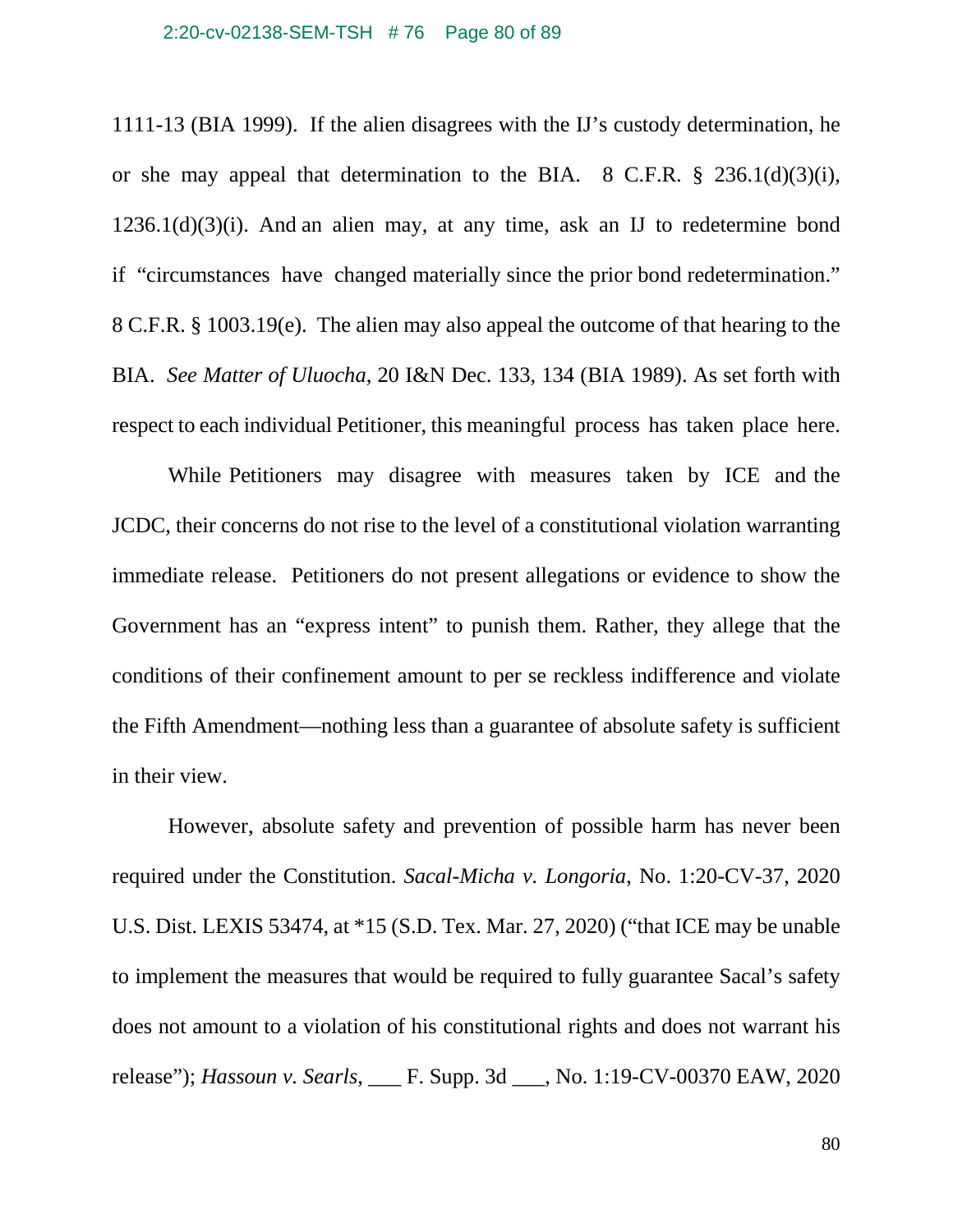1111-13 (BIA 1999). If the alien disagrees with the IJ's custody determination, he or she may appeal that determination to the BIA. 8 C.F.R. § 236.1(d)(3)(i), 1236.1(d)(3)(i). And an alien may, at any time, ask an IJ to redetermine bond if "circumstances have changed materially since the prior bond redetermination." 8 C.F.R. § 1003.19(e). The alien may also appeal the outcome of that hearing to the BIA. *See Matter of Uluocha*, 20 I&N Dec. 133, 134 (BIA 1989). As set forth with respect to each individual Petitioner, this meaningful process has taken place here.

While Petitioners may disagree with measures taken by ICE and the JCDC, their concerns do not rise to the level of a constitutional violation warranting immediate release. Petitioners do not present allegations or evidence to show the Government has an "express intent" to punish them. Rather, they allege that the conditions of their confinement amount to per se reckless indifference and violate the Fifth Amendment—nothing less than a guarantee of absolute safety is sufficient in their view.

However, absolute safety and prevention of possible harm has never been required under the Constitution. *Sacal-Micha v. Longoria*, No. 1:20-CV-37, 2020 U.S. Dist. LEXIS 53474, at *15 (S.D. Tex. Mar. 27, 2020) ("that ICE may be unable to implement the measures that would be required to fully guarantee Sacal's safety does not amount to a violation of his constitutional rights and does not warrant his release"); *Hassoun v. Searls*, ___ F. Supp. 3d ___, No. 1:19-CV-00370 EAW, 2020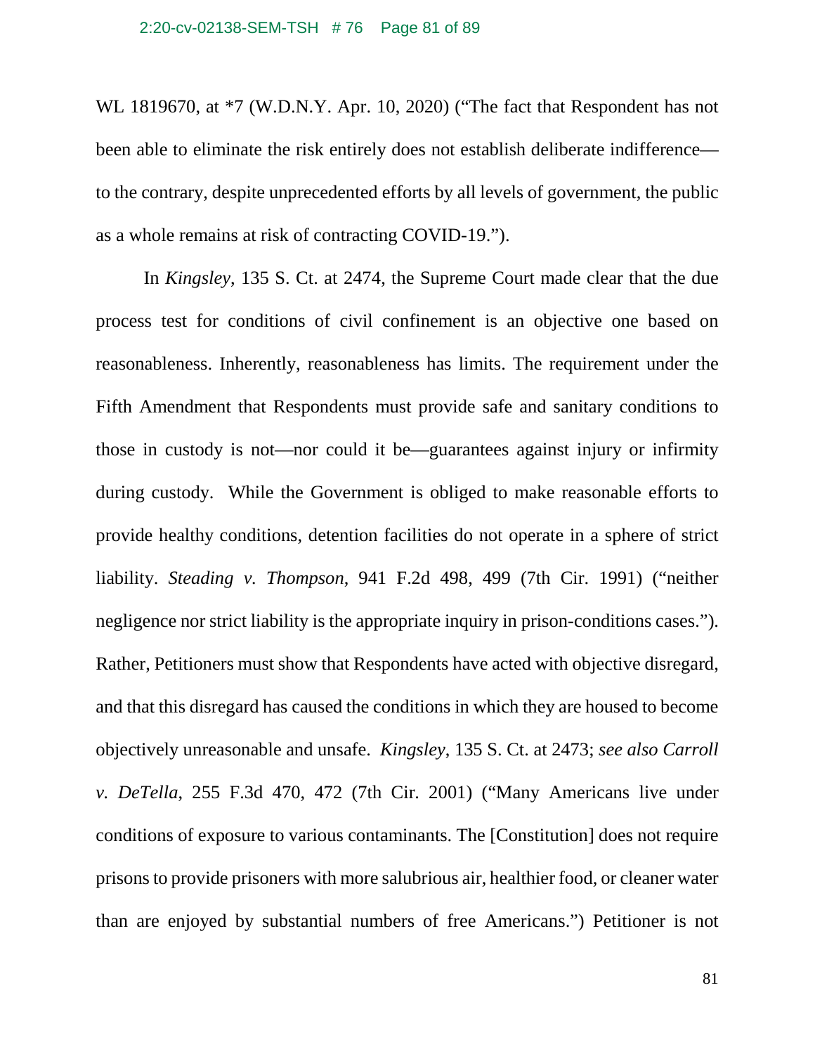WL 1819670, at *7 (W.D.N.Y. Apr. 10, 2020) ("The fact that Respondent has not been able to eliminate the risk entirely does not establish deliberate indifference—to the contrary, despite unprecedented efforts by all levels of government, the public as a whole remains at risk of contracting COVID-19.").

In *Kingsley*, 135 S. Ct. at 2474, the Supreme Court made clear that the due process test for conditions of civil confinement is an objective one based on reasonableness. Inherently, reasonableness has limits. The requirement under the Fifth Amendment that Respondents must provide safe and sanitary conditions to those in custody is not—nor could it be—guarantees against injury or infirmity during custody. While the Government is obliged to make reasonable efforts to provide healthy conditions, detention facilities do not operate in a sphere of strict liability. *Steading v. Thompson*, 941 F.2d 498, 499 (7th Cir. 1991) ("neither negligence nor strict liability is the appropriate inquiry in prison-conditions cases."). Rather, Petitioners must show that Respondents have acted with objective disregard, and that this disregard has caused the conditions in which they are housed to become objectively unreasonable and unsafe. *Kingsley*, 135 S. Ct. at 2473; *see also Carroll v. DeTella*, 255 F.3d 470, 472 (7th Cir. 2001) ("Many Americans live under conditions of exposure to various contaminants. The [Constitution] does not require prisons to provide prisoners with more salubrious air, healthier food, or cleaner water than are enjoyed by substantial numbers of free Americans.") Petitioner is not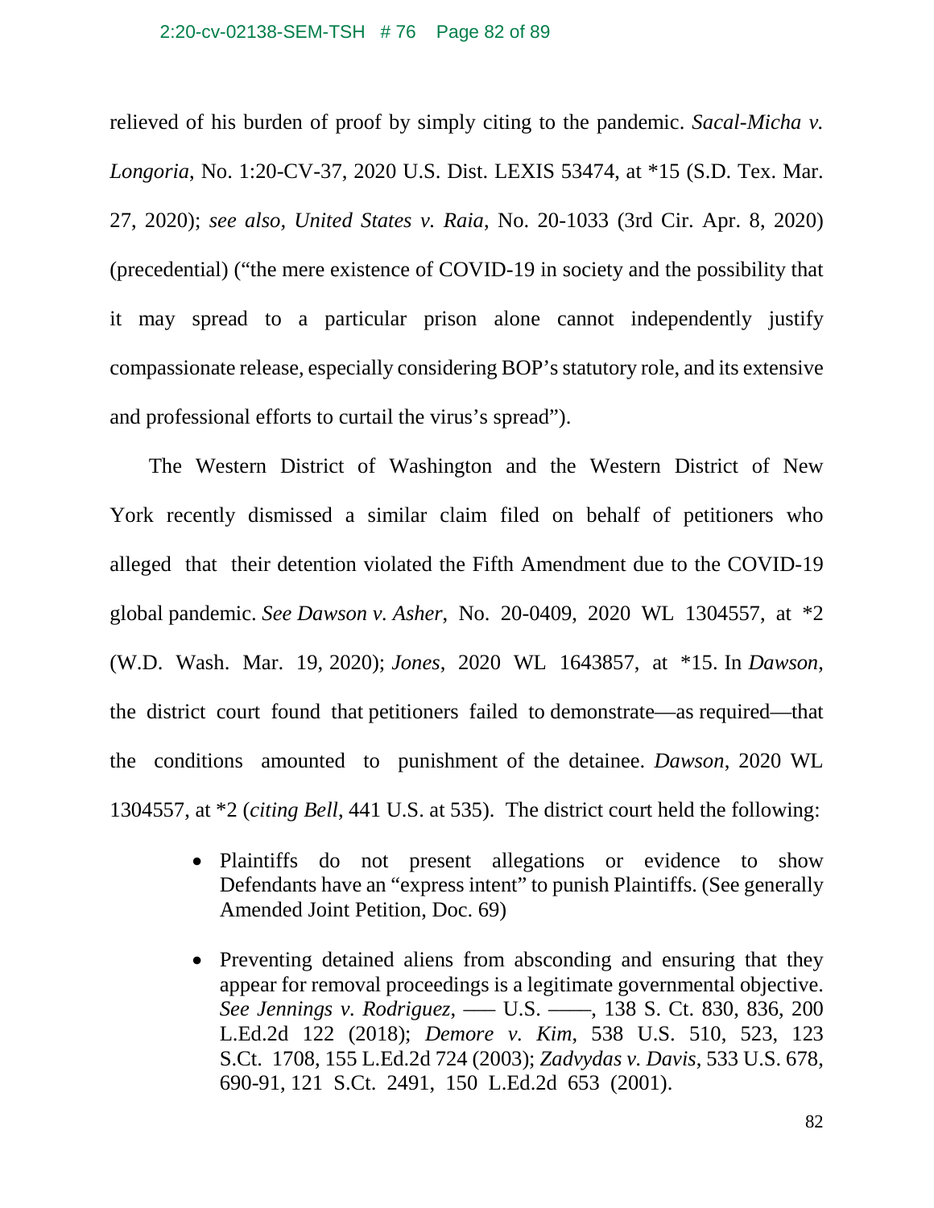relieved of his burden of proof by simply citing to the pandemic. *Sacal-Micha v. Longoria*, No. 1:20-CV-37, 2020 U.S. Dist. LEXIS 53474, at *15 (S.D. Tex. Mar. 27, 2020); *see also, United States v. Raia*, No. 20-1033 (3rd Cir. Apr. 8, 2020) (precedential) ("the mere existence of COVID-19 in society and the possibility that it may spread to a particular prison alone cannot independently justify compassionate release, especially considering BOP's statutory role, and its extensive and professional efforts to curtail the virus's spread").

The Western District of Washington and the Western District of New York recently dismissed a similar claim filed on behalf of petitioners who alleged that their detention violated the Fifth Amendment due to the COVID-19 global pandemic. *See Dawson v. Asher*, No. 20-0409, 2020 WL 1304557, at *2 (W.D. Wash. Mar. 19, 2020); *Jones*, 2020 WL 1643857, at *15. In *Dawson*, the district court found that petitioners failed to demonstrate—as required—that the conditions amounted to punishment of the detainee. *Dawson*, 2020 WL 1304557, at *2 (*citing Bell*, 441 U.S. at 535). The district court held the following:

- Plaintiffs do not present allegations or evidence to show Defendants have an "express intent" to punish Plaintiffs. (See generally Amended Joint Petition, Doc. 69)

- Preventing detained aliens from absconding and ensuring that they appear for removal proceedings is a legitimate governmental objective. *See Jennings v. Rodriguez*, ––– U.S. ––––, 138 S. Ct. 830, 836, 200 L.Ed.2d 122 (2018); *Demore v. Kim*, 538 U.S. 510, 523, 123 S.Ct. 1708, 155 L.Ed.2d 724 (2003); *Zadvydas v. Davis*, 533 U.S. 678, 690-91, 121 S.Ct. 2491, 150 L.Ed.2d 653 (2001).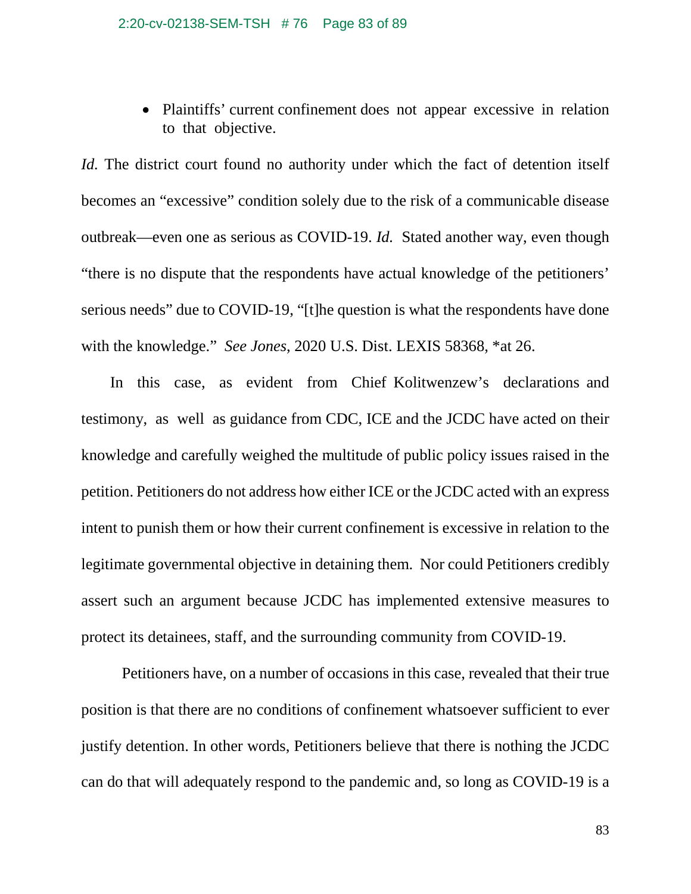- Plaintiffs' current confinement does not appear excessive in relation to that objective.

*Id.* The district court found no authority under which the fact of detention itself becomes an "excessive" condition solely due to the risk of a communicable disease outbreak—even one as serious as COVID-19. *Id.* Stated another way, even though "there is no dispute that the respondents have actual knowledge of the petitioners' serious needs" due to COVID-19, "[t]he question is what the respondents have done with the knowledge." *See Jones*, 2020 U.S. Dist. LEXIS 58368, *at 26.

In this case, as evident from Chief Kolitwenzew's declarations and testimony, as well as guidance from CDC, ICE and the JCDC have acted on their knowledge and carefully weighed the multitude of public policy issues raised in the petition. Petitioners do not address how either ICE or the JCDC acted with an express intent to punish them or how their current confinement is excessive in relation to the legitimate governmental objective in detaining them. Nor could Petitioners credibly assert such an argument because JCDC has implemented extensive measures to protect its detainees, staff, and the surrounding community from COVID-19.

Petitioners have, on a number of occasions in this case, revealed that their true position is that there are no conditions of confinement whatsoever sufficient to ever justify detention. In other words, Petitioners believe that there is nothing the JCDC can do that will adequately respond to the pandemic and, so long as COVID-19 is a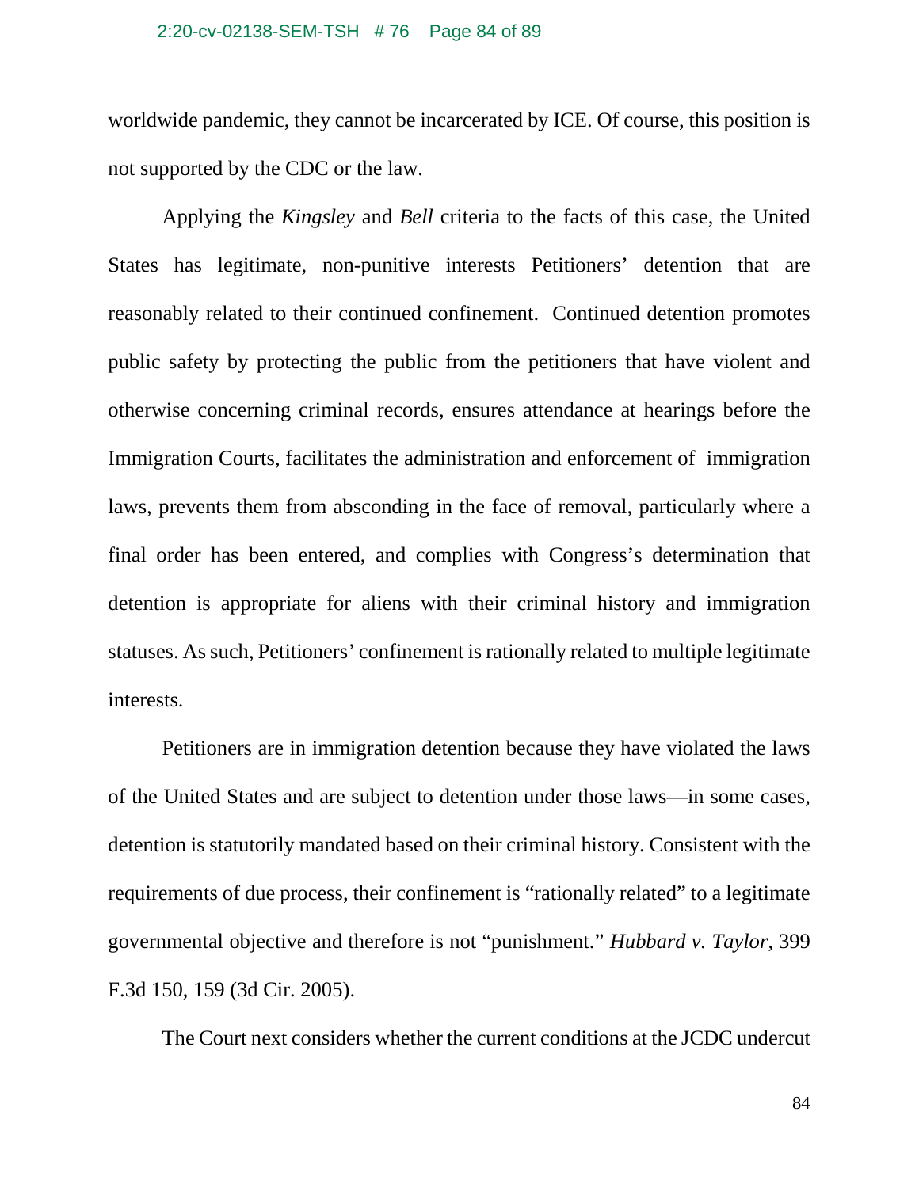worldwide pandemic, they cannot be incarcerated by ICE. Of course, this position is not supported by the CDC or the law.

Applying the *Kingsley* and *Bell* criteria to the facts of this case, the United States has legitimate, non-punitive interests Petitioners' detention that are reasonably related to their continued confinement. Continued detention promotes public safety by protecting the public from the petitioners that have violent and otherwise concerning criminal records, ensures attendance at hearings before the Immigration Courts, facilitates the administration and enforcement of immigration laws, prevents them from absconding in the face of removal, particularly where a final order has been entered, and complies with Congress's determination that detention is appropriate for aliens with their criminal history and immigration statuses. As such, Petitioners' confinement is rationally related to multiple legitimate interests.

Petitioners are in immigration detention because they have violated the laws of the United States and are subject to detention under those laws—in some cases, detention is statutorily mandated based on their criminal history. Consistent with the requirements of due process, their confinement is "rationally related" to a legitimate governmental objective and therefore is not "punishment." *Hubbard v. Taylor*, 399 F.3d 150, 159 (3d Cir. 2005).

The Court next considers whether the current conditions at the JCDC undercut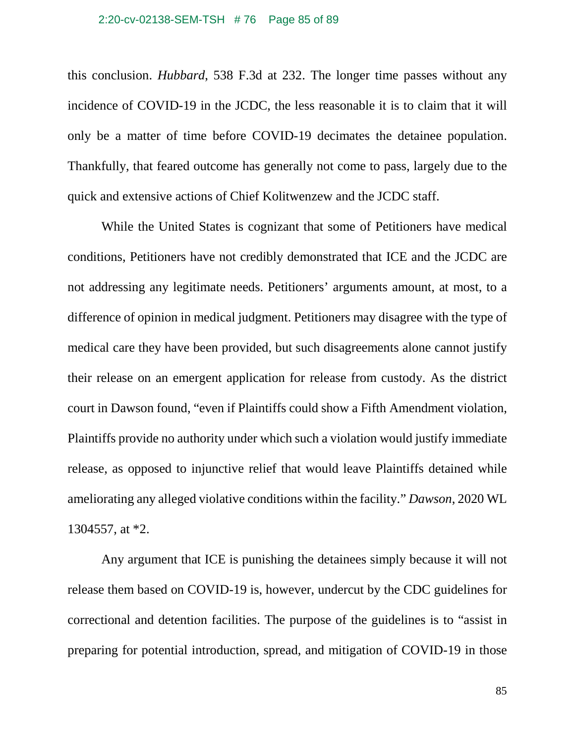this conclusion. *Hubbard*, 538 F.3d at 232. The longer time passes without any incidence of COVID-19 in the JCDC, the less reasonable it is to claim that it will only be a matter of time before COVID-19 decimates the detainee population. Thankfully, that feared outcome has generally not come to pass, largely due to the quick and extensive actions of Chief Kolitwenzew and the JCDC staff.

While the United States is cognizant that some of Petitioners have medical conditions, Petitioners have not credibly demonstrated that ICE and the JCDC are not addressing any legitimate needs. Petitioners' arguments amount, at most, to a difference of opinion in medical judgment. Petitioners may disagree with the type of medical care they have been provided, but such disagreements alone cannot justify their release on an emergent application for release from custody. As the district court in Dawson found, "even if Plaintiffs could show a Fifth Amendment violation, Plaintiffs provide no authority under which such a violation would justify immediate release, as opposed to injunctive relief that would leave Plaintiffs detained while ameliorating any alleged violative conditions within the facility." *Dawson*, 2020 WL 1304557, at *2.

Any argument that ICE is punishing the detainees simply because it will not release them based on COVID-19 is, however, undercut by the CDC guidelines for correctional and detention facilities. The purpose of the guidelines is to "assist in preparing for potential introduction, spread, and mitigation of COVID-19 in those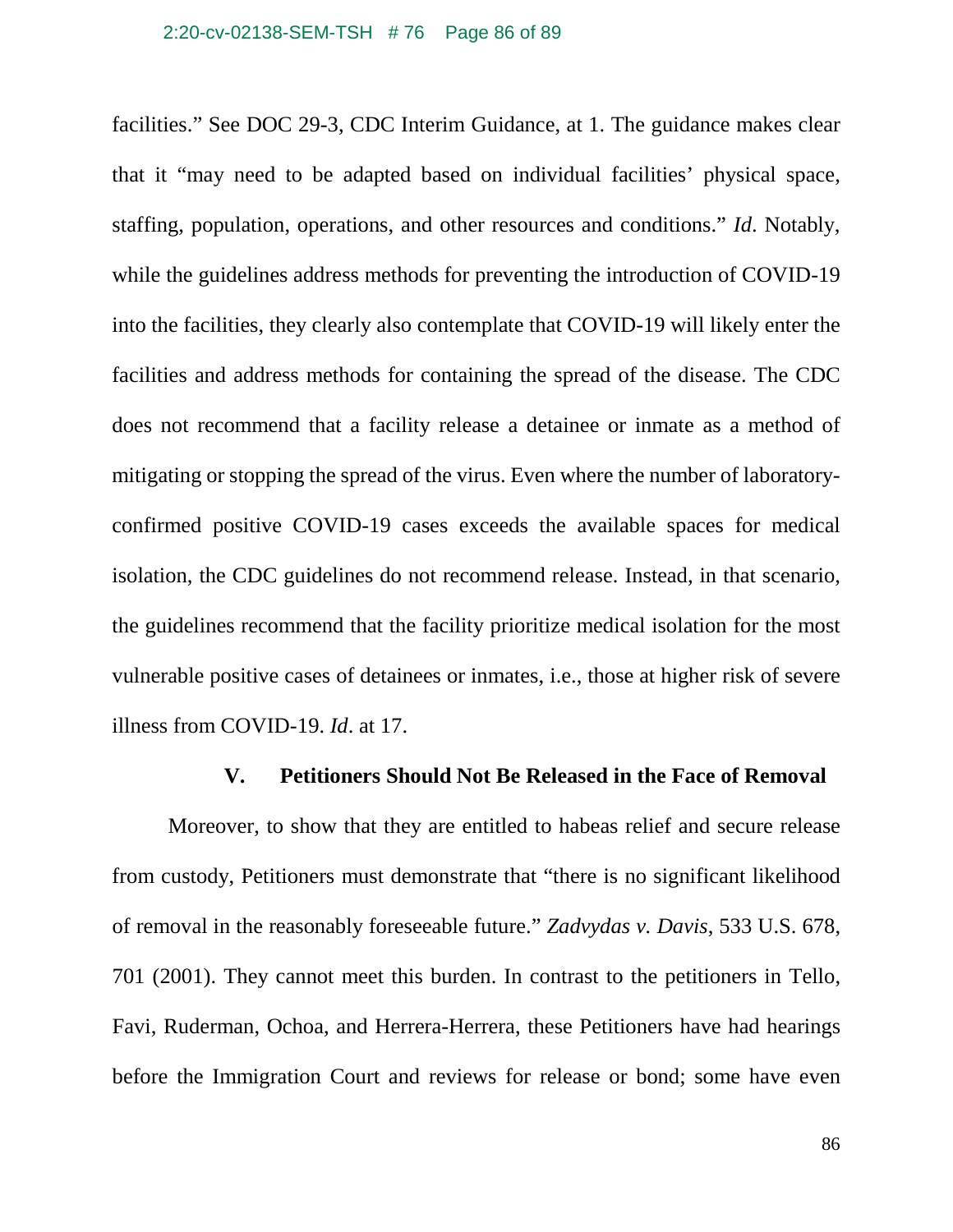facilities." See DOC 29-3, CDC Interim Guidance, at 1. The guidance makes clear that it "may need to be adapted based on individual facilities' physical space, staffing, population, operations, and other resources and conditions." *Id*. Notably, while the guidelines address methods for preventing the introduction of COVID-19 into the facilities, they clearly also contemplate that COVID-19 will likely enter the facilities and address methods for containing the spread of the disease. The CDC does not recommend that a facility release a detainee or inmate as a method of mitigating or stopping the spread of the virus. Even where the number of laboratory-confirmed positive COVID-19 cases exceeds the available spaces for medical isolation, the CDC guidelines do not recommend release. Instead, in that scenario, the guidelines recommend that the facility prioritize medical isolation for the most vulnerable positive cases of detainees or inmates, i.e., those at higher risk of severe illness from COVID-19. *Id*. at 17.

## V. Petitioners Should Not Be Released in the Face of Removal

Moreover, to show that they are entitled to habeas relief and secure release from custody, Petitioners must demonstrate that "there is no significant likelihood of removal in the reasonably foreseeable future." *Zadvydas v. Davis*, 533 U.S. 678, 701 (2001). They cannot meet this burden. In contrast to the petitioners in Tello, Favi, Ruderman, Ochoa, and Herrera-Herrera, these Petitioners have had hearings before the Immigration Court and reviews for release or bond; some have even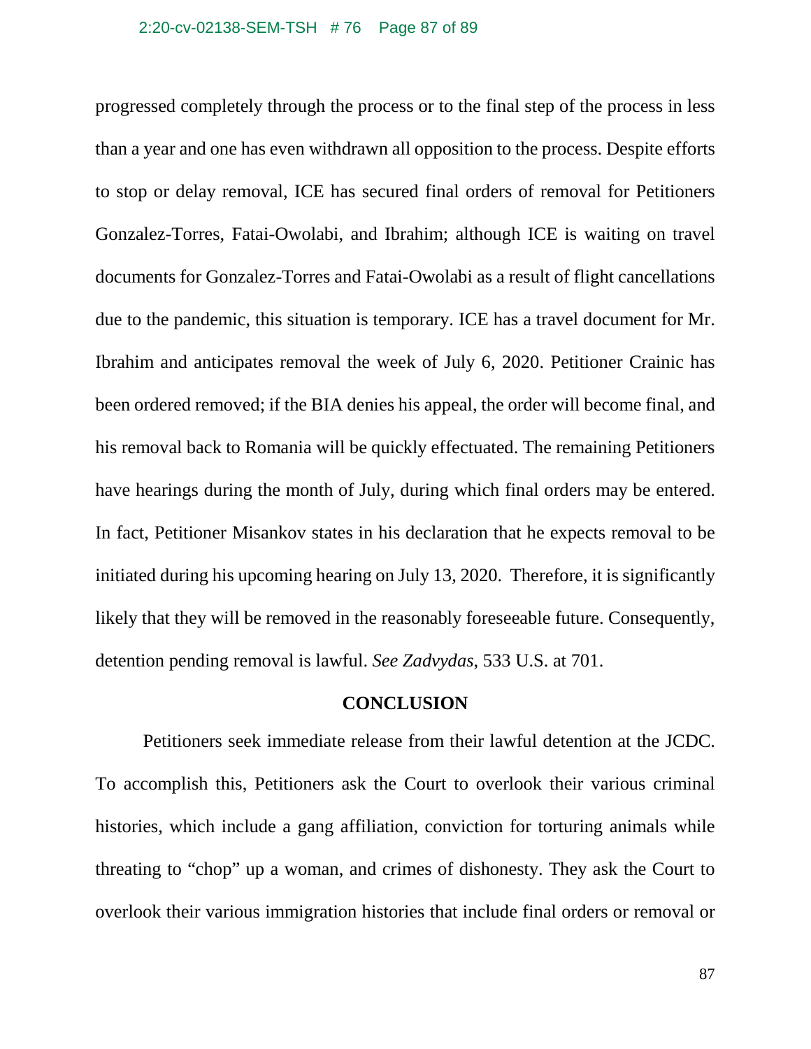progressed completely through the process or to the final step of the process in less than a year and one has even withdrawn all opposition to the process. Despite efforts to stop or delay removal, ICE has secured final orders of removal for Petitioners Gonzalez-Torres, Fatai-Owolabi, and Ibrahim; although ICE is waiting on travel documents for Gonzalez-Torres and Fatai-Owolabi as a result of flight cancellations due to the pandemic, this situation is temporary. ICE has a travel document for Mr. Ibrahim and anticipates removal the week of July 6, 2020. Petitioner Crainic has been ordered removed; if the BIA denies his appeal, the order will become final, and his removal back to Romania will be quickly effectuated. The remaining Petitioners have hearings during the month of July, during which final orders may be entered. In fact, Petitioner Misankov states in his declaration that he expects removal to be initiated during his upcoming hearing on July 13, 2020. Therefore, it is significantly likely that they will be removed in the reasonably foreseeable future. Consequently, detention pending removal is lawful. *See Zadvydas*, 533 U.S. at 701.

## CONCLUSION

Petitioners seek immediate release from their lawful detention at the JCDC. To accomplish this, Petitioners ask the Court to overlook their various criminal histories, which include a gang affiliation, conviction for torturing animals while threating to "chop" up a woman, and crimes of dishonesty. They ask the Court to overlook their various immigration histories that include final orders or removal or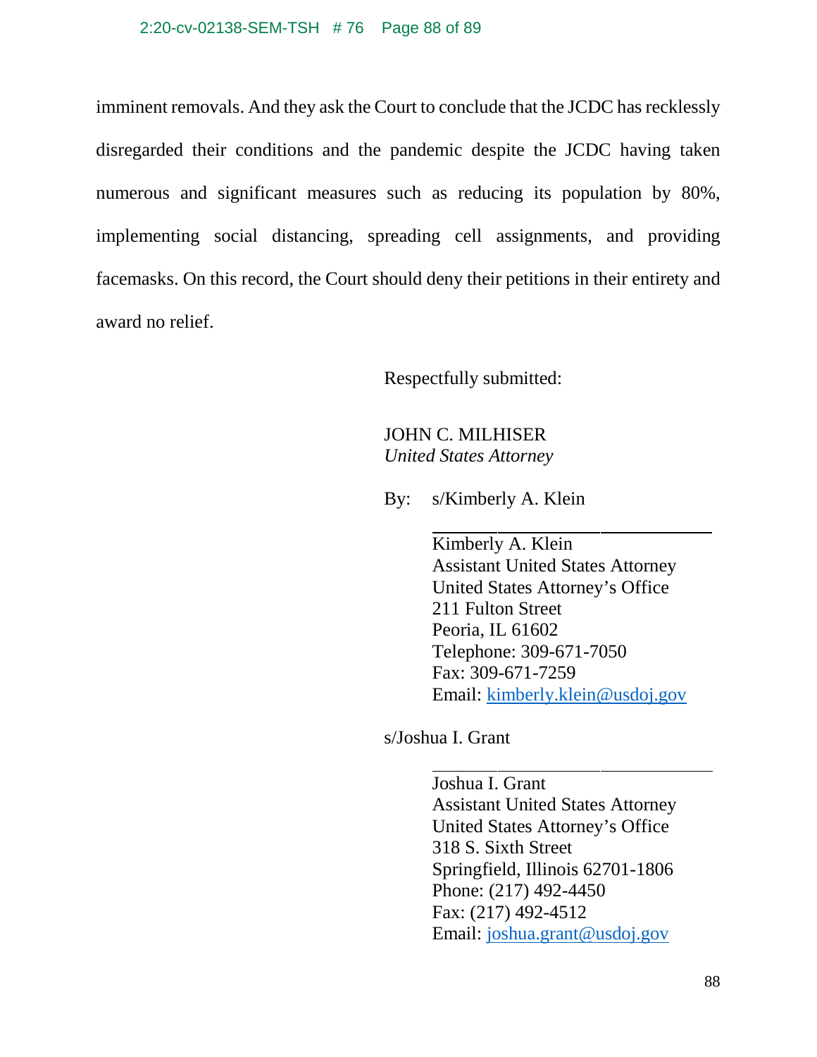imminent removals. And they ask the Court to conclude that the JCDC has recklessly disregarded their conditions and the pandemic despite the JCDC having taken numerous and significant measures such as reducing its population by 80%, implementing social distancing, spreading cell assignments, and providing facemasks. On this record, the Court should deny their petitions in their entirety and award no relief.

Respectfully submitted:

JOHN C. MILHISER
*United States Attorney*

By: s/Kimberly A. Klein

Kimberly A. Klein
Assistant United States Attorney
United States Attorney's Office
211 Fulton Street
Peoria, IL 61602
Telephone: 309-671-7050
Fax: 309-671-7259
Email: kimberly.klein@usdoj.gov

s/Joshua I. Grant

Joshua I. Grant
Assistant United States Attorney
United States Attorney's Office
318 S. Sixth Street
Springfield, Illinois 62701-1806
Phone: (217) 492-4450
Fax: (217) 492-4512
Email: joshua.grant@usdoj.gov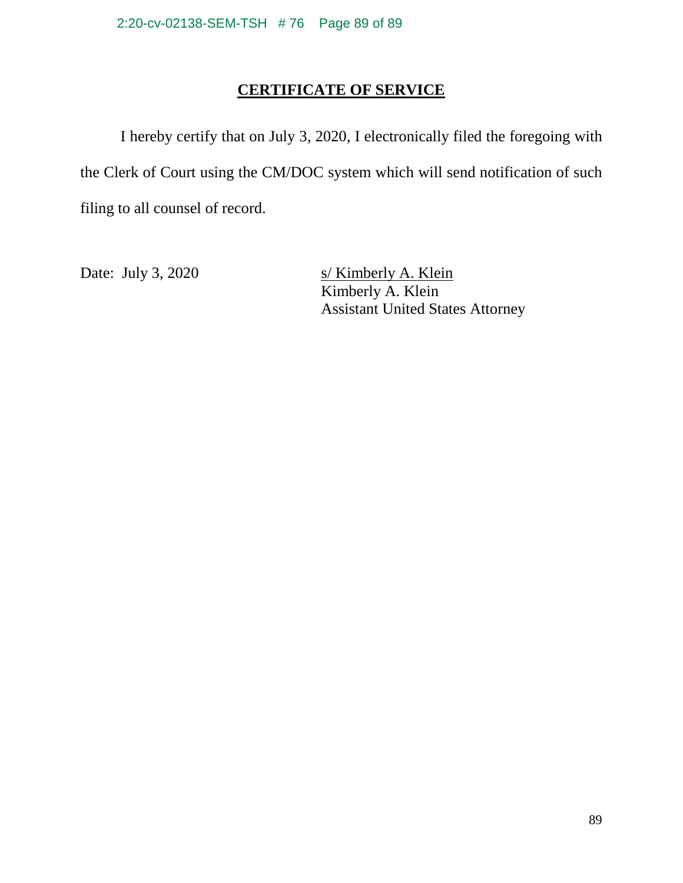## CERTIFICATE OF SERVICE

I hereby certify that on July 3, 2020, I electronically filed the foregoing with the Clerk of Court using the CM/DOC system which will send notification of such filing to all counsel of record.

Date: July 3, 2020

s/ Kimberly A. Klein
Kimberly A. Klein
Assistant United States Attorney